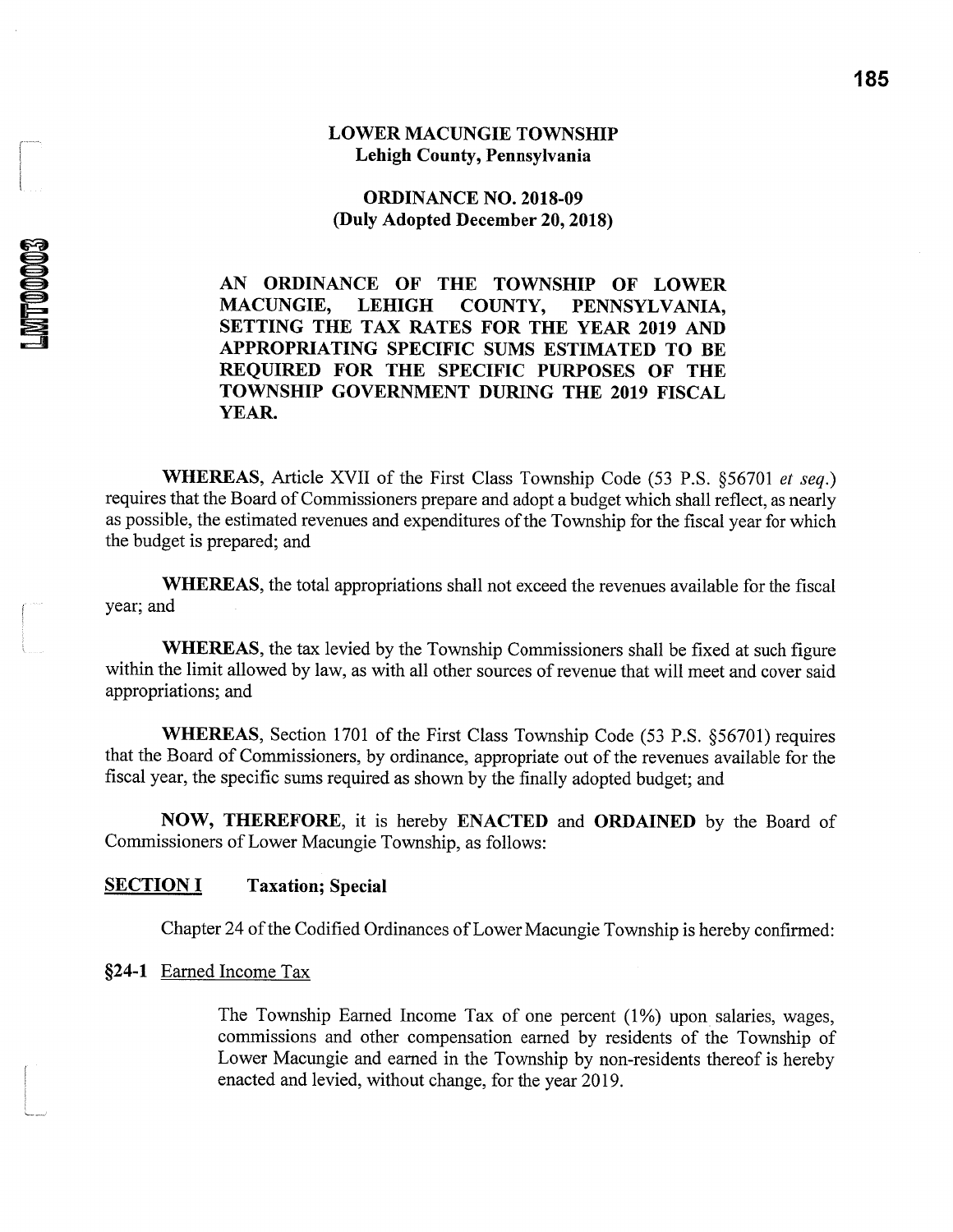# LOWER MACUNGIE TOWNSHIP
## Lehigh County, Pennsylvania

## ORDINANCE NO. 2018-09
**(Duly Adopted December 20, 2018)**

**AN ORDINANCE OF THE TOWNSHIP OF LOWER MACUNGIE, LEHIGH COUNTY, PENNSYLVANIA, SETTING THE TAX RATES FOR THE YEAR 2019 AND APPROPRIATING SPECIFIC SUMS ESTIMATED TO BE REQUIRED FOR THE SPECIFIC PURPOSES OF THE TOWNSHIP GOVERNMENT DURING THE 2019 FISCAL YEAR.**

**WHEREAS**, Article XVII of the First Class Township Code (53 P.S. §56701 *et seq.*) requires that the Board of Commissioners prepare and adopt a budget which shall reflect, as nearly as possible, the estimated revenues and expenditures of the Township for the fiscal year for which the budget is prepared; and

**WHEREAS**, the total appropriations shall not exceed the revenues available for the fiscal year; and

**WHEREAS**, the tax levied by the Township Commissioners shall be fixed at such figure within the limit allowed by law, as with all other sources of revenue that will meet and cover said appropriations; and

**WHEREAS**, Section 1701 of the First Class Township Code (53 P.S. §56701) requires that the Board of Commissioners, by ordinance, appropriate out of the revenues available for the fiscal year, the specific sums required as shown by the finally adopted budget; and

**NOW, THEREFORE**, it is hereby **ENACTED** and **ORDAINED** by the Board of Commissioners of Lower Macungie Township, as follows:

**SECTION I** **Taxation; Special**

Chapter 24 of the Codified Ordinances of Lower Macungie Township is hereby confirmed:

**§24-1** Earned Income Tax

The Township Earned Income Tax of one percent (1%) upon salaries, wages, commissions and other compensation earned by residents of the Township of Lower Macungie and earned in the Township by non-residents thereof is hereby enacted and levied, without change, for the year 2019.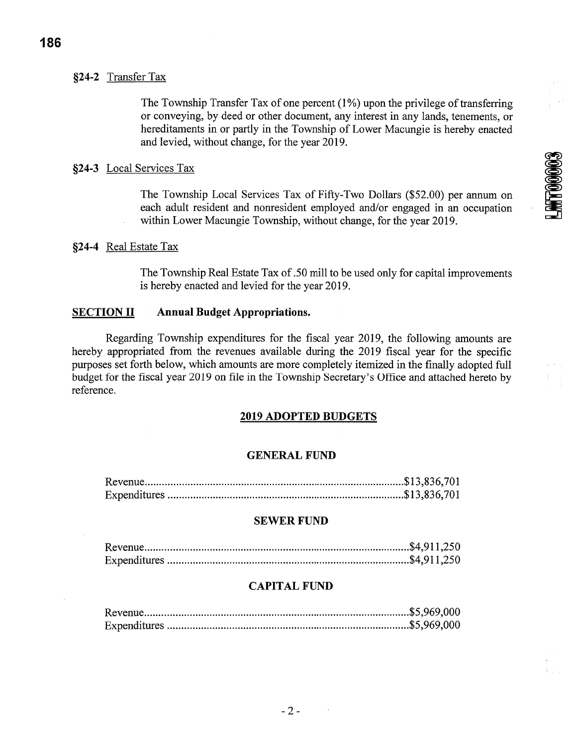§24-2 Transfer Tax

The Township Transfer Tax of one percent (1%) upon the privilege of transferring or conveying, by deed or other document, any interest in any lands, tenements, or hereditaments in or partly in the Township of Lower Macungie is hereby enacted and levied, without change, for the year 2019.

§24-3 Local Services Tax

The Township Local Services Tax of Fifty-Two Dollars ($52.00) per annum on each adult resident and nonresident employed and/or engaged in an occupation within Lower Macungie Township, without change, for the year 2019.

§24-4 Real Estate Tax

The Township Real Estate Tax of .50 mill to be used only for capital improvements is hereby enacted and levied for the year 2019.

**SECTION II** **Annual Budget Appropriations.**

Regarding Township expenditures for the fiscal year 2019, the following amounts are hereby appropriated from the revenues available during the 2019 fiscal year for the specific purposes set forth below, which amounts are more completely itemized in the finally adopted full budget for the fiscal year 2019 on file in the Township Secretary's Office and attached hereto by reference.

**2019 ADOPTED BUDGETS**

**GENERAL FUND**

Revenue..........$13,836,701
Expenditures..........$13,836,701

**SEWER FUND**

Revenue..........$4,911,250
Expenditures..........$4,911,250

**CAPITAL FUND**

Revenue..........$5,969,000
Expenditures..........$5,969,000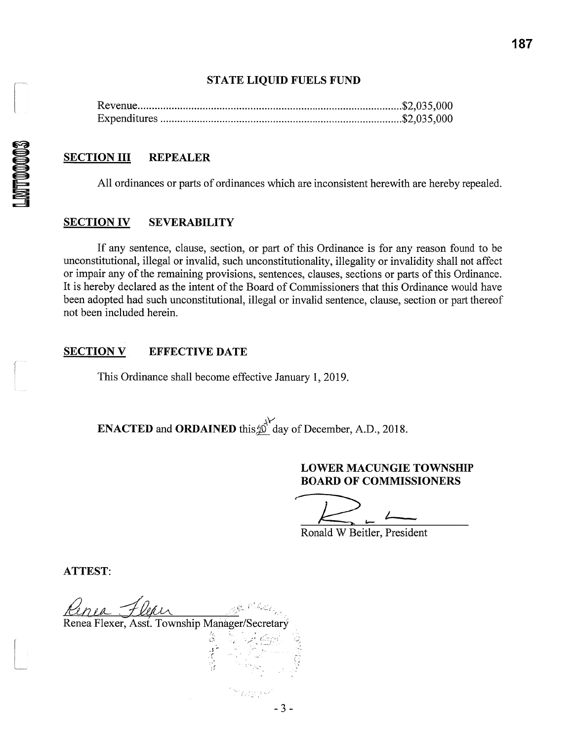### STATE LIQUID FUELS FUND

| | |
|---|---|
| Revenue | $2,035,000 |
| Expenditures | $2,035,000 |

## SECTION III REPEALER

All ordinances or parts of ordinances which are inconsistent herewith are hereby repealed.

## SECTION IV SEVERABILITY

If any sentence, clause, section, or part of this Ordinance is for any reason found to be unconstitutional, illegal or invalid, such unconstitutionality, illegality or invalidity shall not affect or impair any of the remaining provisions, sentences, clauses, sections or parts of this Ordinance. It is hereby declared as the intent of the Board of Commissioners that this Ordinance would have been adopted had such unconstitutional, illegal or invalid sentence, clause, section or part thereof not been included herein.

## SECTION V EFFECTIVE DATE

This Ordinance shall become effective January 1, 2019.

**ENACTED** and **ORDAINED** this 20th day of December, A.D., 2018.

**LOWER MACUNGIE TOWNSHIP**
**BOARD OF COMMISSIONERS**

Ronald W Beitler, President

**ATTEST:**

Renea Flexer, Asst. Township Manager/Secretary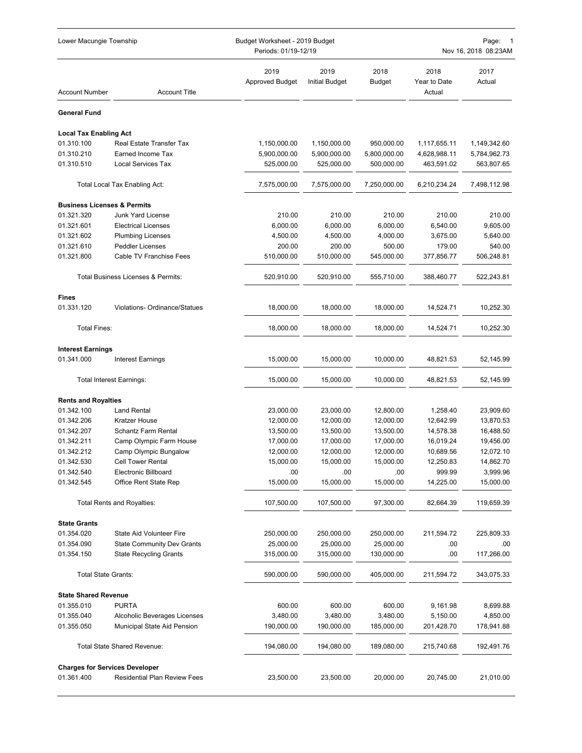Lower Macungie Township — Budget Worksheet - 2019 Budget — Periods: 01/19-12/19

| Account Number | Account Title | 2019 Approved Budget | 2019 Initial Budget | 2018 Budget | 2018 Year to Date Actual | 2017 Actual |
|---|---|---|---|---|---|---|
| **General Fund** | | | | | | |
| **Local Tax Enabling Act** | | | | | | |
| 01.310.100 | Real Estate Transfer Tax | 1,150,000.00 | 1,150,000.00 | 950,000.00 | 1,117,655.11 | 1,149,342.60 |
| 01.310.210 | Earned Income Tax | 5,900,000.00 | 5,900,000.00 | 5,800,000.00 | 4,628,988.11 | 5,784,962.73 |
| 01.310.510 | Local Services Tax | 525,000.00 | 525,000.00 | 500,000.00 | 463,591.02 | 563,807.65 |
| | Total Local Tax Enabling Act: | 7,575,000.00 | 7,575,000.00 | 7,250,000.00 | 6,210,234.24 | 7,498,112.98 |
| **Business Licenses & Permits** | | | | | | |
| 01.321.320 | Junk Yard License | 210.00 | 210.00 | 210.00 | 210.00 | 210.00 |
| 01.321.601 | Electrical Licenses | 6,000.00 | 6,000.00 | 6,000.00 | 6,540.00 | 9,605.00 |
| 01.321.602 | Plumbing Licenses | 4,500.00 | 4,500.00 | 4,000.00 | 3,675.00 | 5,640.00 |
| 01.321.610 | Peddler Licenses | 200.00 | 200.00 | 500.00 | 179.00 | 540.00 |
| 01.321.800 | Cable TV Franchise Fees | 510,000.00 | 510,000.00 | 545,000.00 | 377,856.77 | 506,248.81 |
| | Total Business Licenses & Permits: | 520,910.00 | 520,910.00 | 555,710.00 | 388,460.77 | 522,243.81 |
| **Fines** | | | | | | |
| 01.331.120 | Violations- Ordinance/Statues | 18,000.00 | 18,000.00 | 18,000.00 | 14,524.71 | 10,252.30 |
| | Total Fines: | 18,000.00 | 18,000.00 | 18,000.00 | 14,524.71 | 10,252.30 |
| **Interest Earnings** | | | | | | |
| 01.341.000 | Interest Earnings | 15,000.00 | 15,000.00 | 10,000.00 | 48,821.53 | 52,145.99 |
| | Total Interest Earnings: | 15,000.00 | 15,000.00 | 10,000.00 | 48,821.53 | 52,145.99 |
| **Rents and Royalties** | | | | | | |
| 01.342.100 | Land Rental | 23,000.00 | 23,000.00 | 12,800.00 | 1,258.40 | 23,909.60 |
| 01.342.206 | Kratzer House | 12,000.00 | 12,000.00 | 12,000.00 | 12,642.99 | 13,870.53 |
| 01.342.207 | Schantz Farm Rental | 13,500.00 | 13,500.00 | 13,500.00 | 14,578.38 | 16,488.50 |
| 01.342.211 | Camp Olympic Farm House | 17,000.00 | 17,000.00 | 17,000.00 | 16,019.24 | 19,456.00 |
| 01.342.212 | Camp Olympic Bungalow | 12,000.00 | 12,000.00 | 12,000.00 | 10,689.56 | 12,072.10 |
| 01.342.530 | Cell Tower Rental | 15,000.00 | 15,000.00 | 15,000.00 | 12,250.83 | 14,862.70 |
| 01.342.540 | Electronic Billboard | .00 | .00 | .00 | 999.99 | 3,999.96 |
| 01.342.545 | Office Rent State Rep | 15,000.00 | 15,000.00 | 15,000.00 | 14,225.00 | 15,000.00 |
| | Total Rents and Royalties: | 107,500.00 | 107,500.00 | 97,300.00 | 82,664.39 | 119,659.39 |
| **State Grants** | | | | | | |
| 01.354.020 | State Aid Volunteer Fire | 250,000.00 | 250,000.00 | 250,000.00 | 211,594.72 | 225,809.33 |
| 01.354.090 | State Community Dev Grants | 25,000.00 | 25,000.00 | 25,000.00 | .00 | .00 |
| 01.354.150 | State Recycling Grants | 315,000.00 | 315,000.00 | 130,000.00 | .00 | 117,266.00 |
| | Total State Grants: | 590,000.00 | 590,000.00 | 405,000.00 | 211,594.72 | 343,075.33 |
| **State Shared Revenue** | | | | | | |
| 01.355.010 | PURTA | 600.00 | 600.00 | 600.00 | 9,161.98 | 8,699.88 |
| 01.355.040 | Alcoholic Beverages Licenses | 3,480.00 | 3,480.00 | 3,480.00 | 5,150.00 | 4,850.00 |
| 01.355.050 | Municipal State Aid Pension | 190,000.00 | 190,000.00 | 185,000.00 | 201,428.70 | 178,941.88 |
| | Total State Shared Revenue: | 194,080.00 | 194,080.00 | 189,080.00 | 215,740.68 | 192,491.76 |
| **Charges for Services Developer** | | | | | | |
| 01.361.400 | Residential Plan Review Fees | 23,500.00 | 23,500.00 | 20,000.00 | 20,745.00 | 21,010.00 |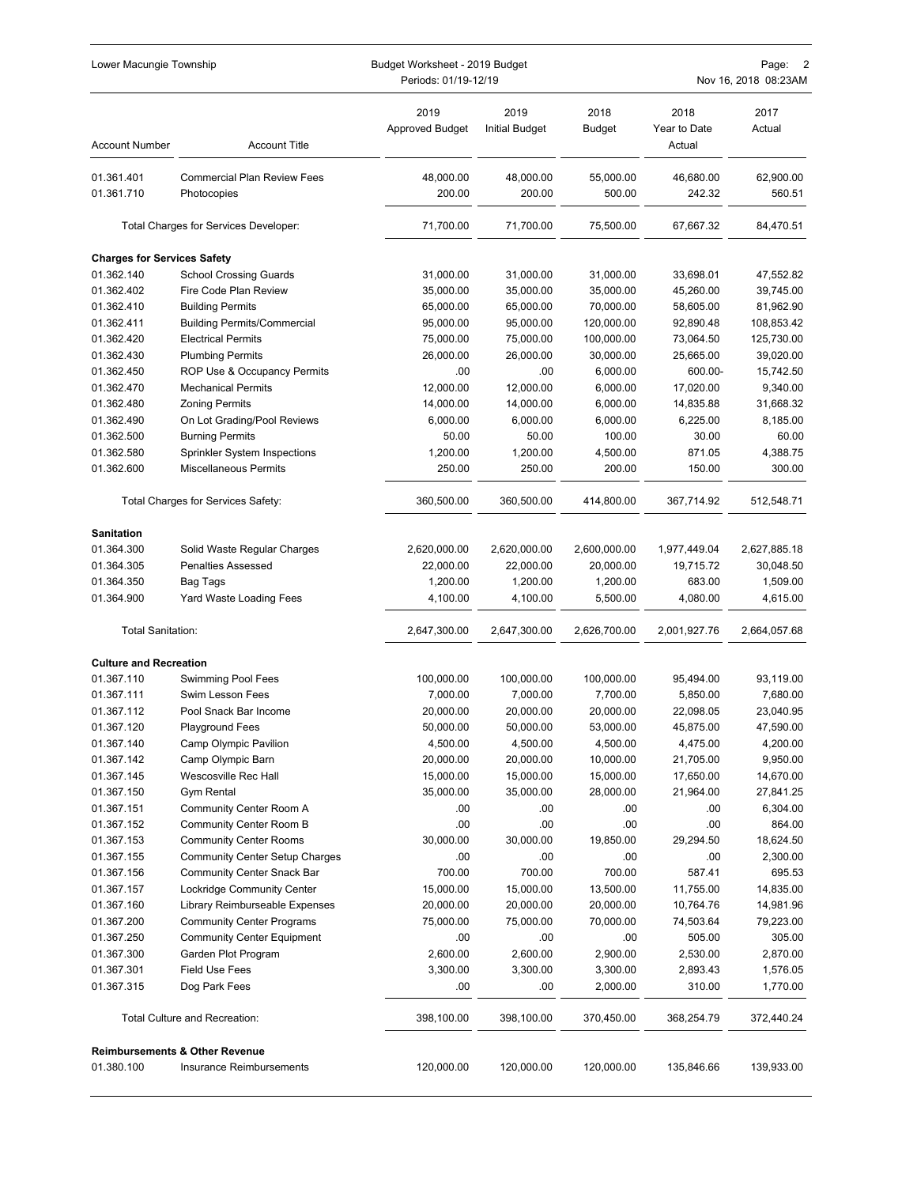| Account Number | Account Title | 2019 Approved Budget | 2019 Initial Budget | 2018 Budget | 2018 Year to Date Actual | 2017 Actual |
|---|---|---|---|---|---|---|
| 01.361.401 | Commercial Plan Review Fees | 48,000.00 | 48,000.00 | 55,000.00 | 46,680.00 | 62,900.00 |
| 01.361.710 | Photocopies | 200.00 | 200.00 | 500.00 | 242.32 | 560.51 |
| | Total Charges for Services Developer: | 71,700.00 | 71,700.00 | 75,500.00 | 67,667.32 | 84,470.51 |
| **Charges for Services Safety** | | | | | | |
| 01.362.140 | School Crossing Guards | 31,000.00 | 31,000.00 | 31,000.00 | 33,698.01 | 47,552.82 |
| 01.362.402 | Fire Code Plan Review | 35,000.00 | 35,000.00 | 35,000.00 | 45,260.00 | 39,745.00 |
| 01.362.410 | Building Permits | 65,000.00 | 65,000.00 | 70,000.00 | 58,605.00 | 81,962.90 |
| 01.362.411 | Building Permits/Commercial | 95,000.00 | 95,000.00 | 120,000.00 | 92,890.48 | 108,853.42 |
| 01.362.420 | Electrical Permits | 75,000.00 | 75,000.00 | 100,000.00 | 73,064.50 | 125,730.00 |
| 01.362.430 | Plumbing Permits | 26,000.00 | 26,000.00 | 30,000.00 | 25,665.00 | 39,020.00 |
| 01.362.450 | ROP Use & Occupancy Permits | .00 | .00 | 6,000.00 | 600.00- | 15,742.50 |
| 01.362.470 | Mechanical Permits | 12,000.00 | 12,000.00 | 6,000.00 | 17,020.00 | 9,340.00 |
| 01.362.480 | Zoning Permits | 14,000.00 | 14,000.00 | 6,000.00 | 14,835.88 | 31,668.32 |
| 01.362.490 | On Lot Grading/Pool Reviews | 6,000.00 | 6,000.00 | 6,000.00 | 6,225.00 | 8,185.00 |
| 01.362.500 | Burning Permits | 50.00 | 50.00 | 100.00 | 30.00 | 60.00 |
| 01.362.580 | Sprinkler System Inspections | 1,200.00 | 1,200.00 | 4,500.00 | 871.05 | 4,388.75 |
| 01.362.600 | Miscellaneous Permits | 250.00 | 250.00 | 200.00 | 150.00 | 300.00 |
| | Total Charges for Services Safety: | 360,500.00 | 360,500.00 | 414,800.00 | 367,714.92 | 512,548.71 |
| **Sanitation** | | | | | | |
| 01.364.300 | Solid Waste Regular Charges | 2,620,000.00 | 2,620,000.00 | 2,600,000.00 | 1,977,449.04 | 2,627,885.18 |
| 01.364.305 | Penalties Assessed | 22,000.00 | 22,000.00 | 20,000.00 | 19,715.72 | 30,048.50 |
| 01.364.350 | Bag Tags | 1,200.00 | 1,200.00 | 1,200.00 | 683.00 | 1,509.00 |
| 01.364.900 | Yard Waste Loading Fees | 4,100.00 | 4,100.00 | 5,500.00 | 4,080.00 | 4,615.00 |
| Total Sanitation: | | 2,647,300.00 | 2,647,300.00 | 2,626,700.00 | 2,001,927.76 | 2,664,057.68 |
| **Culture and Recreation** | | | | | | |
| 01.367.110 | Swimming Pool Fees | 100,000.00 | 100,000.00 | 100,000.00 | 95,494.00 | 93,119.00 |
| 01.367.111 | Swim Lesson Fees | 7,000.00 | 7,000.00 | 7,700.00 | 5,850.00 | 7,680.00 |
| 01.367.112 | Pool Snack Bar Income | 20,000.00 | 20,000.00 | 20,000.00 | 22,098.05 | 23,040.95 |
| 01.367.120 | Playground Fees | 50,000.00 | 50,000.00 | 53,000.00 | 45,875.00 | 47,590.00 |
| 01.367.140 | Camp Olympic Pavilion | 4,500.00 | 4,500.00 | 4,500.00 | 4,475.00 | 4,200.00 |
| 01.367.142 | Camp Olympic Barn | 20,000.00 | 20,000.00 | 10,000.00 | 21,705.00 | 9,950.00 |
| 01.367.145 | Wescosville Rec Hall | 15,000.00 | 15,000.00 | 15,000.00 | 17,650.00 | 14,670.00 |
| 01.367.150 | Gym Rental | 35,000.00 | 35,000.00 | 28,000.00 | 21,964.00 | 27,841.25 |
| 01.367.151 | Community Center Room A | .00 | .00 | .00 | .00 | 6,304.00 |
| 01.367.152 | Community Center Room B | .00 | .00 | .00 | .00 | 864.00 |
| 01.367.153 | Community Center Rooms | 30,000.00 | 30,000.00 | 19,850.00 | 29,294.50 | 18,624.50 |
| 01.367.155 | Community Center Setup Charges | .00 | .00 | .00 | .00 | 2,300.00 |
| 01.367.156 | Community Center Snack Bar | 700.00 | 700.00 | 700.00 | 587.41 | 695.53 |
| 01.367.157 | Lockridge Community Center | 15,000.00 | 15,000.00 | 13,500.00 | 11,755.00 | 14,835.00 |
| 01.367.160 | Library Reimburseable Expenses | 20,000.00 | 20,000.00 | 20,000.00 | 10,764.76 | 14,981.96 |
| 01.367.200 | Community Center Programs | 75,000.00 | 75,000.00 | 70,000.00 | 74,503.64 | 79,223.00 |
| 01.367.250 | Community Center Equipment | .00 | .00 | .00 | 505.00 | 305.00 |
| 01.367.300 | Garden Plot Program | 2,600.00 | 2,600.00 | 2,900.00 | 2,530.00 | 2,870.00 |
| 01.367.301 | Field Use Fees | 3,300.00 | 3,300.00 | 3,300.00 | 2,893.43 | 1,576.05 |
| 01.367.315 | Dog Park Fees | .00 | .00 | 2,000.00 | 310.00 | 1,770.00 |
| | Total Culture and Recreation: | 398,100.00 | 398,100.00 | 370,450.00 | 368,254.79 | 372,440.24 |
| **Reimbursements & Other Revenue** | | | | | | |
| 01.380.100 | Insurance Reimbursements | 120,000.00 | 120,000.00 | 120,000.00 | 135,846.66 | 139,933.00 |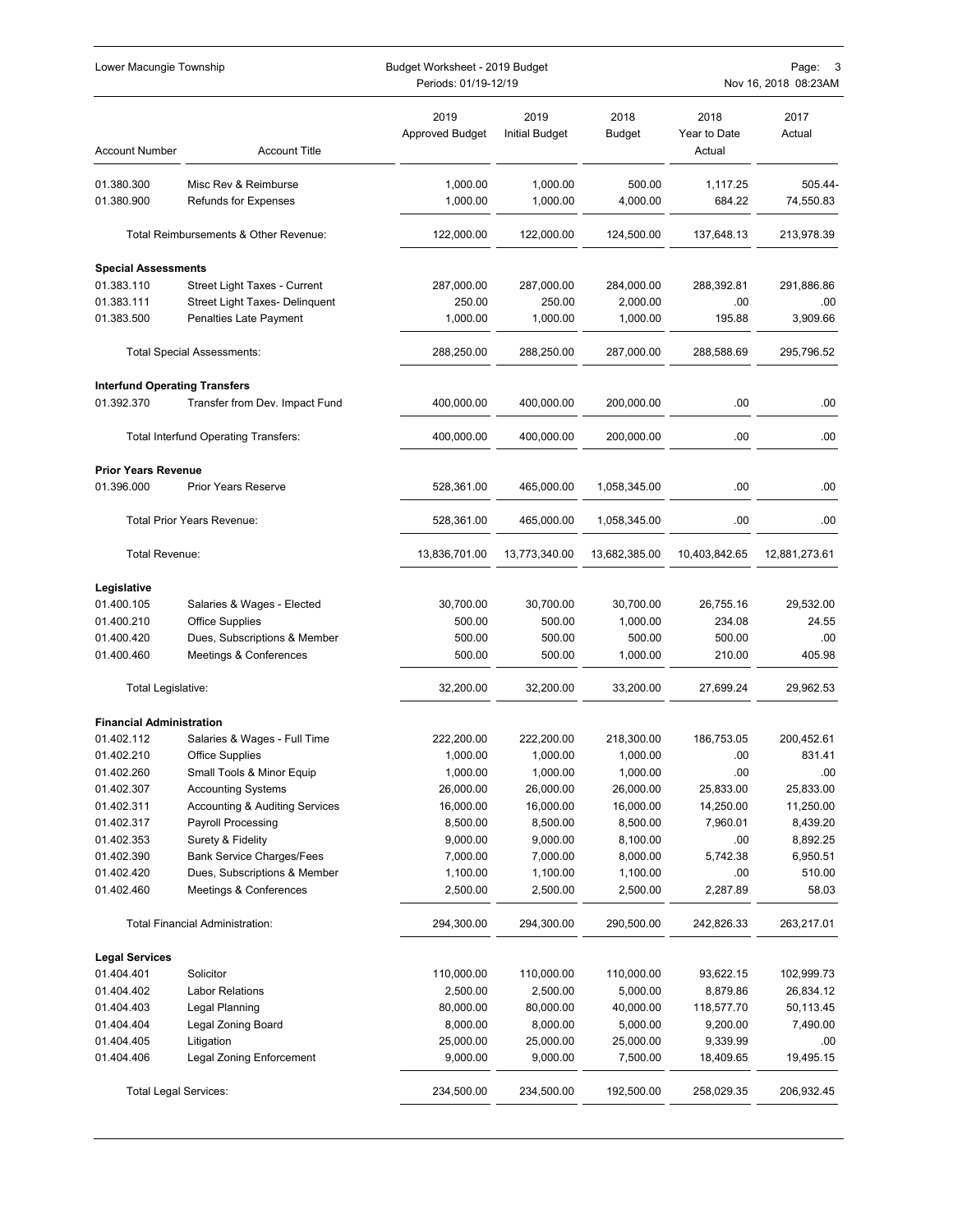| Account Number | Account Title | 2019 Approved Budget | 2019 Initial Budget | 2018 Budget | 2018 Year to Date Actual | 2017 Actual |
|---|---|---|---|---|---|---|
| 01.380.300 | Misc Rev & Reimburse | 1,000.00 | 1,000.00 | 500.00 | 1,117.25 | 505.44- |
| 01.380.900 | Refunds for Expenses | 1,000.00 | 1,000.00 | 4,000.00 | 684.22 | 74,550.83 |
| | Total Reimbursements & Other Revenue: | 122,000.00 | 122,000.00 | 124,500.00 | 137,648.13 | 213,978.39 |
| **Special Assessments** | | | | | | |
| 01.383.110 | Street Light Taxes - Current | 287,000.00 | 287,000.00 | 284,000.00 | 288,392.81 | 291,886.86 |
| 01.383.111 | Street Light Taxes- Delinquent | 250.00 | 250.00 | 2,000.00 | .00 | .00 |
| 01.383.500 | Penalties Late Payment | 1,000.00 | 1,000.00 | 1,000.00 | 195.88 | 3,909.66 |
| | Total Special Assessments: | 288,250.00 | 288,250.00 | 287,000.00 | 288,588.69 | 295,796.52 |
| **Interfund Operating Transfers** | | | | | | |
| 01.392.370 | Transfer from Dev. Impact Fund | 400,000.00 | 400,000.00 | 200,000.00 | .00 | .00 |
| | Total Interfund Operating Transfers: | 400,000.00 | 400,000.00 | 200,000.00 | .00 | .00 |
| **Prior Years Revenue** | | | | | | |
| 01.396.000 | Prior Years Reserve | 528,361.00 | 465,000.00 | 1,058,345.00 | .00 | .00 |
| | Total Prior Years Revenue: | 528,361.00 | 465,000.00 | 1,058,345.00 | .00 | .00 |
| | Total Revenue: | 13,836,701.00 | 13,773,340.00 | 13,682,385.00 | 10,403,842.65 | 12,881,273.61 |
| **Legislative** | | | | | | |
| 01.400.105 | Salaries & Wages - Elected | 30,700.00 | 30,700.00 | 30,700.00 | 26,755.16 | 29,532.00 |
| 01.400.210 | Office Supplies | 500.00 | 500.00 | 1,000.00 | 234.08 | 24.55 |
| 01.400.420 | Dues, Subscriptions & Member | 500.00 | 500.00 | 500.00 | 500.00 | .00 |
| 01.400.460 | Meetings & Conferences | 500.00 | 500.00 | 1,000.00 | 210.00 | 405.98 |
| | Total Legislative: | 32,200.00 | 32,200.00 | 33,200.00 | 27,699.24 | 29,962.53 |
| **Financial Administration** | | | | | | |
| 01.402.112 | Salaries & Wages - Full Time | 222,200.00 | 222,200.00 | 218,300.00 | 186,753.05 | 200,452.61 |
| 01.402.210 | Office Supplies | 1,000.00 | 1,000.00 | 1,000.00 | .00 | 831.41 |
| 01.402.260 | Small Tools & Minor Equip | 1,000.00 | 1,000.00 | 1,000.00 | .00 | .00 |
| 01.402.307 | Accounting Systems | 26,000.00 | 26,000.00 | 26,000.00 | 25,833.00 | 25,833.00 |
| 01.402.311 | Accounting & Auditing Services | 16,000.00 | 16,000.00 | 16,000.00 | 14,250.00 | 11,250.00 |
| 01.402.317 | Payroll Processing | 8,500.00 | 8,500.00 | 8,500.00 | 7,960.01 | 8,439.20 |
| 01.402.353 | Surety & Fidelity | 9,000.00 | 9,000.00 | 8,100.00 | .00 | 8,892.25 |
| 01.402.390 | Bank Service Charges/Fees | 7,000.00 | 7,000.00 | 8,000.00 | 5,742.38 | 6,950.51 |
| 01.402.420 | Dues, Subscriptions & Member | 1,100.00 | 1,100.00 | 1,100.00 | .00 | 510.00 |
| 01.402.460 | Meetings & Conferences | 2,500.00 | 2,500.00 | 2,500.00 | 2,287.89 | 58.03 |
| | Total Financial Administration: | 294,300.00 | 294,300.00 | 290,500.00 | 242,826.33 | 263,217.01 |
| **Legal Services** | | | | | | |
| 01.404.401 | Solicitor | 110,000.00 | 110,000.00 | 110,000.00 | 93,622.15 | 102,999.73 |
| 01.404.402 | Labor Relations | 2,500.00 | 2,500.00 | 5,000.00 | 8,879.86 | 26,834.12 |
| 01.404.403 | Legal Planning | 80,000.00 | 80,000.00 | 40,000.00 | 118,577.70 | 50,113.45 |
| 01.404.404 | Legal Zoning Board | 8,000.00 | 8,000.00 | 5,000.00 | 9,200.00 | 7,490.00 |
| 01.404.405 | Litigation | 25,000.00 | 25,000.00 | 25,000.00 | 9,339.99 | .00 |
| 01.404.406 | Legal Zoning Enforcement | 9,000.00 | 9,000.00 | 7,500.00 | 18,409.65 | 19,495.15 |
| | Total Legal Services: | 234,500.00 | 234,500.00 | 192,500.00 | 258,029.35 | 206,932.45 |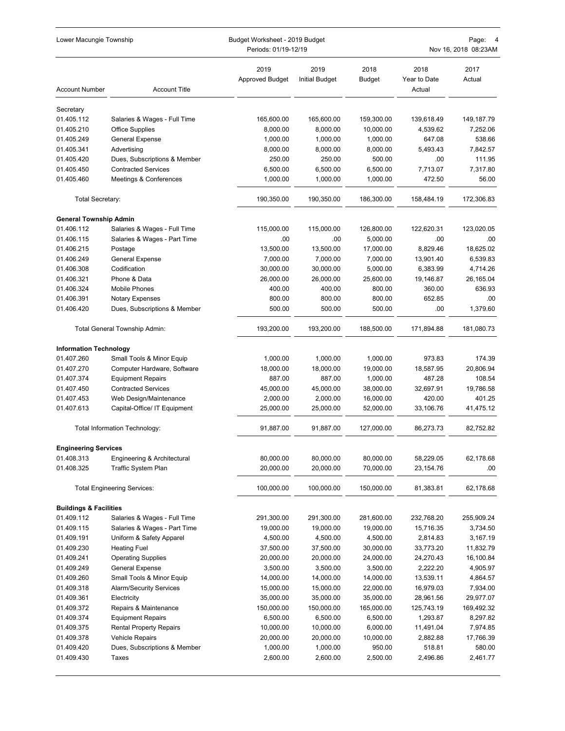| Account Number | Account Title | 2019 Approved Budget | 2019 Initial Budget | 2018 Budget | 2018 Year to Date Actual | 2017 Actual |
|---|---|---|---|---|---|---|
| **Secretary** | | | | | | |
| 01.405.112 | Salaries & Wages - Full Time | 165,600.00 | 165,600.00 | 159,300.00 | 139,618.49 | 149,187.79 |
| 01.405.210 | Office Supplies | 8,000.00 | 8,000.00 | 10,000.00 | 4,539.62 | 7,252.06 |
| 01.405.249 | General Expense | 1,000.00 | 1,000.00 | 1,000.00 | 647.08 | 538.66 |
| 01.405.341 | Advertising | 8,000.00 | 8,000.00 | 8,000.00 | 5,493.43 | 7,842.57 |
| 01.405.420 | Dues, Subscriptions & Member | 250.00 | 250.00 | 500.00 | .00 | 111.95 |
| 01.405.450 | Contracted Services | 6,500.00 | 6,500.00 | 6,500.00 | 7,713.07 | 7,317.80 |
| 01.405.460 | Meetings & Conferences | 1,000.00 | 1,000.00 | 1,000.00 | 472.50 | 56.00 |
| Total Secretary: | | 190,350.00 | 190,350.00 | 186,300.00 | 158,484.19 | 172,306.83 |
| **General Township Admin** | | | | | | |
| 01.406.112 | Salaries & Wages - Full Time | 115,000.00 | 115,000.00 | 126,800.00 | 122,620.31 | 123,020.05 |
| 01.406.115 | Salaries & Wages - Part Time | .00 | .00 | 5,000.00 | .00 | .00 |
| 01.406.215 | Postage | 13,500.00 | 13,500.00 | 17,000.00 | 8,829.46 | 18,625.02 |
| 01.406.249 | General Expense | 7,000.00 | 7,000.00 | 7,000.00 | 13,901.40 | 6,539.83 |
| 01.406.308 | Codification | 30,000.00 | 30,000.00 | 5,000.00 | 6,383.99 | 4,714.26 |
| 01.406.321 | Phone & Data | 26,000.00 | 26,000.00 | 25,600.00 | 19,146.87 | 26,165.04 |
| 01.406.324 | Mobile Phones | 400.00 | 400.00 | 800.00 | 360.00 | 636.93 |
| 01.406.391 | Notary Expenses | 800.00 | 800.00 | 800.00 | 652.85 | .00 |
| 01.406.420 | Dues, Subscriptions & Member | 500.00 | 500.00 | 500.00 | .00 | 1,379.60 |
| | Total General Township Admin: | 193,200.00 | 193,200.00 | 188,500.00 | 171,894.88 | 181,080.73 |
| **Information Technology** | | | | | | |
| 01.407.260 | Small Tools & Minor Equip | 1,000.00 | 1,000.00 | 1,000.00 | 973.83 | 174.39 |
| 01.407.270 | Computer Hardware, Software | 18,000.00 | 18,000.00 | 19,000.00 | 18,587.95 | 20,806.94 |
| 01.407.374 | Equipment Repairs | 887.00 | 887.00 | 1,000.00 | 487.28 | 108.54 |
| 01.407.450 | Contracted Services | 45,000.00 | 45,000.00 | 38,000.00 | 32,697.91 | 19,786.58 |
| 01.407.453 | Web Design/Maintenance | 2,000.00 | 2,000.00 | 16,000.00 | 420.00 | 401.25 |
| 01.407.613 | Capital-Office/ IT Equipment | 25,000.00 | 25,000.00 | 52,000.00 | 33,106.76 | 41,475.12 |
| | Total Information Technology: | 91,887.00 | 91,887.00 | 127,000.00 | 86,273.73 | 82,752.82 |
| **Engineering Services** | | | | | | |
| 01.408.313 | Engineering & Architectural | 80,000.00 | 80,000.00 | 80,000.00 | 58,229.05 | 62,178.68 |
| 01.408.325 | Traffic System Plan | 20,000.00 | 20,000.00 | 70,000.00 | 23,154.76 | .00 |
| | Total Engineering Services: | 100,000.00 | 100,000.00 | 150,000.00 | 81,383.81 | 62,178.68 |
| **Buildings & Facilities** | | | | | | |
| 01.409.112 | Salaries & Wages - Full Time | 291,300.00 | 291,300.00 | 281,600.00 | 232,768.20 | 255,909.24 |
| 01.409.115 | Salaries & Wages - Part Time | 19,000.00 | 19,000.00 | 19,000.00 | 15,716.35 | 3,734.50 |
| 01.409.191 | Uniform & Safety Apparel | 4,500.00 | 4,500.00 | 4,500.00 | 2,814.83 | 3,167.19 |
| 01.409.230 | Heating Fuel | 37,500.00 | 37,500.00 | 30,000.00 | 33,773.20 | 11,832.79 |
| 01.409.241 | Operating Supplies | 20,000.00 | 20,000.00 | 24,000.00 | 24,270.43 | 16,100.84 |
| 01.409.249 | General Expense | 3,500.00 | 3,500.00 | 3,500.00 | 2,222.20 | 4,905.97 |
| 01.409.260 | Small Tools & Minor Equip | 14,000.00 | 14,000.00 | 14,000.00 | 13,539.11 | 4,864.57 |
| 01.409.318 | Alarm/Security Services | 15,000.00 | 15,000.00 | 22,000.00 | 16,979.03 | 7,934.00 |
| 01.409.361 | Electricity | 35,000.00 | 35,000.00 | 35,000.00 | 28,961.56 | 29,977.07 |
| 01.409.372 | Repairs & Maintenance | 150,000.00 | 150,000.00 | 165,000.00 | 125,743.19 | 169,492.32 |
| 01.409.374 | Equipment Repairs | 6,500.00 | 6,500.00 | 6,500.00 | 1,293.87 | 8,297.82 |
| 01.409.375 | Rental Property Repairs | 10,000.00 | 10,000.00 | 6,000.00 | 11,491.04 | 7,974.85 |
| 01.409.378 | Vehicle Repairs | 20,000.00 | 20,000.00 | 10,000.00 | 2,882.88 | 17,766.39 |
| 01.409.420 | Dues, Subscriptions & Member | 1,000.00 | 1,000.00 | 950.00 | 518.81 | 580.00 |
| 01.409.430 | Taxes | 2,600.00 | 2,600.00 | 2,500.00 | 2,496.86 | 2,461.77 |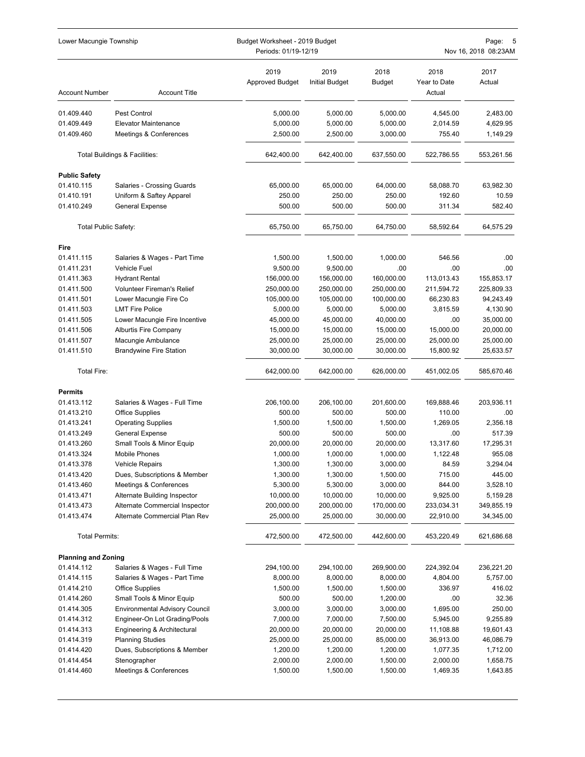| Account Number | Account Title | 2019 Approved Budget | 2019 Initial Budget | 2018 Budget | 2018 Year to Date Actual | 2017 Actual |
|---|---|---|---|---|---|---|
| 01.409.440 | Pest Control | 5,000.00 | 5,000.00 | 5,000.00 | 4,545.00 | 2,483.00 |
| 01.409.449 | Elevator Maintenance | 5,000.00 | 5,000.00 | 5,000.00 | 2,014.59 | 4,629.95 |
| 01.409.460 | Meetings & Conferences | 2,500.00 | 2,500.00 | 3,000.00 | 755.40 | 1,149.29 |
| | Total Buildings & Facilities: | 642,400.00 | 642,400.00 | 637,550.00 | 522,786.55 | 553,261.56 |
| **Public Safety** | | | | | | |
| 01.410.115 | Salaries - Crossing Guards | 65,000.00 | 65,000.00 | 64,000.00 | 58,088.70 | 63,982.30 |
| 01.410.191 | Uniform & Saftey Apparel | 250.00 | 250.00 | 250.00 | 192.60 | 10.59 |
| 01.410.249 | General Expense | 500.00 | 500.00 | 500.00 | 311.34 | 582.40 |
| | Total Public Safety: | 65,750.00 | 65,750.00 | 64,750.00 | 58,592.64 | 64,575.29 |
| **Fire** | | | | | | |
| 01.411.115 | Salaries & Wages - Part Time | 1,500.00 | 1,500.00 | 1,000.00 | 546.56 | .00 |
| 01.411.231 | Vehicle Fuel | 9,500.00 | 9,500.00 | .00 | .00 | .00 |
| 01.411.363 | Hydrant Rental | 156,000.00 | 156,000.00 | 160,000.00 | 113,013.43 | 155,853.17 |
| 01.411.500 | Volunteer Fireman's Relief | 250,000.00 | 250,000.00 | 250,000.00 | 211,594.72 | 225,809.33 |
| 01.411.501 | Lower Macungie Fire Co | 105,000.00 | 105,000.00 | 100,000.00 | 66,230.83 | 94,243.49 |
| 01.411.503 | LMT Fire Police | 5,000.00 | 5,000.00 | 5,000.00 | 3,815.59 | 4,130.90 |
| 01.411.505 | Lower Macungie Fire Incentive | 45,000.00 | 45,000.00 | 40,000.00 | .00 | 35,000.00 |
| 01.411.506 | Alburtis Fire Company | 15,000.00 | 15,000.00 | 15,000.00 | 15,000.00 | 20,000.00 |
| 01.411.507 | Macungie Ambulance | 25,000.00 | 25,000.00 | 25,000.00 | 25,000.00 | 25,000.00 |
| 01.411.510 | Brandywine Fire Station | 30,000.00 | 30,000.00 | 30,000.00 | 15,800.92 | 25,633.57 |
| | Total Fire: | 642,000.00 | 642,000.00 | 626,000.00 | 451,002.05 | 585,670.46 |
| **Permits** | | | | | | |
| 01.413.112 | Salaries & Wages - Full Time | 206,100.00 | 206,100.00 | 201,600.00 | 169,888.46 | 203,936.11 |
| 01.413.210 | Office Supplies | 500.00 | 500.00 | 500.00 | 110.00 | .00 |
| 01.413.241 | Operating Supplies | 1,500.00 | 1,500.00 | 1,500.00 | 1,269.05 | 2,356.18 |
| 01.413.249 | General Expense | 500.00 | 500.00 | 500.00 | .00 | 517.39 |
| 01.413.260 | Small Tools & Minor Equip | 20,000.00 | 20,000.00 | 20,000.00 | 13,317.60 | 17,295.31 |
| 01.413.324 | Mobile Phones | 1,000.00 | 1,000.00 | 1,000.00 | 1,122.48 | 955.08 |
| 01.413.378 | Vehicle Repairs | 1,300.00 | 1,300.00 | 3,000.00 | 84.59 | 3,294.04 |
| 01.413.420 | Dues, Subscriptions & Member | 1,300.00 | 1,300.00 | 1,500.00 | 715.00 | 445.00 |
| 01.413.460 | Meetings & Conferences | 5,300.00 | 5,300.00 | 3,000.00 | 844.00 | 3,528.10 |
| 01.413.471 | Alternate Building Inspector | 10,000.00 | 10,000.00 | 10,000.00 | 9,925.00 | 5,159.28 |
| 01.413.473 | Alternate Commercial Inspector | 200,000.00 | 200,000.00 | 170,000.00 | 233,034.31 | 349,855.19 |
| 01.413.474 | Alternate Commercial Plan Rev | 25,000.00 | 25,000.00 | 30,000.00 | 22,910.00 | 34,345.00 |
| | Total Permits: | 472,500.00 | 472,500.00 | 442,600.00 | 453,220.49 | 621,686.68 |
| **Planning and Zoning** | | | | | | |
| 01.414.112 | Salaries & Wages - Full Time | 294,100.00 | 294,100.00 | 269,900.00 | 224,392.04 | 236,221.20 |
| 01.414.115 | Salaries & Wages - Part Time | 8,000.00 | 8,000.00 | 8,000.00 | 4,804.00 | 5,757.00 |
| 01.414.210 | Office Supplies | 1,500.00 | 1,500.00 | 1,500.00 | 336.97 | 416.02 |
| 01.414.260 | Small Tools & Minor Equip | 500.00 | 500.00 | 1,200.00 | .00 | 32.36 |
| 01.414.305 | Environmental Advisory Council | 3,000.00 | 3,000.00 | 3,000.00 | 1,695.00 | 250.00 |
| 01.414.312 | Engineer-On Lot Grading/Pools | 7,000.00 | 7,000.00 | 7,500.00 | 5,945.00 | 9,255.89 |
| 01.414.313 | Engineering & Architectural | 20,000.00 | 20,000.00 | 20,000.00 | 11,108.88 | 19,601.43 |
| 01.414.319 | Planning Studies | 25,000.00 | 25,000.00 | 85,000.00 | 36,913.00 | 46,086.79 |
| 01.414.420 | Dues, Subscriptions & Member | 1,200.00 | 1,200.00 | 1,200.00 | 1,077.35 | 1,712.00 |
| 01.414.454 | Stenographer | 2,000.00 | 2,000.00 | 1,500.00 | 2,000.00 | 1,658.75 |
| 01.414.460 | Meetings & Conferences | 1,500.00 | 1,500.00 | 1,500.00 | 1,469.35 | 1,643.85 |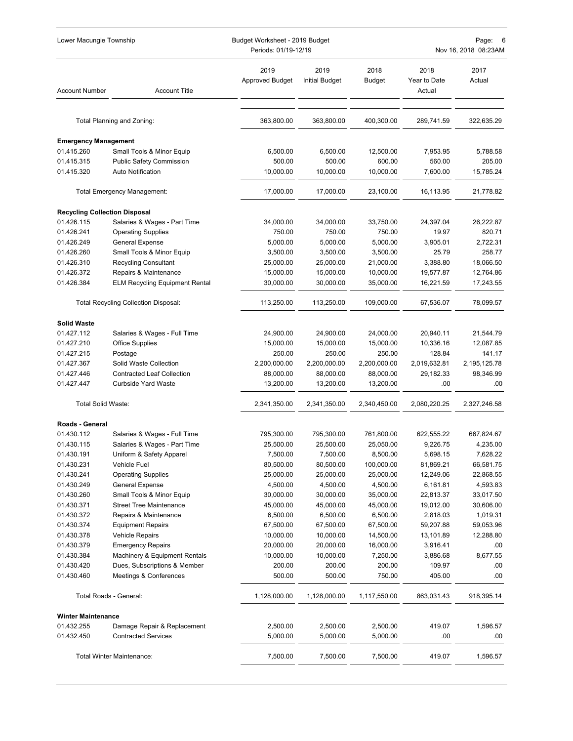| Account Number | Account Title | 2019 Approved Budget | 2019 Initial Budget | 2018 Budget | 2018 Year to Date Actual | 2017 Actual |
|---|---|---|---|---|---|---|
| | Total Planning and Zoning: | 363,800.00 | 363,800.00 | 400,300.00 | 289,741.59 | 322,635.29 |
| **Emergency Management** | | | | | | |
| 01.415.260 | Small Tools & Minor Equip | 6,500.00 | 6,500.00 | 12,500.00 | 7,953.95 | 5,788.58 |
| 01.415.315 | Public Safety Commission | 500.00 | 500.00 | 600.00 | 560.00 | 205.00 |
| 01.415.320 | Auto Notification | 10,000.00 | 10,000.00 | 10,000.00 | 7,600.00 | 15,785.24 |
| | Total Emergency Management: | 17,000.00 | 17,000.00 | 23,100.00 | 16,113.95 | 21,778.82 |
| **Recycling Collection Disposal** | | | | | | |
| 01.426.115 | Salaries & Wages - Part Time | 34,000.00 | 34,000.00 | 33,750.00 | 24,397.04 | 26,222.87 |
| 01.426.241 | Operating Supplies | 750.00 | 750.00 | 750.00 | 19.97 | 820.71 |
| 01.426.249 | General Expense | 5,000.00 | 5,000.00 | 5,000.00 | 3,905.01 | 2,722.31 |
| 01.426.260 | Small Tools & Minor Equip | 3,500.00 | 3,500.00 | 3,500.00 | 25.79 | 258.77 |
| 01.426.310 | Recycling Consultant | 25,000.00 | 25,000.00 | 21,000.00 | 3,388.80 | 18,066.50 |
| 01.426.372 | Repairs & Maintenance | 15,000.00 | 15,000.00 | 10,000.00 | 19,577.87 | 12,764.86 |
| 01.426.384 | ELM Recycling Equipment Rental | 30,000.00 | 30,000.00 | 35,000.00 | 16,221.59 | 17,243.55 |
| | Total Recycling Collection Disposal: | 113,250.00 | 113,250.00 | 109,000.00 | 67,536.07 | 78,099.57 |
| **Solid Waste** | | | | | | |
| 01.427.112 | Salaries & Wages - Full Time | 24,900.00 | 24,900.00 | 24,000.00 | 20,940.11 | 21,544.79 |
| 01.427.210 | Office Supplies | 15,000.00 | 15,000.00 | 15,000.00 | 10,336.16 | 12,087.85 |
| 01.427.215 | Postage | 250.00 | 250.00 | 250.00 | 128.84 | 141.17 |
| 01.427.367 | Solid Waste Collection | 2,200,000.00 | 2,200,000.00 | 2,200,000.00 | 2,019,632.81 | 2,195,125.78 |
| 01.427.446 | Contracted Leaf Collection | 88,000.00 | 88,000.00 | 88,000.00 | 29,182.33 | 98,346.99 |
| 01.427.447 | Curbside Yard Waste | 13,200.00 | 13,200.00 | 13,200.00 | .00 | .00 |
| | Total Solid Waste: | 2,341,350.00 | 2,341,350.00 | 2,340,450.00 | 2,080,220.25 | 2,327,246.58 |
| **Roads - General** | | | | | | |
| 01.430.112 | Salaries & Wages - Full Time | 795,300.00 | 795,300.00 | 761,800.00 | 622,555.22 | 667,824.67 |
| 01.430.115 | Salaries & Wages - Part Time | 25,500.00 | 25,500.00 | 25,050.00 | 9,226.75 | 4,235.00 |
| 01.430.191 | Uniform & Safety Apparel | 7,500.00 | 7,500.00 | 8,500.00 | 5,698.15 | 7,628.22 |
| 01.430.231 | Vehicle Fuel | 80,500.00 | 80,500.00 | 100,000.00 | 81,869.21 | 66,581.75 |
| 01.430.241 | Operating Supplies | 25,000.00 | 25,000.00 | 25,000.00 | 12,249.06 | 22,868.55 |
| 01.430.249 | General Expense | 4,500.00 | 4,500.00 | 4,500.00 | 6,161.81 | 4,593.83 |
| 01.430.260 | Small Tools & Minor Equip | 30,000.00 | 30,000.00 | 35,000.00 | 22,813.37 | 33,017.50 |
| 01.430.371 | Street Tree Maintenance | 45,000.00 | 45,000.00 | 45,000.00 | 19,012.00 | 30,606.00 |
| 01.430.372 | Repairs & Maintenance | 6,500.00 | 6,500.00 | 6,500.00 | 2,818.03 | 1,019.31 |
| 01.430.374 | Equipment Repairs | 67,500.00 | 67,500.00 | 67,500.00 | 59,207.88 | 59,053.96 |
| 01.430.378 | Vehicle Repairs | 10,000.00 | 10,000.00 | 14,500.00 | 13,101.89 | 12,288.80 |
| 01.430.379 | Emergency Repairs | 20,000.00 | 20,000.00 | 16,000.00 | 3,916.41 | .00 |
| 01.430.384 | Machinery & Equipment Rentals | 10,000.00 | 10,000.00 | 7,250.00 | 3,886.68 | 8,677.55 |
| 01.430.420 | Dues, Subscriptions & Member | 200.00 | 200.00 | 200.00 | 109.97 | .00 |
| 01.430.460 | Meetings & Conferences | 500.00 | 500.00 | 750.00 | 405.00 | .00 |
| | Total Roads - General: | 1,128,000.00 | 1,128,000.00 | 1,117,550.00 | 863,031.43 | 918,395.14 |
| **Winter Maintenance** | | | | | | |
| 01.432.255 | Damage Repair & Replacement | 2,500.00 | 2,500.00 | 2,500.00 | 419.07 | 1,596.57 |
| 01.432.450 | Contracted Services | 5,000.00 | 5,000.00 | 5,000.00 | .00 | .00 |
| | Total Winter Maintenance: | 7,500.00 | 7,500.00 | 7,500.00 | 419.07 | 1,596.57 |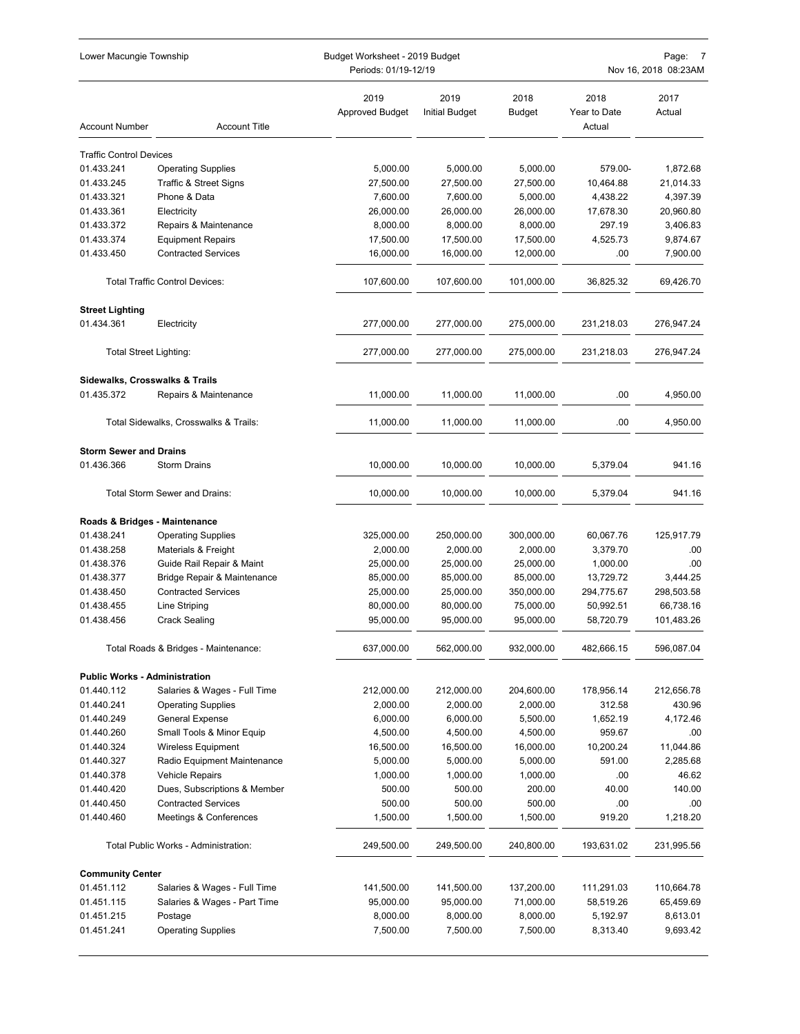| Account Number | Account Title | 2019 Approved Budget | 2019 Initial Budget | 2018 Budget | 2018 Year to Date Actual | 2017 Actual |
|---|---|---|---|---|---|---|
| **Traffic Control Devices** | | | | | | |
| 01.433.241 | Operating Supplies | 5,000.00 | 5,000.00 | 5,000.00 | 579.00- | 1,872.68 |
| 01.433.245 | Traffic & Street Signs | 27,500.00 | 27,500.00 | 27,500.00 | 10,464.88 | 21,014.33 |
| 01.433.321 | Phone & Data | 7,600.00 | 7,600.00 | 5,000.00 | 4,438.22 | 4,397.39 |
| 01.433.361 | Electricity | 26,000.00 | 26,000.00 | 26,000.00 | 17,678.30 | 20,960.80 |
| 01.433.372 | Repairs & Maintenance | 8,000.00 | 8,000.00 | 8,000.00 | 297.19 | 3,406.83 |
| 01.433.374 | Equipment Repairs | 17,500.00 | 17,500.00 | 17,500.00 | 4,525.73 | 9,874.67 |
| 01.433.450 | Contracted Services | 16,000.00 | 16,000.00 | 12,000.00 | .00 | 7,900.00 |
| | Total Traffic Control Devices: | 107,600.00 | 107,600.00 | 101,000.00 | 36,825.32 | 69,426.70 |
| **Street Lighting** | | | | | | |
| 01.434.361 | Electricity | 277,000.00 | 277,000.00 | 275,000.00 | 231,218.03 | 276,947.24 |
| | Total Street Lighting: | 277,000.00 | 277,000.00 | 275,000.00 | 231,218.03 | 276,947.24 |
| **Sidewalks, Crosswalks & Trails** | | | | | | |
| 01.435.372 | Repairs & Maintenance | 11,000.00 | 11,000.00 | 11,000.00 | .00 | 4,950.00 |
| | Total Sidewalks, Crosswalks & Trails: | 11,000.00 | 11,000.00 | 11,000.00 | .00 | 4,950.00 |
| **Storm Sewer and Drains** | | | | | | |
| 01.436.366 | Storm Drains | 10,000.00 | 10,000.00 | 10,000.00 | 5,379.04 | 941.16 |
| | Total Storm Sewer and Drains: | 10,000.00 | 10,000.00 | 10,000.00 | 5,379.04 | 941.16 |
| **Roads & Bridges - Maintenance** | | | | | | |
| 01.438.241 | Operating Supplies | 325,000.00 | 250,000.00 | 300,000.00 | 60,067.76 | 125,917.79 |
| 01.438.258 | Materials & Freight | 2,000.00 | 2,000.00 | 2,000.00 | 3,379.70 | .00 |
| 01.438.376 | Guide Rail Repair & Maint | 25,000.00 | 25,000.00 | 25,000.00 | 1,000.00 | .00 |
| 01.438.377 | Bridge Repair & Maintenance | 85,000.00 | 85,000.00 | 85,000.00 | 13,729.72 | 3,444.25 |
| 01.438.450 | Contracted Services | 25,000.00 | 25,000.00 | 350,000.00 | 294,775.67 | 298,503.58 |
| 01.438.455 | Line Striping | 80,000.00 | 80,000.00 | 75,000.00 | 50,992.51 | 66,738.16 |
| 01.438.456 | Crack Sealing | 95,000.00 | 95,000.00 | 95,000.00 | 58,720.79 | 101,483.26 |
| | Total Roads & Bridges - Maintenance: | 637,000.00 | 562,000.00 | 932,000.00 | 482,666.15 | 596,087.04 |
| **Public Works - Administration** | | | | | | |
| 01.440.112 | Salaries & Wages - Full Time | 212,000.00 | 212,000.00 | 204,600.00 | 178,956.14 | 212,656.78 |
| 01.440.241 | Operating Supplies | 2,000.00 | 2,000.00 | 2,000.00 | 312.58 | 430.96 |
| 01.440.249 | General Expense | 6,000.00 | 6,000.00 | 5,500.00 | 1,652.19 | 4,172.46 |
| 01.440.260 | Small Tools & Minor Equip | 4,500.00 | 4,500.00 | 4,500.00 | 959.67 | .00 |
| 01.440.324 | Wireless Equipment | 16,500.00 | 16,500.00 | 16,000.00 | 10,200.24 | 11,044.86 |
| 01.440.327 | Radio Equipment Maintenance | 5,000.00 | 5,000.00 | 5,000.00 | 591.00 | 2,285.68 |
| 01.440.378 | Vehicle Repairs | 1,000.00 | 1,000.00 | 1,000.00 | .00 | 46.62 |
| 01.440.420 | Dues, Subscriptions & Member | 500.00 | 500.00 | 200.00 | 40.00 | 140.00 |
| 01.440.450 | Contracted Services | 500.00 | 500.00 | 500.00 | .00 | .00 |
| 01.440.460 | Meetings & Conferences | 1,500.00 | 1,500.00 | 1,500.00 | 919.20 | 1,218.20 |
| | Total Public Works - Administration: | 249,500.00 | 249,500.00 | 240,800.00 | 193,631.02 | 231,995.56 |
| **Community Center** | | | | | | |
| 01.451.112 | Salaries & Wages - Full Time | 141,500.00 | 141,500.00 | 137,200.00 | 111,291.03 | 110,664.78 |
| 01.451.115 | Salaries & Wages - Part Time | 95,000.00 | 95,000.00 | 71,000.00 | 58,519.26 | 65,459.69 |
| 01.451.215 | Postage | 8,000.00 | 8,000.00 | 8,000.00 | 5,192.97 | 8,613.01 |
| 01.451.241 | Operating Supplies | 7,500.00 | 7,500.00 | 7,500.00 | 8,313.40 | 9,693.42 |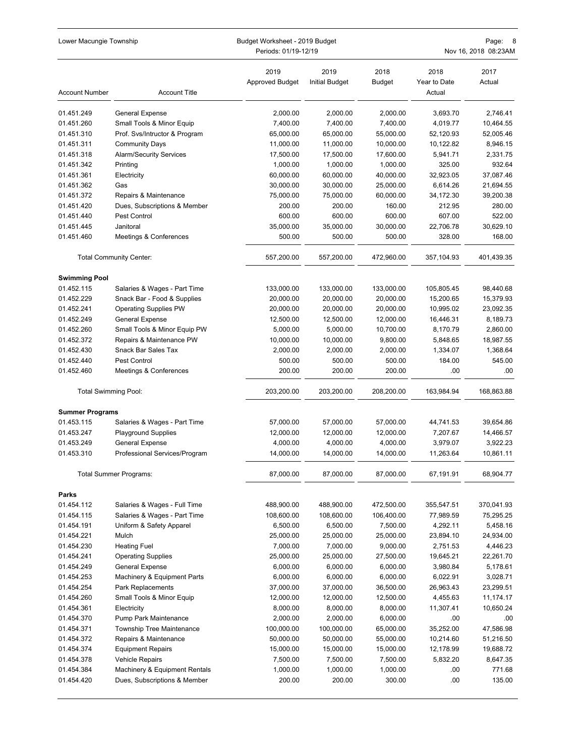| Account Number | Account Title | 2019 Approved Budget | 2019 Initial Budget | 2018 Budget | 2018 Year to Date Actual | 2017 Actual |
|---|---|---|---|---|---|---|
| 01.451.249 | General Expense | 2,000.00 | 2,000.00 | 2,000.00 | 3,693.70 | 2,746.41 |
| 01.451.260 | Small Tools & Minor Equip | 7,400.00 | 7,400.00 | 7,400.00 | 4,019.77 | 10,464.55 |
| 01.451.310 | Prof. Svs/Intructor & Program | 65,000.00 | 65,000.00 | 55,000.00 | 52,120.93 | 52,005.46 |
| 01.451.311 | Community Days | 11,000.00 | 11,000.00 | 10,000.00 | 10,122.82 | 8,946.15 |
| 01.451.318 | Alarm/Security Services | 17,500.00 | 17,500.00 | 17,600.00 | 5,941.71 | 2,331.75 |
| 01.451.342 | Printing | 1,000.00 | 1,000.00 | 1,000.00 | 325.00 | 932.64 |
| 01.451.361 | Electricity | 60,000.00 | 60,000.00 | 40,000.00 | 32,923.05 | 37,087.46 |
| 01.451.362 | Gas | 30,000.00 | 30,000.00 | 25,000.00 | 6,614.26 | 21,694.55 |
| 01.451.372 | Repairs & Maintenance | 75,000.00 | 75,000.00 | 60,000.00 | 34,172.30 | 39,200.38 |
| 01.451.420 | Dues, Subscriptions & Member | 200.00 | 200.00 | 160.00 | 212.95 | 280.00 |
| 01.451.440 | Pest Control | 600.00 | 600.00 | 600.00 | 607.00 | 522.00 |
| 01.451.445 | Janitoral | 35,000.00 | 35,000.00 | 30,000.00 | 22,706.78 | 30,629.10 |
| 01.451.460 | Meetings & Conferences | 500.00 | 500.00 | 500.00 | 328.00 | 168.00 |
| | Total Community Center: | 557,200.00 | 557,200.00 | 472,960.00 | 357,104.93 | 401,439.35 |
| **Swimming Pool** | | | | | | |
| 01.452.115 | Salaries & Wages - Part Time | 133,000.00 | 133,000.00 | 133,000.00 | 105,805.45 | 98,440.68 |
| 01.452.229 | Snack Bar - Food & Supplies | 20,000.00 | 20,000.00 | 20,000.00 | 15,200.65 | 15,379.93 |
| 01.452.241 | Operating Supplies PW | 20,000.00 | 20,000.00 | 20,000.00 | 10,995.02 | 23,092.35 |
| 01.452.249 | General Expense | 12,500.00 | 12,500.00 | 12,000.00 | 16,446.31 | 8,189.73 |
| 01.452.260 | Small Tools & Minor Equip PW | 5,000.00 | 5,000.00 | 10,700.00 | 8,170.79 | 2,860.00 |
| 01.452.372 | Repairs & Maintenance PW | 10,000.00 | 10,000.00 | 9,800.00 | 5,848.65 | 18,987.55 |
| 01.452.430 | Snack Bar Sales Tax | 2,000.00 | 2,000.00 | 2,000.00 | 1,334.07 | 1,368.64 |
| 01.452.440 | Pest Control | 500.00 | 500.00 | 500.00 | 184.00 | 545.00 |
| 01.452.460 | Meetings & Conferences | 200.00 | 200.00 | 200.00 | .00 | .00 |
| | Total Swimming Pool: | 203,200.00 | 203,200.00 | 208,200.00 | 163,984.94 | 168,863.88 |
| **Summer Programs** | | | | | | |
| 01.453.115 | Salaries & Wages - Part Time | 57,000.00 | 57,000.00 | 57,000.00 | 44,741.53 | 39,654.86 |
| 01.453.247 | Playground Supplies | 12,000.00 | 12,000.00 | 12,000.00 | 7,207.67 | 14,466.57 |
| 01.453.249 | General Expense | 4,000.00 | 4,000.00 | 4,000.00 | 3,979.07 | 3,922.23 |
| 01.453.310 | Professional Services/Program | 14,000.00 | 14,000.00 | 14,000.00 | 11,263.64 | 10,861.11 |
| | Total Summer Programs: | 87,000.00 | 87,000.00 | 87,000.00 | 67,191.91 | 68,904.77 |
| **Parks** | | | | | | |
| 01.454.112 | Salaries & Wages - Full Time | 488,900.00 | 488,900.00 | 472,500.00 | 355,547.51 | 370,041.93 |
| 01.454.115 | Salaries & Wages - Part Time | 108,600.00 | 108,600.00 | 106,400.00 | 77,989.59 | 75,295.25 |
| 01.454.191 | Uniform & Safety Apparel | 6,500.00 | 6,500.00 | 7,500.00 | 4,292.11 | 5,458.16 |
| 01.454.221 | Mulch | 25,000.00 | 25,000.00 | 25,000.00 | 23,894.10 | 24,934.00 |
| 01.454.230 | Heating Fuel | 7,000.00 | 7,000.00 | 9,000.00 | 2,751.53 | 4,446.23 |
| 01.454.241 | Operating Supplies | 25,000.00 | 25,000.00 | 27,500.00 | 19,645.21 | 22,261.70 |
| 01.454.249 | General Expense | 6,000.00 | 6,000.00 | 6,000.00 | 3,980.84 | 5,178.61 |
| 01.454.253 | Machinery & Equipment Parts | 6,000.00 | 6,000.00 | 6,000.00 | 6,022.91 | 3,028.71 |
| 01.454.254 | Park Replacements | 37,000.00 | 37,000.00 | 36,500.00 | 26,963.43 | 23,299.51 |
| 01.454.260 | Small Tools & Minor Equip | 12,000.00 | 12,000.00 | 12,500.00 | 4,455.63 | 11,174.17 |
| 01.454.361 | Electricity | 8,000.00 | 8,000.00 | 8,000.00 | 11,307.41 | 10,650.24 |
| 01.454.370 | Pump Park Maintenance | 2,000.00 | 2,000.00 | 6,000.00 | .00 | .00 |
| 01.454.371 | Township Tree Maintenance | 100,000.00 | 100,000.00 | 65,000.00 | 35,252.00 | 47,586.98 |
| 01.454.372 | Repairs & Maintenance | 50,000.00 | 50,000.00 | 55,000.00 | 10,214.60 | 51,216.50 |
| 01.454.374 | Equipment Repairs | 15,000.00 | 15,000.00 | 15,000.00 | 12,178.99 | 19,688.72 |
| 01.454.378 | Vehicle Repairs | 7,500.00 | 7,500.00 | 7,500.00 | 5,832.20 | 8,647.35 |
| 01.454.384 | Machinery & Equipment Rentals | 1,000.00 | 1,000.00 | 1,000.00 | .00 | 771.68 |
| 01.454.420 | Dues, Subscriptions & Member | 200.00 | 200.00 | 300.00 | .00 | 135.00 |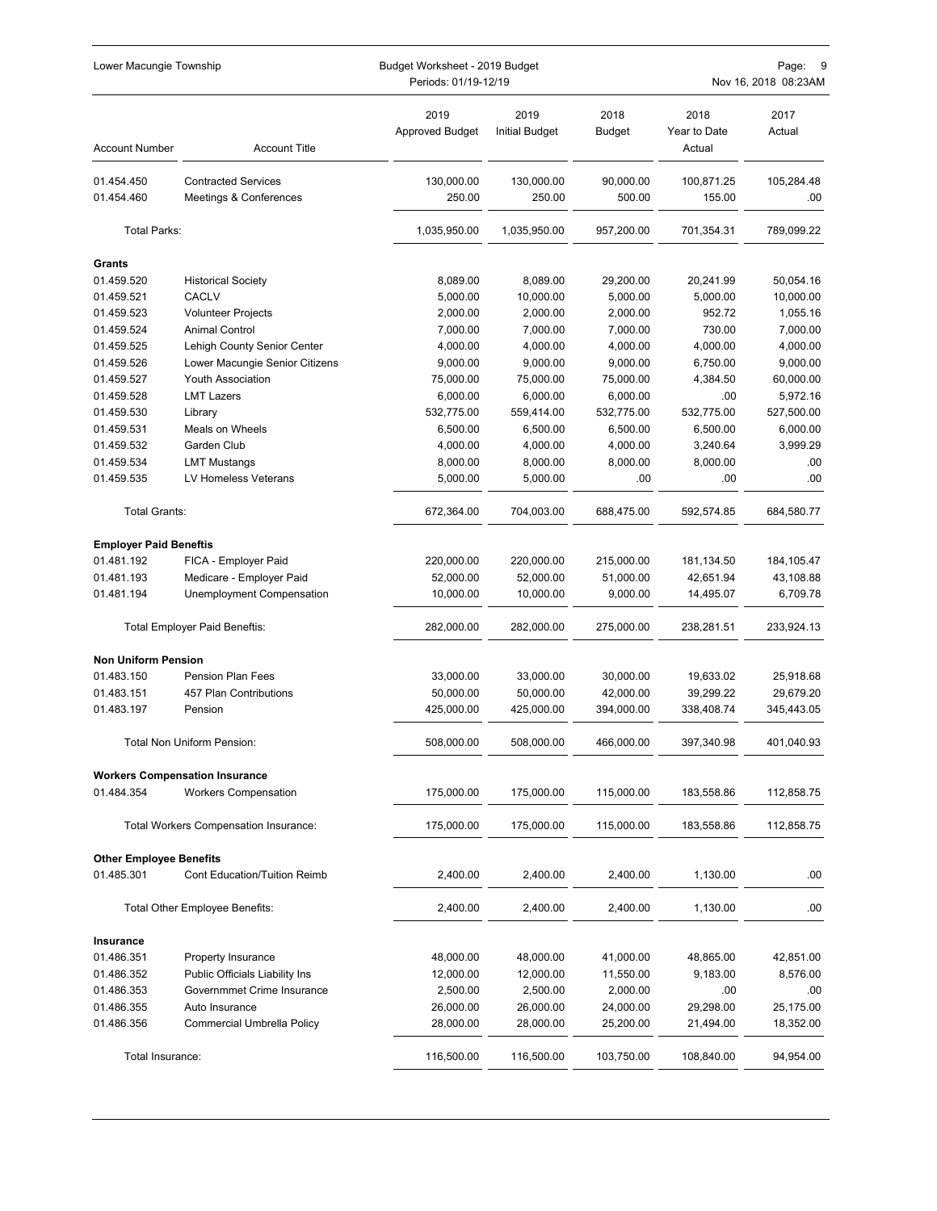| Account Number | Account Title | 2019 Approved Budget | 2019 Initial Budget | 2018 Budget | 2018 Year to Date Actual | 2017 Actual |
|---|---|---|---|---|---|---|
| 01.454.450 | Contracted Services | 130,000.00 | 130,000.00 | 90,000.00 | 100,871.25 | 105,284.48 |
| 01.454.460 | Meetings & Conferences | 250.00 | 250.00 | 500.00 | 155.00 | .00 |
| Total Parks: | | 1,035,950.00 | 1,035,950.00 | 957,200.00 | 701,354.31 | 789,099.22 |
| **Grants** | | | | | | |
| 01.459.520 | Historical Society | 8,089.00 | 8,089.00 | 29,200.00 | 20,241.99 | 50,054.16 |
| 01.459.521 | CACLV | 5,000.00 | 10,000.00 | 5,000.00 | 5,000.00 | 10,000.00 |
| 01.459.523 | Volunteer Projects | 2,000.00 | 2,000.00 | 2,000.00 | 952.72 | 1,055.16 |
| 01.459.524 | Animal Control | 7,000.00 | 7,000.00 | 7,000.00 | 730.00 | 7,000.00 |
| 01.459.525 | Lehigh County Senior Center | 4,000.00 | 4,000.00 | 4,000.00 | 4,000.00 | 4,000.00 |
| 01.459.526 | Lower Macungie Senior Citizens | 9,000.00 | 9,000.00 | 9,000.00 | 6,750.00 | 9,000.00 |
| 01.459.527 | Youth Association | 75,000.00 | 75,000.00 | 75,000.00 | 4,384.50 | 60,000.00 |
| 01.459.528 | LMT Lazers | 6,000.00 | 6,000.00 | 6,000.00 | .00 | 5,972.16 |
| 01.459.530 | Library | 532,775.00 | 559,414.00 | 532,775.00 | 532,775.00 | 527,500.00 |
| 01.459.531 | Meals on Wheels | 6,500.00 | 6,500.00 | 6,500.00 | 6,500.00 | 6,000.00 |
| 01.459.532 | Garden Club | 4,000.00 | 4,000.00 | 4,000.00 | 3,240.64 | 3,999.29 |
| 01.459.534 | LMT Mustangs | 8,000.00 | 8,000.00 | 8,000.00 | 8,000.00 | .00 |
| 01.459.535 | LV Homeless Veterans | 5,000.00 | 5,000.00 | .00 | .00 | .00 |
| Total Grants: | | 672,364.00 | 704,003.00 | 688,475.00 | 592,574.85 | 684,580.77 |
| **Employer Paid Beneftis** | | | | | | |
| 01.481.192 | FICA - Employer Paid | 220,000.00 | 220,000.00 | 215,000.00 | 181,134.50 | 184,105.47 |
| 01.481.193 | Medicare - Employer Paid | 52,000.00 | 52,000.00 | 51,000.00 | 42,651.94 | 43,108.88 |
| 01.481.194 | Unemployment Compensation | 10,000.00 | 10,000.00 | 9,000.00 | 14,495.07 | 6,709.78 |
| Total Employer Paid Beneftis: | | 282,000.00 | 282,000.00 | 275,000.00 | 238,281.51 | 233,924.13 |
| **Non Uniform Pension** | | | | | | |
| 01.483.150 | Pension Plan Fees | 33,000.00 | 33,000.00 | 30,000.00 | 19,633.02 | 25,918.68 |
| 01.483.151 | 457 Plan Contributions | 50,000.00 | 50,000.00 | 42,000.00 | 39,299.22 | 29,679.20 |
| 01.483.197 | Pension | 425,000.00 | 425,000.00 | 394,000.00 | 338,408.74 | 345,443.05 |
| Total Non Uniform Pension: | | 508,000.00 | 508,000.00 | 466,000.00 | 397,340.98 | 401,040.93 |
| **Workers Compensation Insurance** | | | | | | |
| 01.484.354 | Workers Compensation | 175,000.00 | 175,000.00 | 115,000.00 | 183,558.86 | 112,858.75 |
| Total Workers Compensation Insurance: | | 175,000.00 | 175,000.00 | 115,000.00 | 183,558.86 | 112,858.75 |
| **Other Employee Benefits** | | | | | | |
| 01.485.301 | Cont Education/Tuition Reimb | 2,400.00 | 2,400.00 | 2,400.00 | 1,130.00 | .00 |
| Total Other Employee Benefits: | | 2,400.00 | 2,400.00 | 2,400.00 | 1,130.00 | .00 |
| **Insurance** | | | | | | |
| 01.486.351 | Property Insurance | 48,000.00 | 48,000.00 | 41,000.00 | 48,865.00 | 42,851.00 |
| 01.486.352 | Public Officials Liability Ins | 12,000.00 | 12,000.00 | 11,550.00 | 9,183.00 | 8,576.00 |
| 01.486.353 | Governmmet Crime Insurance | 2,500.00 | 2,500.00 | 2,000.00 | .00 | .00 |
| 01.486.355 | Auto Insurance | 26,000.00 | 26,000.00 | 24,000.00 | 29,298.00 | 25,175.00 |
| 01.486.356 | Commercial Umbrella Policy | 28,000.00 | 28,000.00 | 25,200.00 | 21,494.00 | 18,352.00 |
| Total Insurance: | | 116,500.00 | 116,500.00 | 103,750.00 | 108,840.00 | 94,954.00 |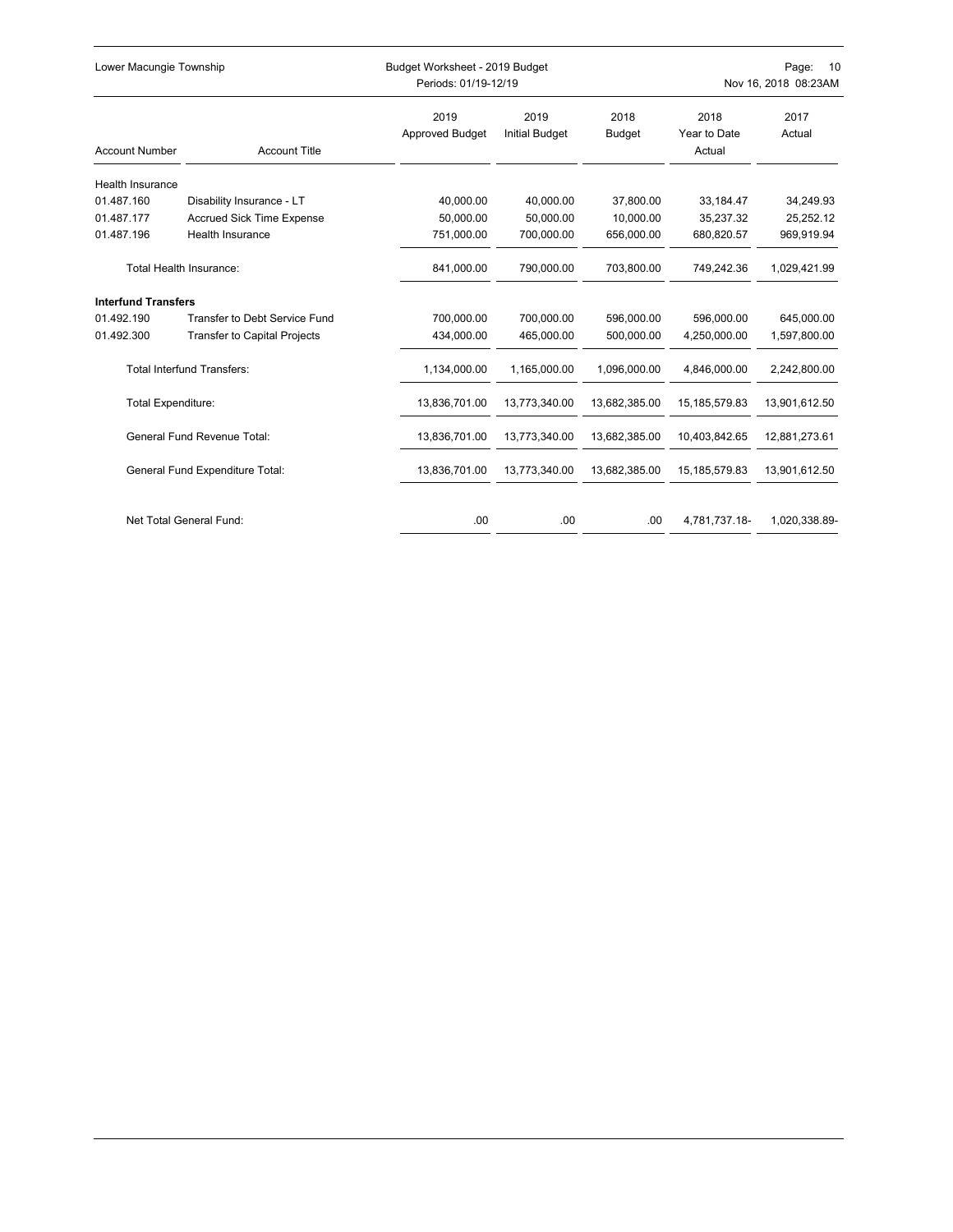| Account Number | Account Title | 2019 Approved Budget | 2019 Initial Budget | 2018 Budget | 2018 Year to Date Actual | 2017 Actual |
|---|---|---|---|---|---|---|
| Health Insurance | | | | | | |
| 01.487.160 | Disability Insurance - LT | 40,000.00 | 40,000.00 | 37,800.00 | 33,184.47 | 34,249.93 |
| 01.487.177 | Accrued Sick Time Expense | 50,000.00 | 50,000.00 | 10,000.00 | 35,237.32 | 25,252.12 |
| 01.487.196 | Health Insurance | 751,000.00 | 700,000.00 | 656,000.00 | 680,820.57 | 969,919.94 |
| | Total Health Insurance: | 841,000.00 | 790,000.00 | 703,800.00 | 749,242.36 | 1,029,421.99 |
| **Interfund Transfers** | | | | | | |
| 01.492.190 | Transfer to Debt Service Fund | 700,000.00 | 700,000.00 | 596,000.00 | 596,000.00 | 645,000.00 |
| 01.492.300 | Transfer to Capital Projects | 434,000.00 | 465,000.00 | 500,000.00 | 4,250,000.00 | 1,597,800.00 |
| | Total Interfund Transfers: | 1,134,000.00 | 1,165,000.00 | 1,096,000.00 | 4,846,000.00 | 2,242,800.00 |
| | Total Expenditure: | 13,836,701.00 | 13,773,340.00 | 13,682,385.00 | 15,185,579.83 | 13,901,612.50 |
| | General Fund Revenue Total: | 13,836,701.00 | 13,773,340.00 | 13,682,385.00 | 10,403,842.65 | 12,881,273.61 |
| | General Fund Expenditure Total: | 13,836,701.00 | 13,773,340.00 | 13,682,385.00 | 15,185,579.83 | 13,901,612.50 |
| | Net Total General Fund: | .00 | .00 | .00 | 4,781,737.18- | 1,020,338.89- |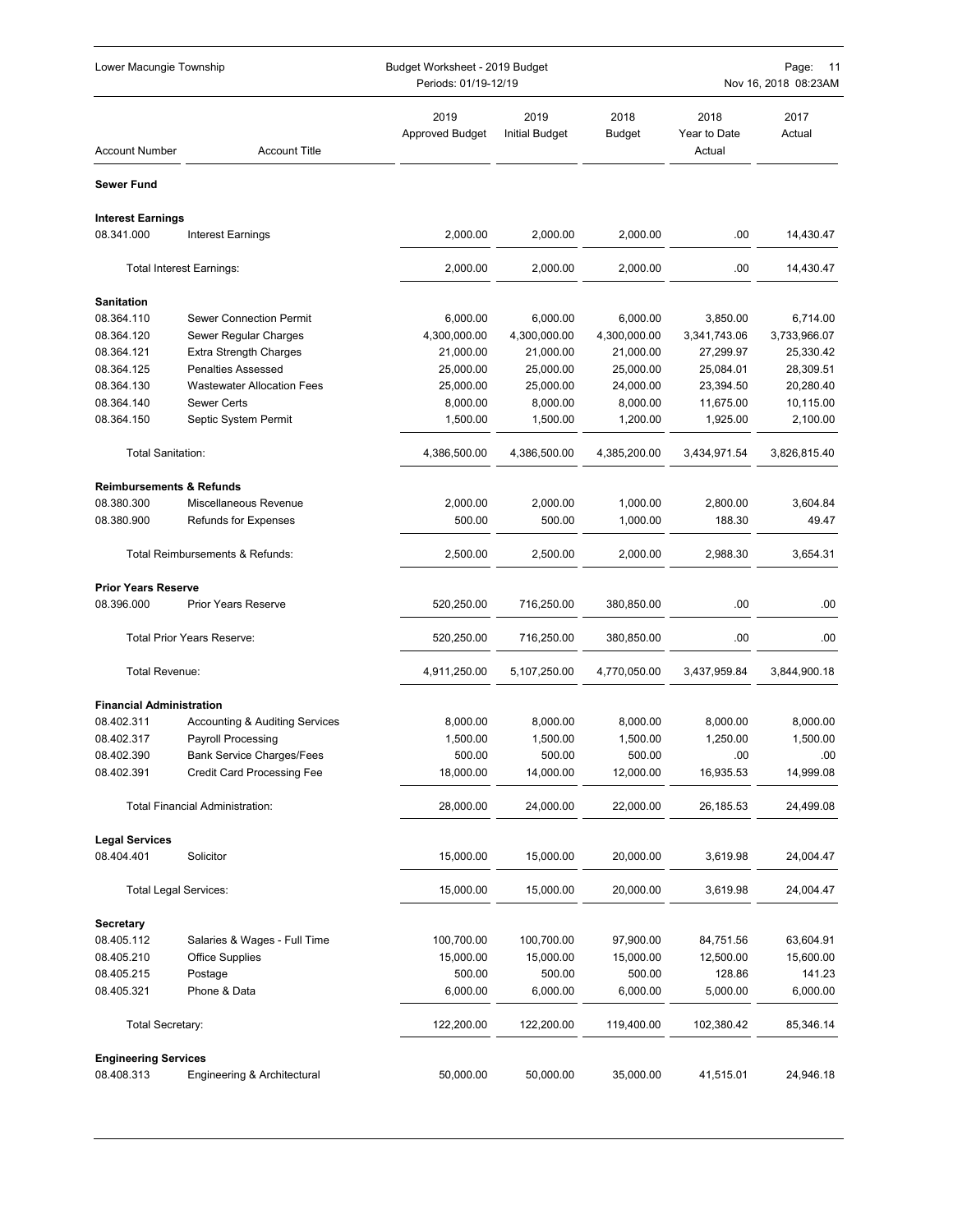| Account Number | Account Title | 2019 Approved Budget | 2019 Initial Budget | 2018 Budget | 2018 Year to Date Actual | 2017 Actual |
|---|---|---|---|---|---|---|
| **Sewer Fund** | | | | | | |
| **Interest Earnings** | | | | | | |
| 08.341.000 | Interest Earnings | 2,000.00 | 2,000.00 | 2,000.00 | .00 | 14,430.47 |
| | Total Interest Earnings: | 2,000.00 | 2,000.00 | 2,000.00 | .00 | 14,430.47 |
| **Sanitation** | | | | | | |
| 08.364.110 | Sewer Connection Permit | 6,000.00 | 6,000.00 | 6,000.00 | 3,850.00 | 6,714.00 |
| 08.364.120 | Sewer Regular Charges | 4,300,000.00 | 4,300,000.00 | 4,300,000.00 | 3,341,743.06 | 3,733,966.07 |
| 08.364.121 | Extra Strength Charges | 21,000.00 | 21,000.00 | 21,000.00 | 27,299.97 | 25,330.42 |
| 08.364.125 | Penalties Assessed | 25,000.00 | 25,000.00 | 25,000.00 | 25,084.01 | 28,309.51 |
| 08.364.130 | Wastewater Allocation Fees | 25,000.00 | 25,000.00 | 24,000.00 | 23,394.50 | 20,280.40 |
| 08.364.140 | Sewer Certs | 8,000.00 | 8,000.00 | 8,000.00 | 11,675.00 | 10,115.00 |
| 08.364.150 | Septic System Permit | 1,500.00 | 1,500.00 | 1,200.00 | 1,925.00 | 2,100.00 |
| | Total Sanitation: | 4,386,500.00 | 4,386,500.00 | 4,385,200.00 | 3,434,971.54 | 3,826,815.40 |
| **Reimbursements & Refunds** | | | | | | |
| 08.380.300 | Miscellaneous Revenue | 2,000.00 | 2,000.00 | 1,000.00 | 2,800.00 | 3,604.84 |
| 08.380.900 | Refunds for Expenses | 500.00 | 500.00 | 1,000.00 | 188.30 | 49.47 |
| | Total Reimbursements & Refunds: | 2,500.00 | 2,500.00 | 2,000.00 | 2,988.30 | 3,654.31 |
| **Prior Years Reserve** | | | | | | |
| 08.396.000 | Prior Years Reserve | 520,250.00 | 716,250.00 | 380,850.00 | .00 | .00 |
| | Total Prior Years Reserve: | 520,250.00 | 716,250.00 | 380,850.00 | .00 | .00 |
| | Total Revenue: | 4,911,250.00 | 5,107,250.00 | 4,770,050.00 | 3,437,959.84 | 3,844,900.18 |
| **Financial Administration** | | | | | | |
| 08.402.311 | Accounting & Auditing Services | 8,000.00 | 8,000.00 | 8,000.00 | 8,000.00 | 8,000.00 |
| 08.402.317 | Payroll Processing | 1,500.00 | 1,500.00 | 1,500.00 | 1,250.00 | 1,500.00 |
| 08.402.390 | Bank Service Charges/Fees | 500.00 | 500.00 | 500.00 | .00 | .00 |
| 08.402.391 | Credit Card Processing Fee | 18,000.00 | 14,000.00 | 12,000.00 | 16,935.53 | 14,999.08 |
| | Total Financial Administration: | 28,000.00 | 24,000.00 | 22,000.00 | 26,185.53 | 24,499.08 |
| **Legal Services** | | | | | | |
| 08.404.401 | Solicitor | 15,000.00 | 15,000.00 | 20,000.00 | 3,619.98 | 24,004.47 |
| | Total Legal Services: | 15,000.00 | 15,000.00 | 20,000.00 | 3,619.98 | 24,004.47 |
| **Secretary** | | | | | | |
| 08.405.112 | Salaries & Wages - Full Time | 100,700.00 | 100,700.00 | 97,900.00 | 84,751.56 | 63,604.91 |
| 08.405.210 | Office Supplies | 15,000.00 | 15,000.00 | 15,000.00 | 12,500.00 | 15,600.00 |
| 08.405.215 | Postage | 500.00 | 500.00 | 500.00 | 128.86 | 141.23 |
| 08.405.321 | Phone & Data | 6,000.00 | 6,000.00 | 6,000.00 | 5,000.00 | 6,000.00 |
| | Total Secretary: | 122,200.00 | 122,200.00 | 119,400.00 | 102,380.42 | 85,346.14 |
| **Engineering Services** | | | | | | |
| 08.408.313 | Engineering & Architectural | 50,000.00 | 50,000.00 | 35,000.00 | 41,515.01 | 24,946.18 |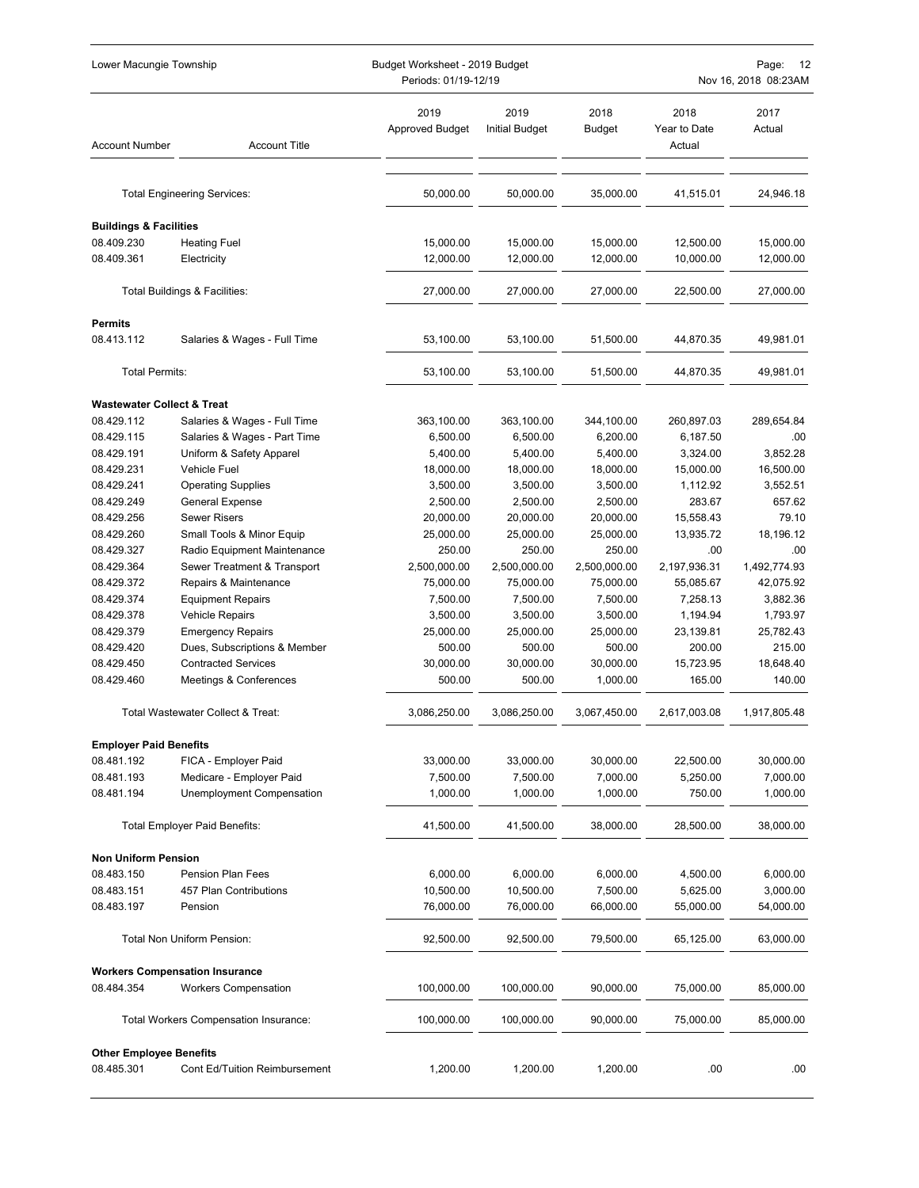| Account Number | Account Title | 2019 Approved Budget | 2019 Initial Budget | 2018 Budget | 2018 Year to Date Actual | 2017 Actual |
|---|---|---|---|---|---|---|
| | Total Engineering Services: | 50,000.00 | 50,000.00 | 35,000.00 | 41,515.01 | 24,946.18 |
| **Buildings & Facilities** | | | | | | |
| 08.409.230 | Heating Fuel | 15,000.00 | 15,000.00 | 15,000.00 | 12,500.00 | 15,000.00 |
| 08.409.361 | Electricity | 12,000.00 | 12,000.00 | 12,000.00 | 10,000.00 | 12,000.00 |
| | Total Buildings & Facilities: | 27,000.00 | 27,000.00 | 27,000.00 | 22,500.00 | 27,000.00 |
| **Permits** | | | | | | |
| 08.413.112 | Salaries & Wages - Full Time | 53,100.00 | 53,100.00 | 51,500.00 | 44,870.35 | 49,981.01 |
| | Total Permits: | 53,100.00 | 53,100.00 | 51,500.00 | 44,870.35 | 49,981.01 |
| **Wastewater Collect & Treat** | | | | | | |
| 08.429.112 | Salaries & Wages - Full Time | 363,100.00 | 363,100.00 | 344,100.00 | 260,897.03 | 289,654.84 |
| 08.429.115 | Salaries & Wages - Part Time | 6,500.00 | 6,500.00 | 6,200.00 | 6,187.50 | .00 |
| 08.429.191 | Uniform & Safety Apparel | 5,400.00 | 5,400.00 | 5,400.00 | 3,324.00 | 3,852.28 |
| 08.429.231 | Vehicle Fuel | 18,000.00 | 18,000.00 | 18,000.00 | 15,000.00 | 16,500.00 |
| 08.429.241 | Operating Supplies | 3,500.00 | 3,500.00 | 3,500.00 | 1,112.92 | 3,552.51 |
| 08.429.249 | General Expense | 2,500.00 | 2,500.00 | 2,500.00 | 283.67 | 657.62 |
| 08.429.256 | Sewer Risers | 20,000.00 | 20,000.00 | 20,000.00 | 15,558.43 | 79.10 |
| 08.429.260 | Small Tools & Minor Equip | 25,000.00 | 25,000.00 | 25,000.00 | 13,935.72 | 18,196.12 |
| 08.429.327 | Radio Equipment Maintenance | 250.00 | 250.00 | 250.00 | .00 | .00 |
| 08.429.364 | Sewer Treatment & Transport | 2,500,000.00 | 2,500,000.00 | 2,500,000.00 | 2,197,936.31 | 1,492,774.93 |
| 08.429.372 | Repairs & Maintenance | 75,000.00 | 75,000.00 | 75,000.00 | 55,085.67 | 42,075.92 |
| 08.429.374 | Equipment Repairs | 7,500.00 | 7,500.00 | 7,500.00 | 7,258.13 | 3,882.36 |
| 08.429.378 | Vehicle Repairs | 3,500.00 | 3,500.00 | 3,500.00 | 1,194.94 | 1,793.97 |
| 08.429.379 | Emergency Repairs | 25,000.00 | 25,000.00 | 25,000.00 | 23,139.81 | 25,782.43 |
| 08.429.420 | Dues, Subscriptions & Member | 500.00 | 500.00 | 500.00 | 200.00 | 215.00 |
| 08.429.450 | Contracted Services | 30,000.00 | 30,000.00 | 30,000.00 | 15,723.95 | 18,648.40 |
| 08.429.460 | Meetings & Conferences | 500.00 | 500.00 | 1,000.00 | 165.00 | 140.00 |
| | Total Wastewater Collect & Treat: | 3,086,250.00 | 3,086,250.00 | 3,067,450.00 | 2,617,003.08 | 1,917,805.48 |
| **Employer Paid Benefits** | | | | | | |
| 08.481.192 | FICA - Employer Paid | 33,000.00 | 33,000.00 | 30,000.00 | 22,500.00 | 30,000.00 |
| 08.481.193 | Medicare - Employer Paid | 7,500.00 | 7,500.00 | 7,000.00 | 5,250.00 | 7,000.00 |
| 08.481.194 | Unemployment Compensation | 1,000.00 | 1,000.00 | 1,000.00 | 750.00 | 1,000.00 |
| | Total Employer Paid Benefits: | 41,500.00 | 41,500.00 | 38,000.00 | 28,500.00 | 38,000.00 |
| **Non Uniform Pension** | | | | | | |
| 08.483.150 | Pension Plan Fees | 6,000.00 | 6,000.00 | 6,000.00 | 4,500.00 | 6,000.00 |
| 08.483.151 | 457 Plan Contributions | 10,500.00 | 10,500.00 | 7,500.00 | 5,625.00 | 3,000.00 |
| 08.483.197 | Pension | 76,000.00 | 76,000.00 | 66,000.00 | 55,000.00 | 54,000.00 |
| | Total Non Uniform Pension: | 92,500.00 | 92,500.00 | 79,500.00 | 65,125.00 | 63,000.00 |
| **Workers Compensation Insurance** | | | | | | |
| 08.484.354 | Workers Compensation | 100,000.00 | 100,000.00 | 90,000.00 | 75,000.00 | 85,000.00 |
| | Total Workers Compensation Insurance: | 100,000.00 | 100,000.00 | 90,000.00 | 75,000.00 | 85,000.00 |
| **Other Employee Benefits** | | | | | | |
| 08.485.301 | Cont Ed/Tuition Reimbursement | 1,200.00 | 1,200.00 | 1,200.00 | .00 | .00 |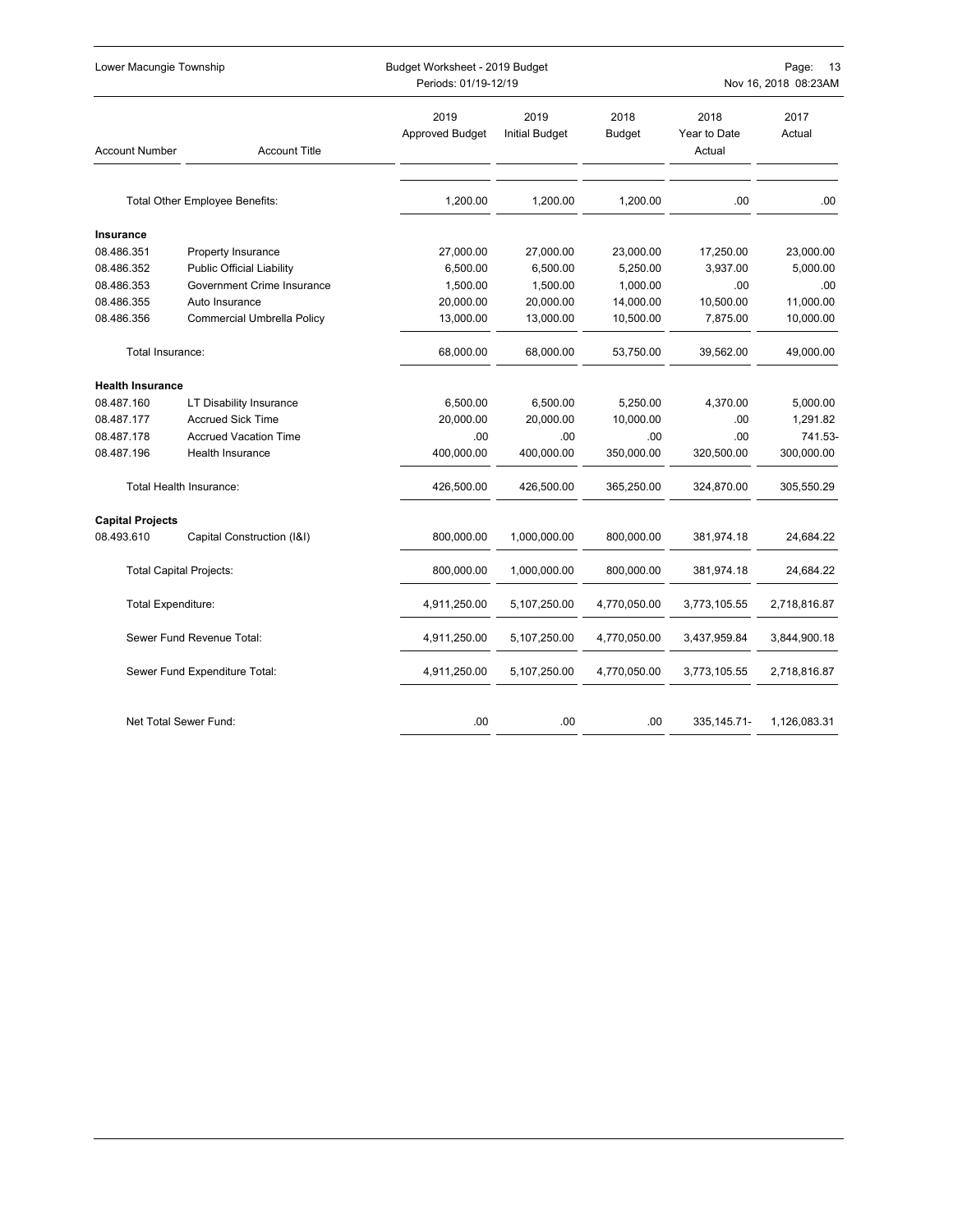| Account Number | Account Title | 2019 Approved Budget | 2019 Initial Budget | 2018 Budget | 2018 Year to Date Actual | 2017 Actual |
|---|---|---|---|---|---|---|
| | Total Other Employee Benefits: | 1,200.00 | 1,200.00 | 1,200.00 | .00 | .00 |
| **Insurance** | | | | | | |
| 08.486.351 | Property Insurance | 27,000.00 | 27,000.00 | 23,000.00 | 17,250.00 | 23,000.00 |
| 08.486.352 | Public Official Liability | 6,500.00 | 6,500.00 | 5,250.00 | 3,937.00 | 5,000.00 |
| 08.486.353 | Government Crime Insurance | 1,500.00 | 1,500.00 | 1,000.00 | .00 | .00 |
| 08.486.355 | Auto Insurance | 20,000.00 | 20,000.00 | 14,000.00 | 10,500.00 | 11,000.00 |
| 08.486.356 | Commercial Umbrella Policy | 13,000.00 | 13,000.00 | 10,500.00 | 7,875.00 | 10,000.00 |
| | Total Insurance: | 68,000.00 | 68,000.00 | 53,750.00 | 39,562.00 | 49,000.00 |
| **Health Insurance** | | | | | | |
| 08.487.160 | LT Disability Insurance | 6,500.00 | 6,500.00 | 5,250.00 | 4,370.00 | 5,000.00 |
| 08.487.177 | Accrued Sick Time | 20,000.00 | 20,000.00 | 10,000.00 | .00 | 1,291.82 |
| 08.487.178 | Accrued Vacation Time | .00 | .00 | .00 | .00 | 741.53- |
| 08.487.196 | Health Insurance | 400,000.00 | 400,000.00 | 350,000.00 | 320,500.00 | 300,000.00 |
| | Total Health Insurance: | 426,500.00 | 426,500.00 | 365,250.00 | 324,870.00 | 305,550.29 |
| **Capital Projects** | | | | | | |
| 08.493.610 | Capital Construction (I&I) | 800,000.00 | 1,000,000.00 | 800,000.00 | 381,974.18 | 24,684.22 |
| | Total Capital Projects: | 800,000.00 | 1,000,000.00 | 800,000.00 | 381,974.18 | 24,684.22 |
| | Total Expenditure: | 4,911,250.00 | 5,107,250.00 | 4,770,050.00 | 3,773,105.55 | 2,718,816.87 |
| | Sewer Fund Revenue Total: | 4,911,250.00 | 5,107,250.00 | 4,770,050.00 | 3,437,959.84 | 3,844,900.18 |
| | Sewer Fund Expenditure Total: | 4,911,250.00 | 5,107,250.00 | 4,770,050.00 | 3,773,105.55 | 2,718,816.87 |
| | Net Total Sewer Fund: | .00 | .00 | .00 | 335,145.71- | 1,126,083.31 |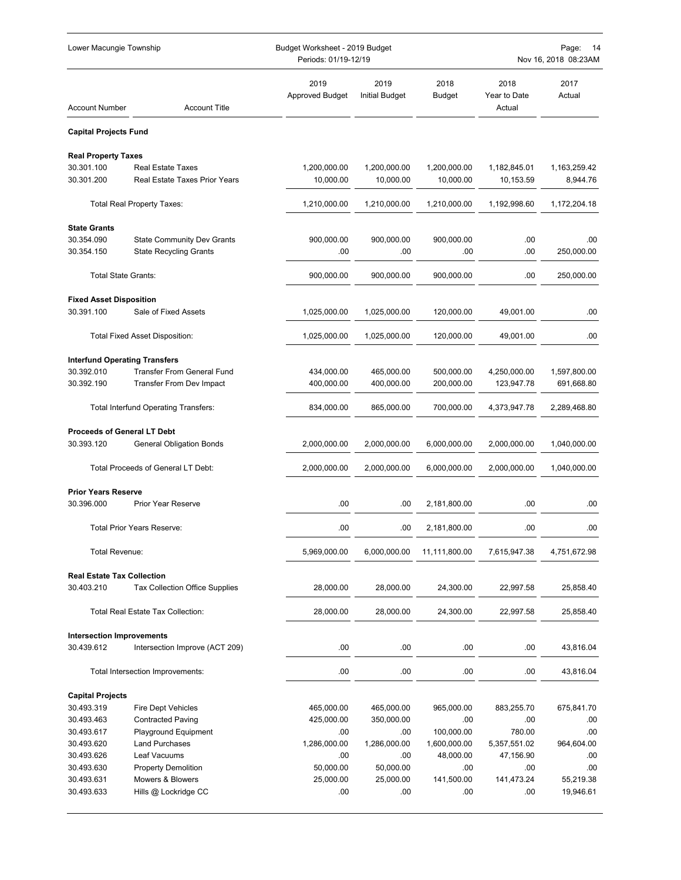| Account Number | Account Title | 2019 Approved Budget | 2019 Initial Budget | 2018 Budget | 2018 Year to Date Actual | 2017 Actual |
|---|---|---|---|---|---|---|
| **Capital Projects Fund** | | | | | | |
| **Real Property Taxes** | | | | | | |
| 30.301.100 | Real Estate Taxes | 1,200,000.00 | 1,200,000.00 | 1,200,000.00 | 1,182,845.01 | 1,163,259.42 |
| 30.301.200 | Real Estate Taxes Prior Years | 10,000.00 | 10,000.00 | 10,000.00 | 10,153.59 | 8,944.76 |
| | Total Real Property Taxes: | 1,210,000.00 | 1,210,000.00 | 1,210,000.00 | 1,192,998.60 | 1,172,204.18 |
| **State Grants** | | | | | | |
| 30.354.090 | State Community Dev Grants | 900,000.00 | 900,000.00 | 900,000.00 | .00 | .00 |
| 30.354.150 | State Recycling Grants | .00 | .00 | .00 | .00 | 250,000.00 |
| | Total State Grants: | 900,000.00 | 900,000.00 | 900,000.00 | .00 | 250,000.00 |
| **Fixed Asset Disposition** | | | | | | |
| 30.391.100 | Sale of Fixed Assets | 1,025,000.00 | 1,025,000.00 | 120,000.00 | 49,001.00 | .00 |
| | Total Fixed Asset Disposition: | 1,025,000.00 | 1,025,000.00 | 120,000.00 | 49,001.00 | .00 |
| **Interfund Operating Transfers** | | | | | | |
| 30.392.010 | Transfer From General Fund | 434,000.00 | 465,000.00 | 500,000.00 | 4,250,000.00 | 1,597,800.00 |
| 30.392.190 | Transfer From Dev Impact | 400,000.00 | 400,000.00 | 200,000.00 | 123,947.78 | 691,668.80 |
| | Total Interfund Operating Transfers: | 834,000.00 | 865,000.00 | 700,000.00 | 4,373,947.78 | 2,289,468.80 |
| **Proceeds of General LT Debt** | | | | | | |
| 30.393.120 | General Obligation Bonds | 2,000,000.00 | 2,000,000.00 | 6,000,000.00 | 2,000,000.00 | 1,040,000.00 |
| | Total Proceeds of General LT Debt: | 2,000,000.00 | 2,000,000.00 | 6,000,000.00 | 2,000,000.00 | 1,040,000.00 |
| **Prior Years Reserve** | | | | | | |
| 30.396.000 | Prior Year Reserve | .00 | .00 | 2,181,800.00 | .00 | .00 |
| | Total Prior Years Reserve: | .00 | .00 | 2,181,800.00 | .00 | .00 |
| | Total Revenue: | 5,969,000.00 | 6,000,000.00 | 11,111,800.00 | 7,615,947.38 | 4,751,672.98 |
| **Real Estate Tax Collection** | | | | | | |
| 30.403.210 | Tax Collection Office Supplies | 28,000.00 | 28,000.00 | 24,300.00 | 22,997.58 | 25,858.40 |
| | Total Real Estate Tax Collection: | 28,000.00 | 28,000.00 | 24,300.00 | 22,997.58 | 25,858.40 |
| **Intersection Improvements** | | | | | | |
| 30.439.612 | Intersection Improve (ACT 209) | .00 | .00 | .00 | .00 | 43,816.04 |
| | Total Intersection Improvements: | .00 | .00 | .00 | .00 | 43,816.04 |
| **Capital Projects** | | | | | | |
| 30.493.319 | Fire Dept Vehicles | 465,000.00 | 465,000.00 | 965,000.00 | 883,255.70 | 675,841.70 |
| 30.493.463 | Contracted Paving | 425,000.00 | 350,000.00 | .00 | .00 | .00 |
| 30.493.617 | Playground Equipment | .00 | .00 | 100,000.00 | 780.00 | .00 |
| 30.493.620 | Land Purchases | 1,286,000.00 | 1,286,000.00 | 1,600,000.00 | 5,357,551.02 | 964,604.00 |
| 30.493.626 | Leaf Vacuums | .00 | .00 | 48,000.00 | 47,156.90 | .00 |
| 30.493.630 | Property Demolition | 50,000.00 | 50,000.00 | .00 | .00 | .00 |
| 30.493.631 | Mowers & Blowers | 25,000.00 | 25,000.00 | 141,500.00 | 141,473.24 | 55,219.38 |
| 30.493.633 | Hills @ Lockridge CC | .00 | .00 | .00 | .00 | 19,946.61 |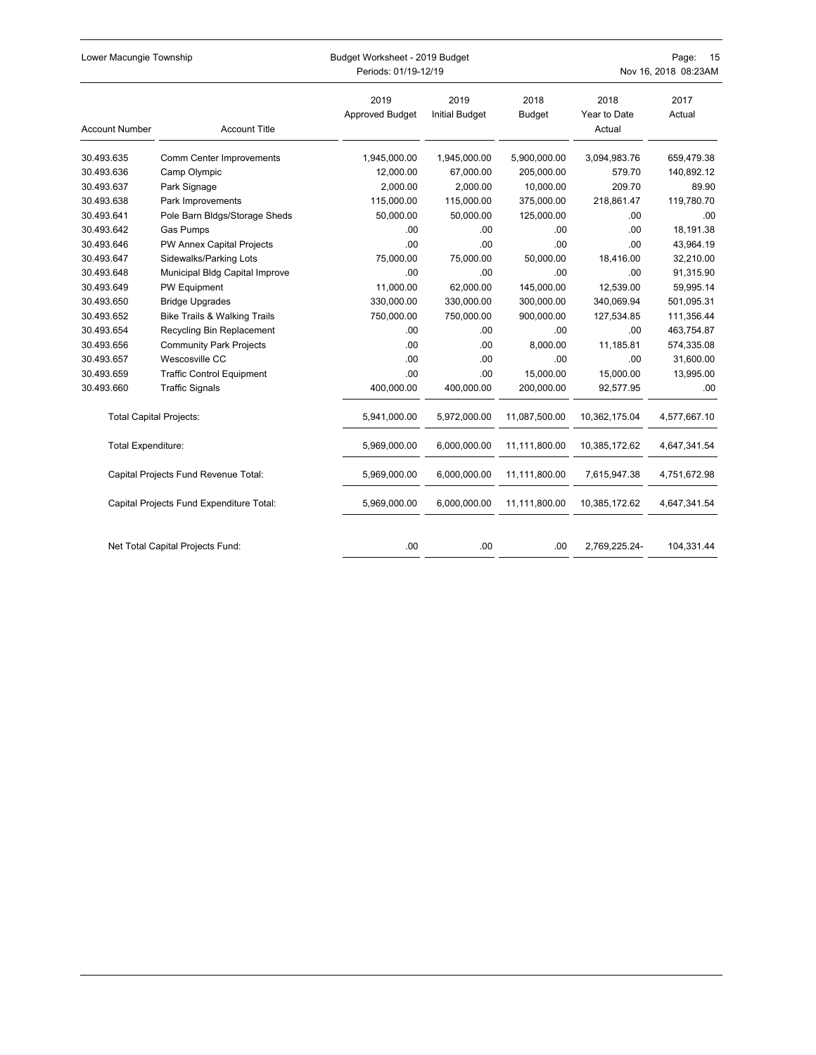| Account Number | Account Title | 2019 Approved Budget | 2019 Initial Budget | 2018 Budget | 2018 Year to Date Actual | 2017 Actual |
|---|---|---|---|---|---|---|
| 30.493.635 | Comm Center Improvements | 1,945,000.00 | 1,945,000.00 | 5,900,000.00 | 3,094,983.76 | 659,479.38 |
| 30.493.636 | Camp Olympic | 12,000.00 | 67,000.00 | 205,000.00 | 579.70 | 140,892.12 |
| 30.493.637 | Park Signage | 2,000.00 | 2,000.00 | 10,000.00 | 209.70 | 89.90 |
| 30.493.638 | Park Improvements | 115,000.00 | 115,000.00 | 375,000.00 | 218,861.47 | 119,780.70 |
| 30.493.641 | Pole Barn Bldgs/Storage Sheds | 50,000.00 | 50,000.00 | 125,000.00 | .00 | .00 |
| 30.493.642 | Gas Pumps | .00 | .00 | .00 | .00 | 18,191.38 |
| 30.493.646 | PW Annex Capital Projects | .00 | .00 | .00 | .00 | 43,964.19 |
| 30.493.647 | Sidewalks/Parking Lots | 75,000.00 | 75,000.00 | 50,000.00 | 18,416.00 | 32,210.00 |
| 30.493.648 | Municipal Bldg Capital Improve | .00 | .00 | .00 | .00 | 91,315.90 |
| 30.493.649 | PW Equipment | 11,000.00 | 62,000.00 | 145,000.00 | 12,539.00 | 59,995.14 |
| 30.493.650 | Bridge Upgrades | 330,000.00 | 330,000.00 | 300,000.00 | 340,069.94 | 501,095.31 |
| 30.493.652 | Bike Trails & Walking Trails | 750,000.00 | 750,000.00 | 900,000.00 | 127,534.85 | 111,356.44 |
| 30.493.654 | Recycling Bin Replacement | .00 | .00 | .00 | .00 | 463,754.87 |
| 30.493.656 | Community Park Projects | .00 | .00 | 8,000.00 | 11,185.81 | 574,335.08 |
| 30.493.657 | Wescosville CC | .00 | .00 | .00 | .00 | 31,600.00 |
| 30.493.659 | Traffic Control Equipment | .00 | .00 | 15,000.00 | 15,000.00 | 13,995.00 |
| 30.493.660 | Traffic Signals | 400,000.00 | 400,000.00 | 200,000.00 | 92,577.95 | .00 |
| Total Capital Projects: | | 5,941,000.00 | 5,972,000.00 | 11,087,500.00 | 10,362,175.04 | 4,577,667.10 |
| Total Expenditure: | | 5,969,000.00 | 6,000,000.00 | 11,111,800.00 | 10,385,172.62 | 4,647,341.54 |
| Capital Projects Fund Revenue Total: | | 5,969,000.00 | 6,000,000.00 | 11,111,800.00 | 7,615,947.38 | 4,751,672.98 |
| Capital Projects Fund Expenditure Total: | | 5,969,000.00 | 6,000,000.00 | 11,111,800.00 | 10,385,172.62 | 4,647,341.54 |
| Net Total Capital Projects Fund: | | .00 | .00 | .00 | 2,769,225.24- | 104,331.44 |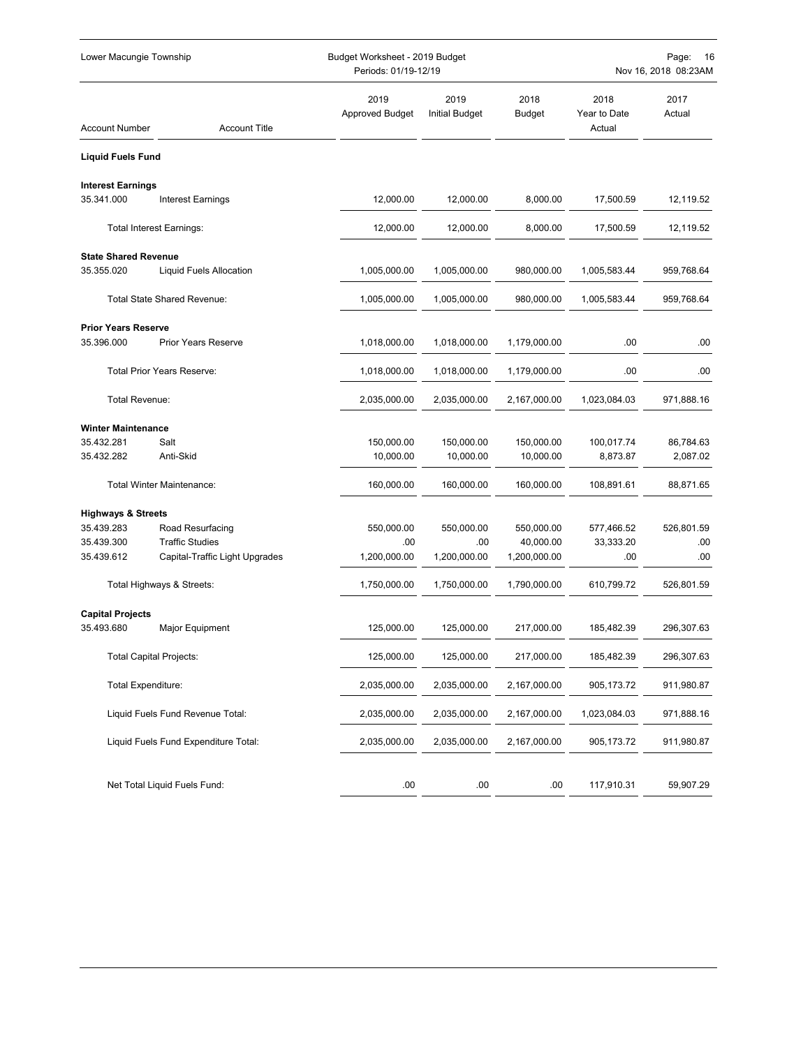## Liquid Fuels Fund

| Account Number | Account Title | 2019 Approved Budget | 2019 Initial Budget | 2018 Budget | 2018 Year to Date Actual | 2017 Actual |
|---|---|---|---|---|---|---|
| **Interest Earnings** | | | | | | |
| 35.341.000 | Interest Earnings | 12,000.00 | 12,000.00 | 8,000.00 | 17,500.59 | 12,119.52 |
| | Total Interest Earnings: | 12,000.00 | 12,000.00 | 8,000.00 | 17,500.59 | 12,119.52 |
| **State Shared Revenue** | | | | | | |
| 35.355.020 | Liquid Fuels Allocation | 1,005,000.00 | 1,005,000.00 | 980,000.00 | 1,005,583.44 | 959,768.64 |
| | Total State Shared Revenue: | 1,005,000.00 | 1,005,000.00 | 980,000.00 | 1,005,583.44 | 959,768.64 |
| **Prior Years Reserve** | | | | | | |
| 35.396.000 | Prior Years Reserve | 1,018,000.00 | 1,018,000.00 | 1,179,000.00 | .00 | .00 |
| | Total Prior Years Reserve: | 1,018,000.00 | 1,018,000.00 | 1,179,000.00 | .00 | .00 |
| | Total Revenue: | 2,035,000.00 | 2,035,000.00 | 2,167,000.00 | 1,023,084.03 | 971,888.16 |
| **Winter Maintenance** | | | | | | |
| 35.432.281 | Salt | 150,000.00 | 150,000.00 | 150,000.00 | 100,017.74 | 86,784.63 |
| 35.432.282 | Anti-Skid | 10,000.00 | 10,000.00 | 10,000.00 | 8,873.87 | 2,087.02 |
| | Total Winter Maintenance: | 160,000.00 | 160,000.00 | 160,000.00 | 108,891.61 | 88,871.65 |
| **Highways & Streets** | | | | | | |
| 35.439.283 | Road Resurfacing | 550,000.00 | 550,000.00 | 550,000.00 | 577,466.52 | 526,801.59 |
| 35.439.300 | Traffic Studies | .00 | .00 | 40,000.00 | 33,333.20 | .00 |
| 35.439.612 | Capital-Traffic Light Upgrades | 1,200,000.00 | 1,200,000.00 | 1,200,000.00 | .00 | .00 |
| | Total Highways & Streets: | 1,750,000.00 | 1,750,000.00 | 1,790,000.00 | 610,799.72 | 526,801.59 |
| **Capital Projects** | | | | | | |
| 35.493.680 | Major Equipment | 125,000.00 | 125,000.00 | 217,000.00 | 185,482.39 | 296,307.63 |
| | Total Capital Projects: | 125,000.00 | 125,000.00 | 217,000.00 | 185,482.39 | 296,307.63 |
| | Total Expenditure: | 2,035,000.00 | 2,035,000.00 | 2,167,000.00 | 905,173.72 | 911,980.87 |
| | Liquid Fuels Fund Revenue Total: | 2,035,000.00 | 2,035,000.00 | 2,167,000.00 | 1,023,084.03 | 971,888.16 |
| | Liquid Fuels Fund Expenditure Total: | 2,035,000.00 | 2,035,000.00 | 2,167,000.00 | 905,173.72 | 911,980.87 |
| | Net Total Liquid Fuels Fund: | .00 | .00 | .00 | 117,910.31 | 59,907.29 |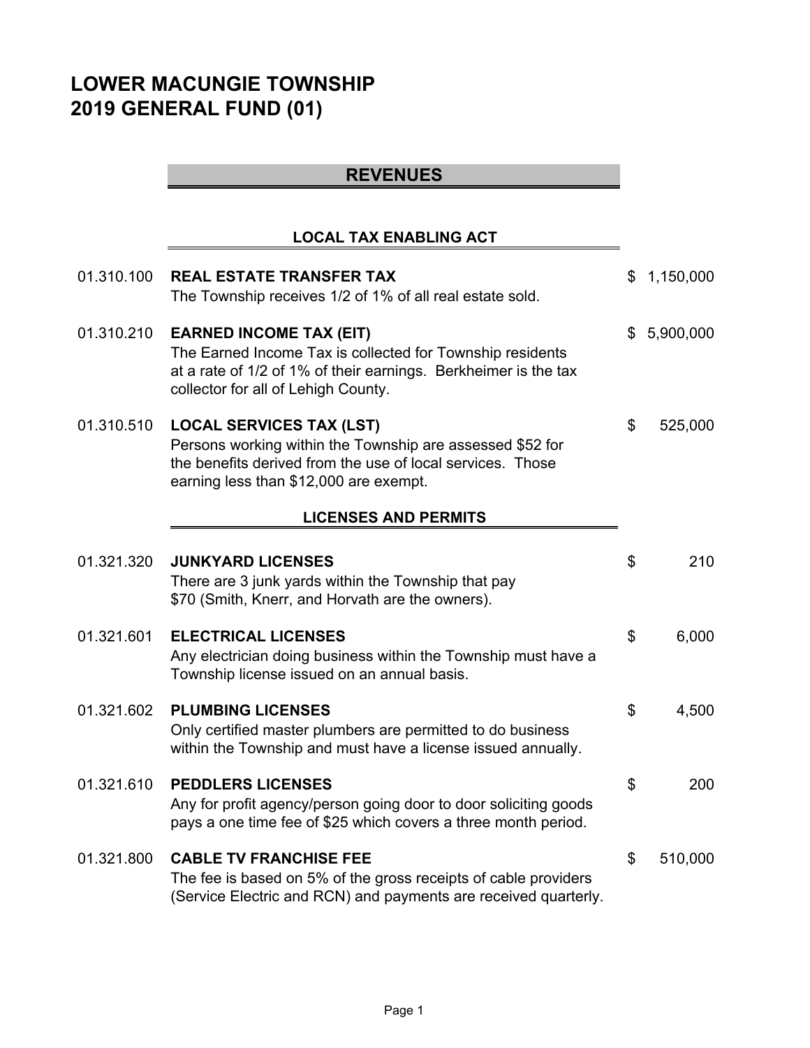# LOWER MACUNGIE TOWNSHIP
# 2019 GENERAL FUND (01)

## REVENUES

### LOCAL TAX ENABLING ACT

| Account | Description | Amount |
|---|---|---|
| 01.310.100 | **REAL ESTATE TRANSFER TAX** The Township receives 1/2 of 1% of all real estate sold. | $ 1,150,000 |
| 01.310.210 | **EARNED INCOME TAX (EIT)** The Earned Income Tax is collected for Township residents at a rate of 1/2 of 1% of their earnings. Berkheimer is the tax collector for all of Lehigh County. | $ 5,900,000 |
| 01.310.510 | **LOCAL SERVICES TAX (LST)** Persons working within the Township are assessed $52 for the benefits derived from the use of local services. Those earning less than $12,000 are exempt. | $ 525,000 |

### LICENSES AND PERMITS

| Account | Description | Amount |
|---|---|---|
| 01.321.320 | **JUNKYARD LICENSES** There are 3 junk yards within the Township that pay $70 (Smith, Knerr, and Horvath are the owners). | $ 210 |
| 01.321.601 | **ELECTRICAL LICENSES** Any electrician doing business within the Township must have a Township license issued on an annual basis. | $ 6,000 |
| 01.321.602 | **PLUMBING LICENSES** Only certified master plumbers are permitted to do business within the Township and must have a license issued annually. | $ 4,500 |
| 01.321.610 | **PEDDLERS LICENSES** Any for profit agency/person going door to door soliciting goods pays a one time fee of $25 which covers a three month period. | $ 200 |
| 01.321.800 | **CABLE TV FRANCHISE FEE** The fee is based on 5% of the gross receipts of cable providers (Service Electric and RCN) and payments are received quarterly. | $ 510,000 |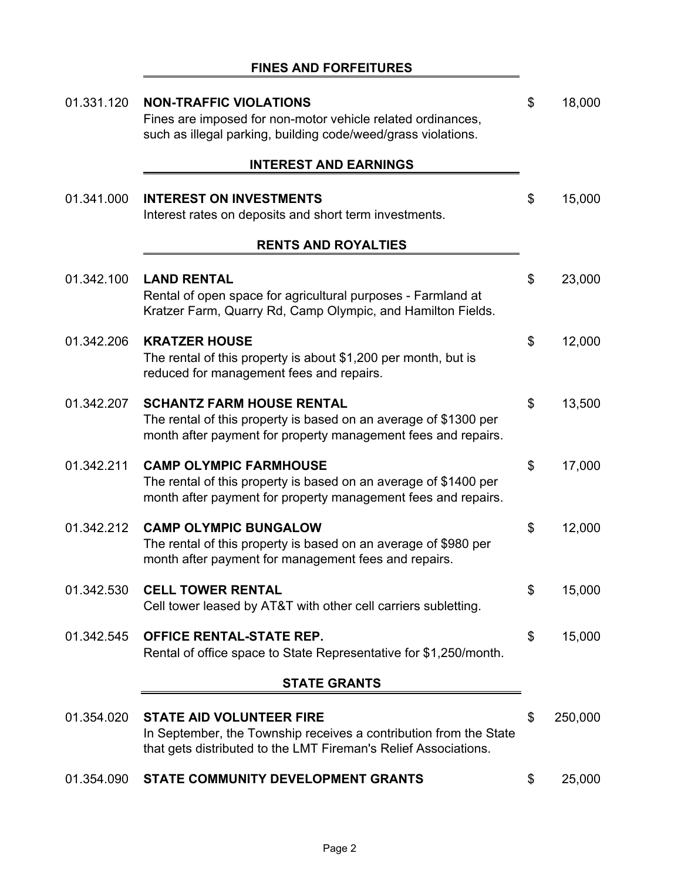## FINES AND FORFEITURES

| Account | Description | | Amount |
|---|---|---|---|
| 01.331.120 | **NON-TRAFFIC VIOLATIONS**<br>Fines are imposed for non-motor vehicle related ordinances, such as illegal parking, building code/weed/grass violations. | $ | 18,000 |

## INTEREST AND EARNINGS

| Account | Description | | Amount |
|---|---|---|---|
| 01.341.000 | **INTEREST ON INVESTMENTS**<br>Interest rates on deposits and short term investments. | $ | 15,000 |

## RENTS AND ROYALTIES

| Account | Description | | Amount |
|---|---|---|---|
| 01.342.100 | **LAND RENTAL**<br>Rental of open space for agricultural purposes - Farmland at Kratzer Farm, Quarry Rd, Camp Olympic, and Hamilton Fields. | $ | 23,000 |
| 01.342.206 | **KRATZER HOUSE**<br>The rental of this property is about $1,200 per month, but is reduced for management fees and repairs. | $ | 12,000 |
| 01.342.207 | **SCHANTZ FARM HOUSE RENTAL**<br>The rental of this property is based on an average of $1300 per month after payment for property management fees and repairs. | $ | 13,500 |
| 01.342.211 | **CAMP OLYMPIC FARMHOUSE**<br>The rental of this property is based on an average of $1400 per month after payment for property management fees and repairs. | $ | 17,000 |
| 01.342.212 | **CAMP OLYMPIC BUNGALOW**<br>The rental of this property is based on an average of $980 per month after payment for management fees and repairs. | $ | 12,000 |
| 01.342.530 | **CELL TOWER RENTAL**<br>Cell tower leased by AT&T with other cell carriers subletting. | $ | 15,000 |
| 01.342.545 | **OFFICE RENTAL-STATE REP.**<br>Rental of office space to State Representative for $1,250/month. | $ | 15,000 |

## STATE GRANTS

| Account | Description | | Amount |
|---|---|---|---|
| 01.354.020 | **STATE AID VOLUNTEER FIRE**<br>In September, the Township receives a contribution from the State that gets distributed to the LMT Fireman's Relief Associations. | $ | 250,000 |
| 01.354.090 | **STATE COMMUNITY DEVELOPMENT GRANTS** | $ | 25,000 |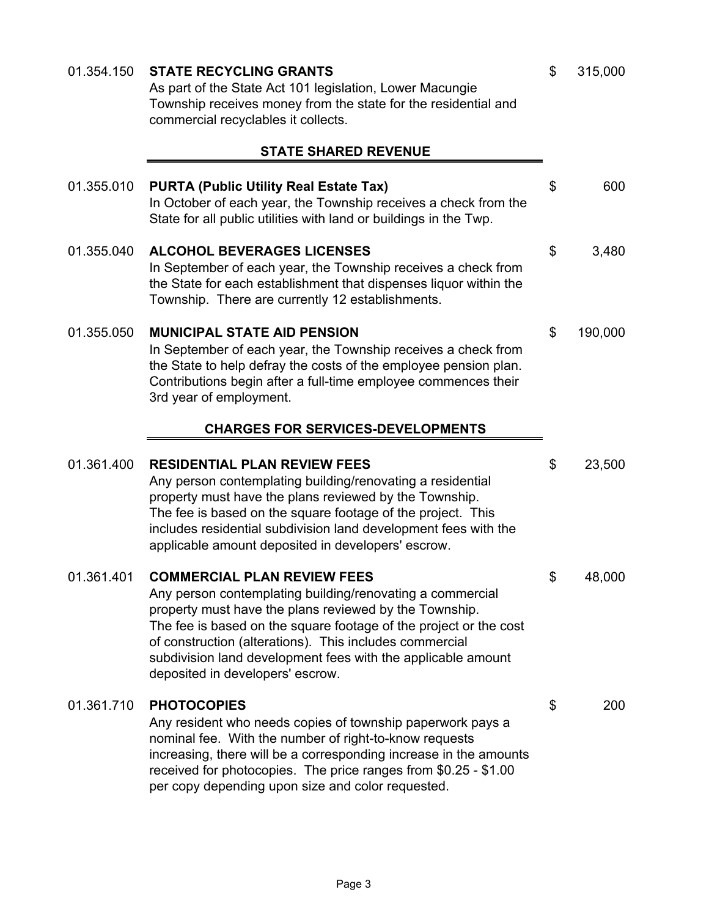01.354.150 **STATE RECYCLING GRANTS** $ 315,000

As part of the State Act 101 legislation, Lower Macungie Township receives money from the state for the residential and commercial recyclables it collects.

## STATE SHARED REVENUE

01.355.010 **PURTA (Public Utility Real Estate Tax)** $ 600

In October of each year, the Township receives a check from the State for all public utilities with land or buildings in the Twp.

01.355.040 **ALCOHOL BEVERAGES LICENSES** $ 3,480

In September of each year, the Township receives a check from the State for each establishment that dispenses liquor within the Township. There are currently 12 establishments.

01.355.050 **MUNICIPAL STATE AID PENSION** $ 190,000

In September of each year, the Township receives a check from the State to help defray the costs of the employee pension plan. Contributions begin after a full-time employee commences their 3rd year of employment.

## CHARGES FOR SERVICES-DEVELOPMENTS

01.361.400 **RESIDENTIAL PLAN REVIEW FEES** $ 23,500

Any person contemplating building/renovating a residential property must have the plans reviewed by the Township. The fee is based on the square footage of the project. This includes residential subdivision land development fees with the applicable amount deposited in developers' escrow.

01.361.401 **COMMERCIAL PLAN REVIEW FEES** $ 48,000

Any person contemplating building/renovating a commercial property must have the plans reviewed by the Township. The fee is based on the square footage of the project or the cost of construction (alterations). This includes commercial subdivision land development fees with the applicable amount deposited in developers' escrow.

01.361.710 **PHOTOCOPIES** $ 200

Any resident who needs copies of township paperwork pays a nominal fee. With the number of right-to-know requests increasing, there will be a corresponding increase in the amounts received for photocopies. The price ranges from $0.25 - $1.00 per copy depending upon size and color requested.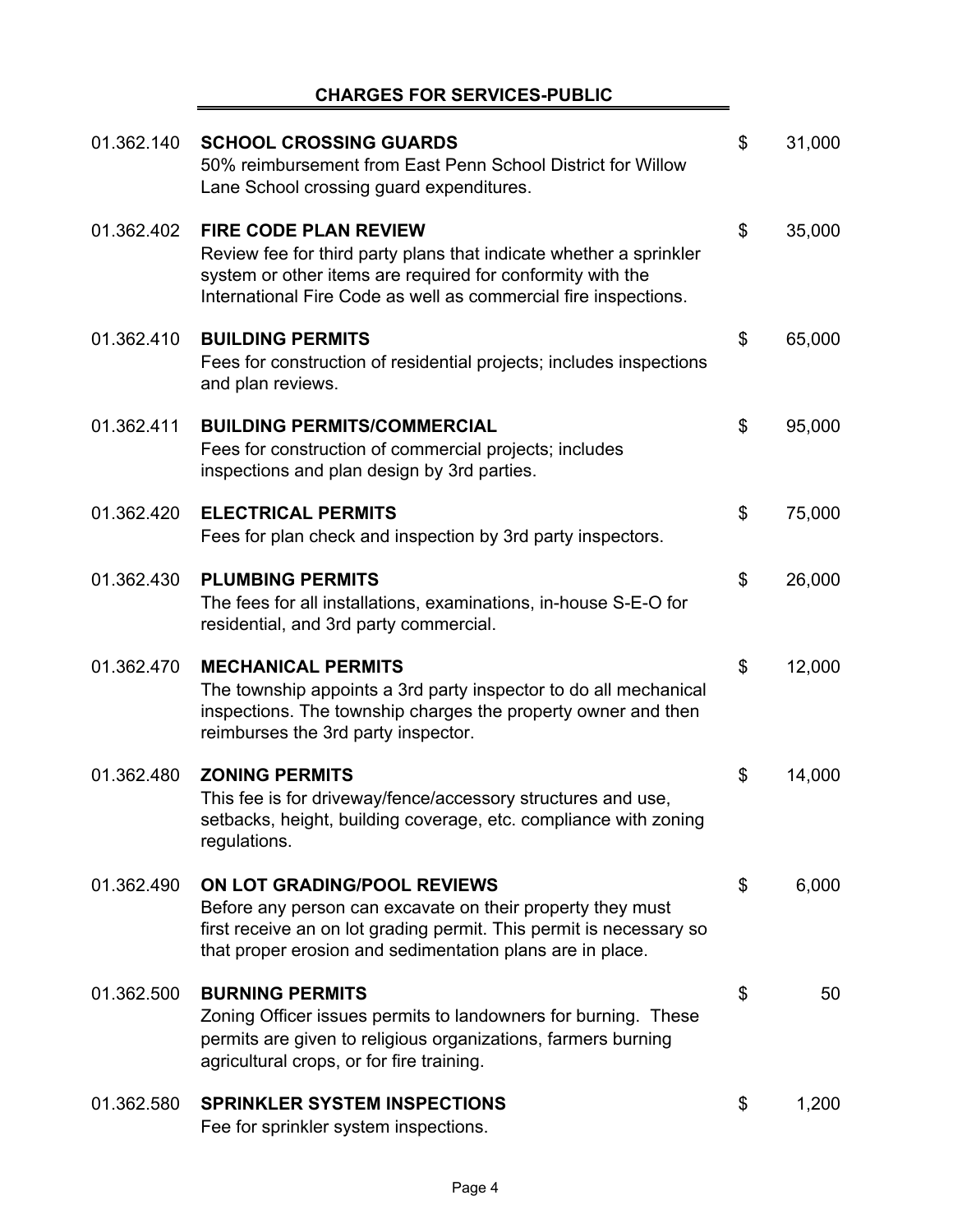## CHARGES FOR SERVICES-PUBLIC

| Account | Description | Amount |
|---|---|---|
| 01.362.140 | **SCHOOL CROSSING GUARDS**<br>50% reimbursement from East Penn School District for Willow Lane School crossing guard expenditures. | $ 31,000 |
| 01.362.402 | **FIRE CODE PLAN REVIEW**<br>Review fee for third party plans that indicate whether a sprinkler system or other items are required for conformity with the International Fire Code as well as commercial fire inspections. | $ 35,000 |
| 01.362.410 | **BUILDING PERMITS**<br>Fees for construction of residential projects; includes inspections and plan reviews. | $ 65,000 |
| 01.362.411 | **BUILDING PERMITS/COMMERCIAL**<br>Fees for construction of commercial projects; includes inspections and plan design by 3rd parties. | $ 95,000 |
| 01.362.420 | **ELECTRICAL PERMITS**<br>Fees for plan check and inspection by 3rd party inspectors. | $ 75,000 |
| 01.362.430 | **PLUMBING PERMITS**<br>The fees for all installations, examinations, in-house S-E-O for residential, and 3rd party commercial. | $ 26,000 |
| 01.362.470 | **MECHANICAL PERMITS**<br>The township appoints a 3rd party inspector to do all mechanical inspections. The township charges the property owner and then reimburses the 3rd party inspector. | $ 12,000 |
| 01.362.480 | **ZONING PERMITS**<br>This fee is for driveway/fence/accessory structures and use, setbacks, height, building coverage, etc. compliance with zoning regulations. | $ 14,000 |
| 01.362.490 | **ON LOT GRADING/POOL REVIEWS**<br>Before any person can excavate on their property they must first receive an on lot grading permit. This permit is necessary so that proper erosion and sedimentation plans are in place. | $ 6,000 |
| 01.362.500 | **BURNING PERMITS**<br>Zoning Officer issues permits to landowners for burning. These permits are given to religious organizations, farmers burning agricultural crops, or for fire training. | $ 50 |
| 01.362.580 | **SPRINKLER SYSTEM INSPECTIONS**<br>Fee for sprinkler system inspections. | $ 1,200 |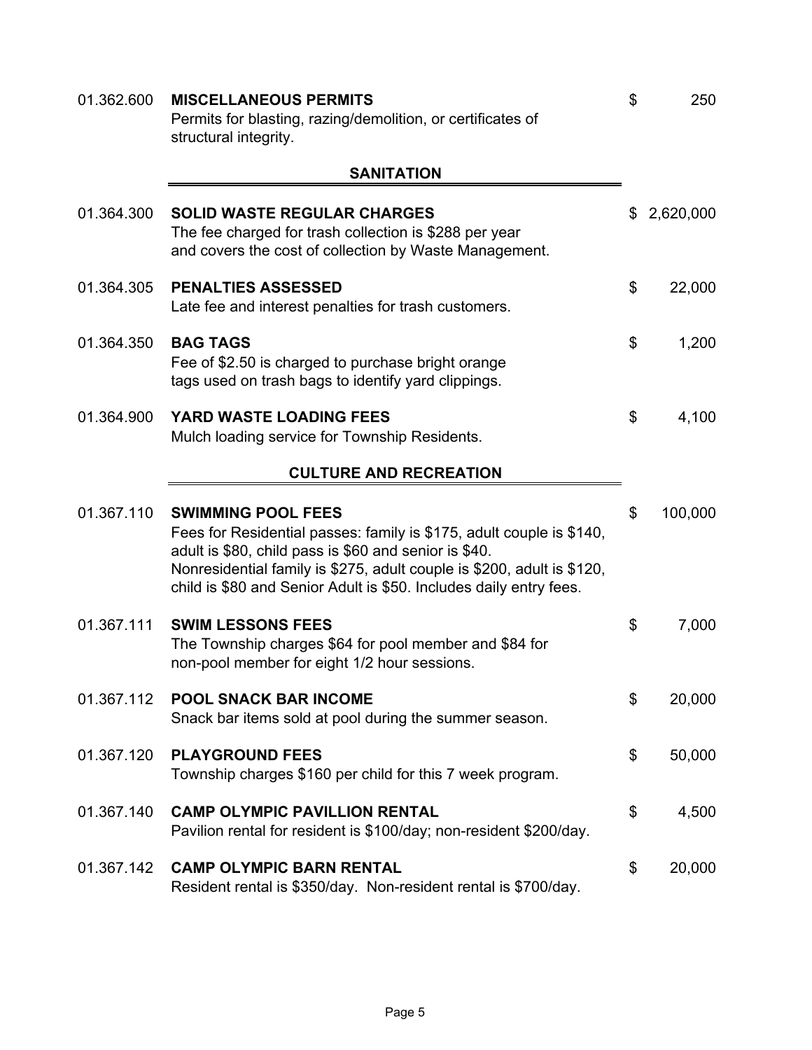| Account | Description | Amount |
|---|---|---|
| 01.362.600 | **MISCELLANEOUS PERMITS**<br>Permits for blasting, razing/demolition, or certificates of structural integrity. | $ 250 |

## SANITATION

| Account | Description | Amount |
|---|---|---|
| 01.364.300 | **SOLID WASTE REGULAR CHARGES**<br>The fee charged for trash collection is $288 per year and covers the cost of collection by Waste Management. | $ 2,620,000 |
| 01.364.305 | **PENALTIES ASSESSED**<br>Late fee and interest penalties for trash customers. | $ 22,000 |
| 01.364.350 | **BAG TAGS**<br>Fee of $2.50 is charged to purchase bright orange tags used on trash bags to identify yard clippings. | $ 1,200 |
| 01.364.900 | **YARD WASTE LOADING FEES**<br>Mulch loading service for Township Residents. | $ 4,100 |

## CULTURE AND RECREATION

| Account | Description | Amount |
|---|---|---|
| 01.367.110 | **SWIMMING POOL FEES**<br>Fees for Residential passes: family is $175, adult couple is $140, adult is $80, child pass is $60 and senior is $40. Nonresidential family is $275, adult couple is $200, adult is $120, child is $80 and Senior Adult is $50. Includes daily entry fees. | $ 100,000 |
| 01.367.111 | **SWIM LESSONS FEES**<br>The Township charges $64 for pool member and $84 for non-pool member for eight 1/2 hour sessions. | $ 7,000 |
| 01.367.112 | **POOL SNACK BAR INCOME**<br>Snack bar items sold at pool during the summer season. | $ 20,000 |
| 01.367.120 | **PLAYGROUND FEES**<br>Township charges $160 per child for this 7 week program. | $ 50,000 |
| 01.367.140 | **CAMP OLYMPIC PAVILLION RENTAL**<br>Pavilion rental for resident is $100/day; non-resident $200/day. | $ 4,500 |
| 01.367.142 | **CAMP OLYMPIC BARN RENTAL**<br>Resident rental is $350/day. Non-resident rental is $700/day. | $ 20,000 |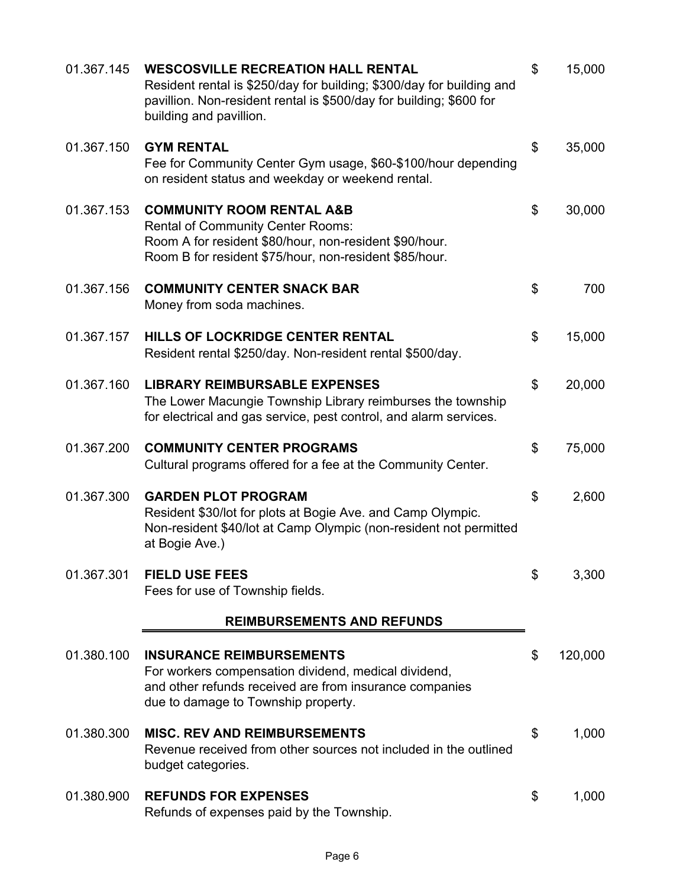| | | | |
|---|---|---|---|
| 01.367.145 | **WESCOSVILLE RECREATION HALL RENTAL**<br>Resident rental is $250/day for building; $300/day for building and pavillion. Non-resident rental is $500/day for building; $600 for building and pavillion. | $ | 15,000 |
| 01.367.150 | **GYM RENTAL**<br>Fee for Community Center Gym usage, $60-$100/hour depending on resident status and weekday or weekend rental. | $ | 35,000 |
| 01.367.153 | **COMMUNITY ROOM RENTAL A&B**<br>Rental of Community Center Rooms:<br>Room A for resident $80/hour, non-resident $90/hour.<br>Room B for resident $75/hour, non-resident $85/hour. | $ | 30,000 |
| 01.367.156 | **COMMUNITY CENTER SNACK BAR**<br>Money from soda machines. | $ | 700 |
| 01.367.157 | **HILLS OF LOCKRIDGE CENTER RENTAL**<br>Resident rental $250/day. Non-resident rental $500/day. | $ | 15,000 |
| 01.367.160 | **LIBRARY REIMBURSABLE EXPENSES**<br>The Lower Macungie Township Library reimburses the township for electrical and gas service, pest control, and alarm services. | $ | 20,000 |
| 01.367.200 | **COMMUNITY CENTER PROGRAMS**<br>Cultural programs offered for a fee at the Community Center. | $ | 75,000 |
| 01.367.300 | **GARDEN PLOT PROGRAM**<br>Resident $30/lot for plots at Bogie Ave. and Camp Olympic. Non-resident $40/lot at Camp Olympic (non-resident not permitted at Bogie Ave.) | $ | 2,600 |
| 01.367.301 | **FIELD USE FEES**<br>Fees for use of Township fields. | $ | 3,300 |

## REIMBURSEMENTS AND REFUNDS

| | | | |
|---|---|---|---|
| 01.380.100 | **INSURANCE REIMBURSEMENTS**<br>For workers compensation dividend, medical dividend, and other refunds received are from insurance companies due to damage to Township property. | $ | 120,000 |
| 01.380.300 | **MISC. REV AND REIMBURSEMENTS**<br>Revenue received from other sources not included in the outlined budget categories. | $ | 1,000 |
| 01.380.900 | **REFUNDS FOR EXPENSES**<br>Refunds of expenses paid by the Township. | $ | 1,000 |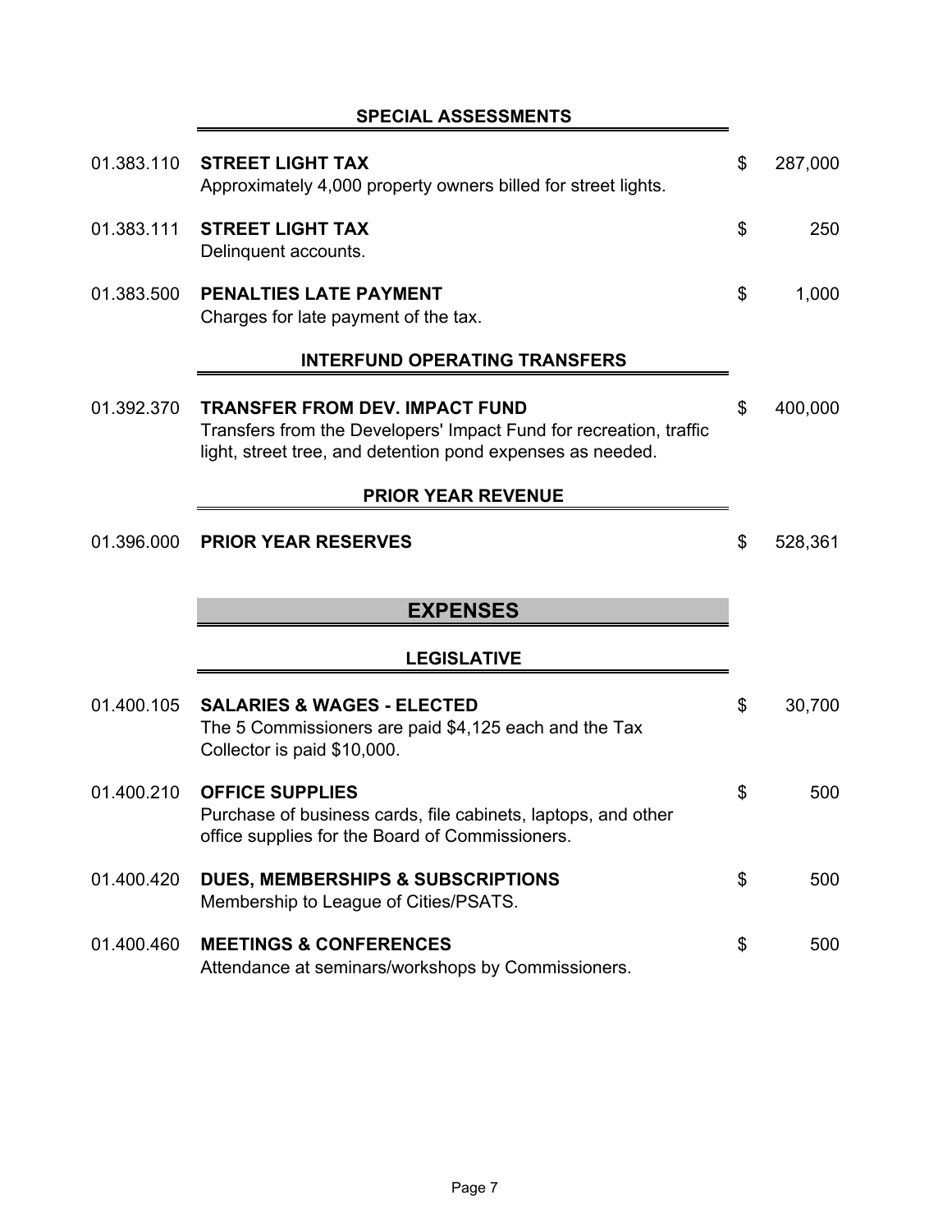## SPECIAL ASSESSMENTS

| Account | Description | Amount |
|---|---|---|
| 01.383.110 | **STREET LIGHT TAX**<br>Approximately 4,000 property owners billed for street lights. | $ 287,000 |
| 01.383.111 | **STREET LIGHT TAX**<br>Delinquent accounts. | $ 250 |
| 01.383.500 | **PENALTIES LATE PAYMENT**<br>Charges for late payment of the tax. | $ 1,000 |

## INTERFUND OPERATING TRANSFERS

| Account | Description | Amount |
|---|---|---|
| 01.392.370 | **TRANSFER FROM DEV. IMPACT FUND**<br>Transfers from the Developers' Impact Fund for recreation, traffic light, street tree, and detention pond expenses as needed. | $ 400,000 |

## PRIOR YEAR REVENUE

| Account | Description | Amount |
|---|---|---|
| 01.396.000 | **PRIOR YEAR RESERVES** | $ 528,361 |

# EXPENSES

## LEGISLATIVE

| Account | Description | Amount |
|---|---|---|
| 01.400.105 | **SALARIES & WAGES - ELECTED**<br>The 5 Commissioners are paid $4,125 each and the Tax Collector is paid $10,000. | $ 30,700 |
| 01.400.210 | **OFFICE SUPPLIES**<br>Purchase of business cards, file cabinets, laptops, and other office supplies for the Board of Commissioners. | $ 500 |
| 01.400.420 | **DUES, MEMBERSHIPS & SUBSCRIPTIONS**<br>Membership to League of Cities/PSATS. | $ 500 |
| 01.400.460 | **MEETINGS & CONFERENCES**<br>Attendance at seminars/workshops by Commissioners. | $ 500 |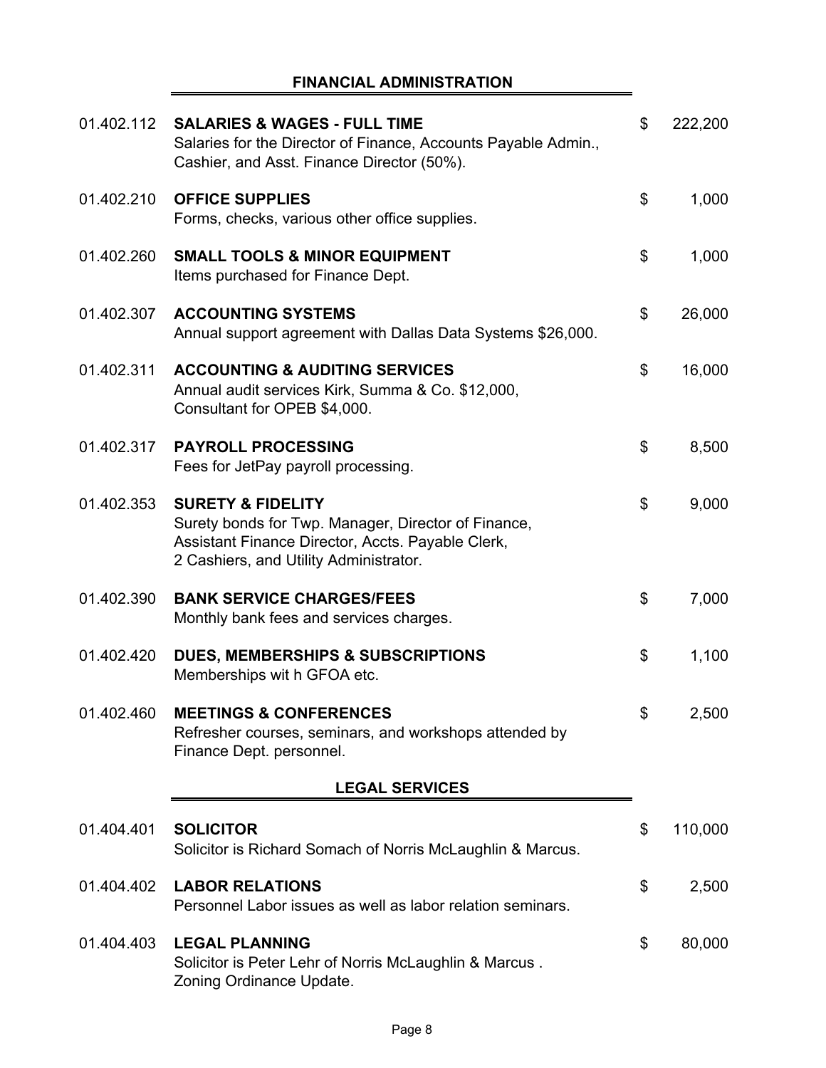## FINANCIAL ADMINISTRATION

| Account | Description | | Amount |
|---|---|---|---|
| 01.402.112 | **SALARIES & WAGES - FULL TIME**<br>Salaries for the Director of Finance, Accounts Payable Admin., Cashier, and Asst. Finance Director (50%). | $ | 222,200 |
| 01.402.210 | **OFFICE SUPPLIES**<br>Forms, checks, various other office supplies. | $ | 1,000 |
| 01.402.260 | **SMALL TOOLS & MINOR EQUIPMENT**<br>Items purchased for Finance Dept. | $ | 1,000 |
| 01.402.307 | **ACCOUNTING SYSTEMS**<br>Annual support agreement with Dallas Data Systems $26,000. | $ | 26,000 |
| 01.402.311 | **ACCOUNTING & AUDITING SERVICES**<br>Annual audit services Kirk, Summa & Co. $12,000, Consultant for OPEB $4,000. | $ | 16,000 |
| 01.402.317 | **PAYROLL PROCESSING**<br>Fees for JetPay payroll processing. | $ | 8,500 |
| 01.402.353 | **SURETY & FIDELITY**<br>Surety bonds for Twp. Manager, Director of Finance, Assistant Finance Director, Accts. Payable Clerk, 2 Cashiers, and Utility Administrator. | $ | 9,000 |
| 01.402.390 | **BANK SERVICE CHARGES/FEES**<br>Monthly bank fees and services charges. | $ | 7,000 |
| 01.402.420 | **DUES, MEMBERSHIPS & SUBSCRIPTIONS**<br>Memberships wit h GFOA etc. | $ | 1,100 |
| 01.402.460 | **MEETINGS & CONFERENCES**<br>Refresher courses, seminars, and workshops attended by Finance Dept. personnel. | $ | 2,500 |

## LEGAL SERVICES

| Account | Description | | Amount |
|---|---|---|---|
| 01.404.401 | **SOLICITOR**<br>Solicitor is Richard Somach of Norris McLaughlin & Marcus. | $ | 110,000 |
| 01.404.402 | **LABOR RELATIONS**<br>Personnel Labor issues as well as labor relation seminars. | $ | 2,500 |
| 01.404.403 | **LEGAL PLANNING**<br>Solicitor is Peter Lehr of Norris McLaughlin & Marcus . Zoning Ordinance Update. | $ | 80,000 |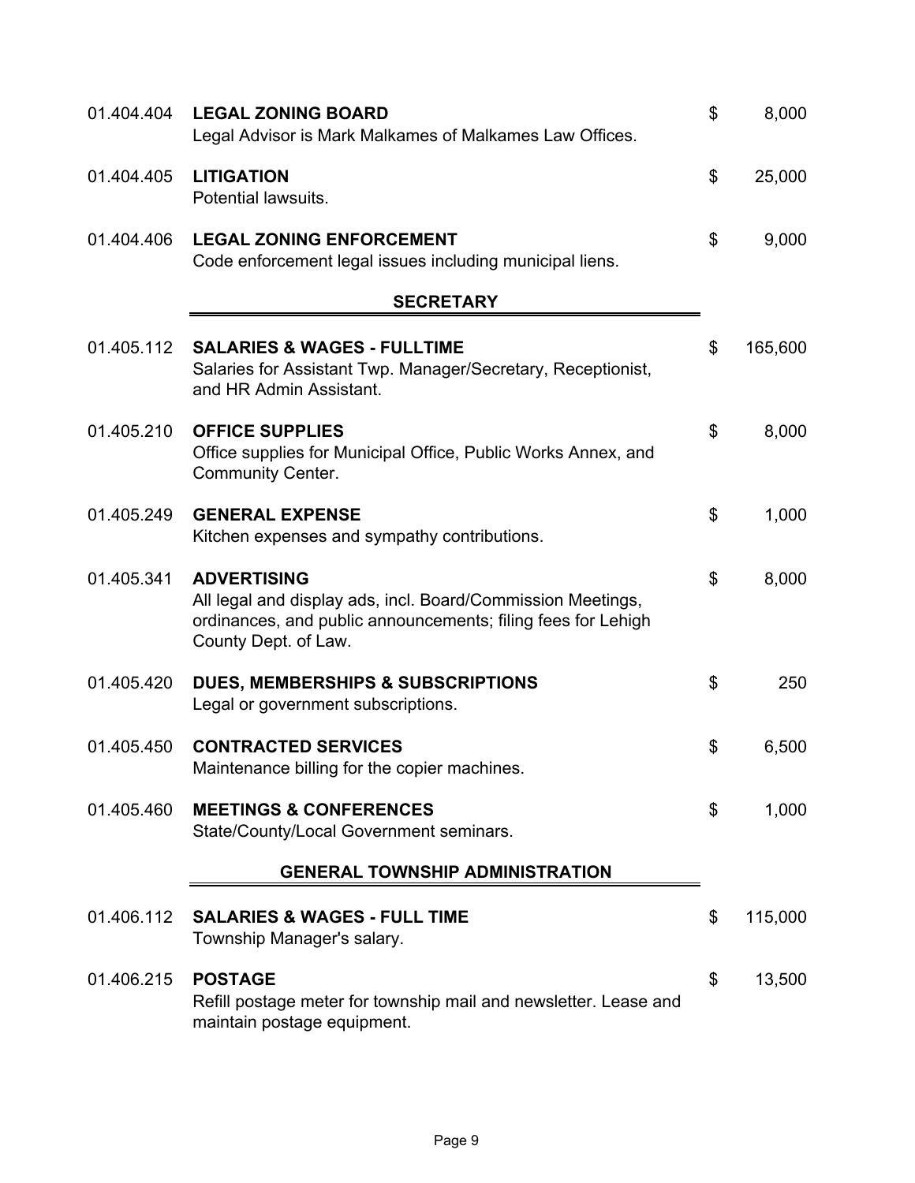| Account | Description | | Amount |
|---|---|---|---|
| 01.404.404 | **LEGAL ZONING BOARD**<br>Legal Advisor is Mark Malkames of Malkames Law Offices. | $ | 8,000 |
| 01.404.405 | **LITIGATION**<br>Potential lawsuits. | $ | 25,000 |
| 01.404.406 | **LEGAL ZONING ENFORCEMENT**<br>Code enforcement legal issues including municipal liens. | $ | 9,000 |

## SECRETARY

| Account | Description | | Amount |
|---|---|---|---|
| 01.405.112 | **SALARIES & WAGES - FULLTIME**<br>Salaries for Assistant Twp. Manager/Secretary, Receptionist, and HR Admin Assistant. | $ | 165,600 |
| 01.405.210 | **OFFICE SUPPLIES**<br>Office supplies for Municipal Office, Public Works Annex, and Community Center. | $ | 8,000 |
| 01.405.249 | **GENERAL EXPENSE**<br>Kitchen expenses and sympathy contributions. | $ | 1,000 |
| 01.405.341 | **ADVERTISING**<br>All legal and display ads, incl. Board/Commission Meetings, ordinances, and public announcements; filing fees for Lehigh County Dept. of Law. | $ | 8,000 |
| 01.405.420 | **DUES, MEMBERSHIPS & SUBSCRIPTIONS**<br>Legal or government subscriptions. | $ | 250 |
| 01.405.450 | **CONTRACTED SERVICES**<br>Maintenance billing for the copier machines. | $ | 6,500 |
| 01.405.460 | **MEETINGS & CONFERENCES**<br>State/County/Local Government seminars. | $ | 1,000 |

## GENERAL TOWNSHIP ADMINISTRATION

| Account | Description | | Amount |
|---|---|---|---|
| 01.406.112 | **SALARIES & WAGES - FULL TIME**<br>Township Manager's salary. | $ | 115,000 |
| 01.406.215 | **POSTAGE**<br>Refill postage meter for township mail and newsletter. Lease and maintain postage equipment. | $ | 13,500 |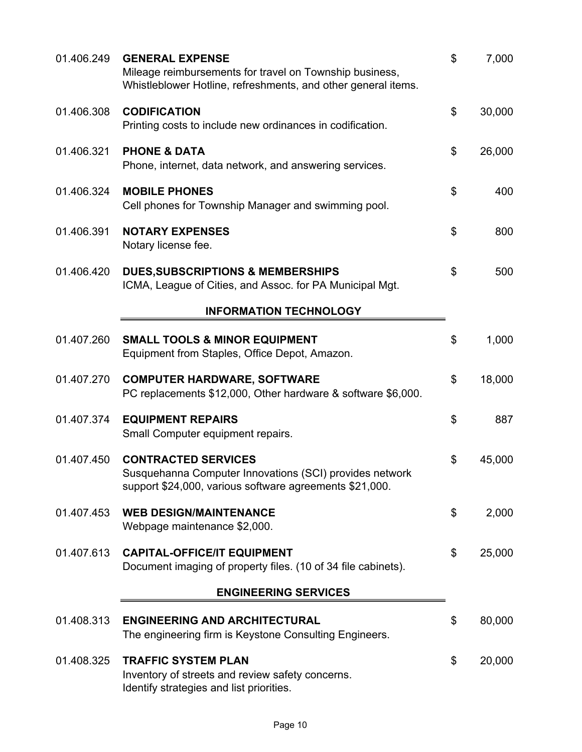| Account | Description | | Amount |
|---|---|---|---|
| 01.406.249 | **GENERAL EXPENSE**<br>Mileage reimbursements for travel on Township business, Whistleblower Hotline, refreshments, and other general items. | $ | 7,000 |
| 01.406.308 | **CODIFICATION**<br>Printing costs to include new ordinances in codification. | $ | 30,000 |
| 01.406.321 | **PHONE & DATA**<br>Phone, internet, data network, and answering services. | $ | 26,000 |
| 01.406.324 | **MOBILE PHONES**<br>Cell phones for Township Manager and swimming pool. | $ | 400 |
| 01.406.391 | **NOTARY EXPENSES**<br>Notary license fee. | $ | 800 |
| 01.406.420 | **DUES,SUBSCRIPTIONS & MEMBERSHIPS**<br>ICMA, League of Cities, and Assoc. for PA Municipal Mgt. | $ | 500 |

## INFORMATION TECHNOLOGY

| Account | Description | | Amount |
|---|---|---|---|
| 01.407.260 | **SMALL TOOLS & MINOR EQUIPMENT**<br>Equipment from Staples, Office Depot, Amazon. | $ | 1,000 |
| 01.407.270 | **COMPUTER HARDWARE, SOFTWARE**<br>PC replacements $12,000, Other hardware & software $6,000. | $ | 18,000 |
| 01.407.374 | **EQUIPMENT REPAIRS**<br>Small Computer equipment repairs. | $ | 887 |
| 01.407.450 | **CONTRACTED SERVICES**<br>Susquehanna Computer Innovations (SCI) provides network support $24,000, various software agreements $21,000. | $ | 45,000 |
| 01.407.453 | **WEB DESIGN/MAINTENANCE**<br>Webpage maintenance $2,000. | $ | 2,000 |
| 01.407.613 | **CAPITAL-OFFICE/IT EQUIPMENT**<br>Document imaging of property files. (10 of 34 file cabinets). | $ | 25,000 |

## ENGINEERING SERVICES

| Account | Description | | Amount |
|---|---|---|---|
| 01.408.313 | **ENGINEERING AND ARCHITECTURAL**<br>The engineering firm is Keystone Consulting Engineers. | $ | 80,000 |
| 01.408.325 | **TRAFFIC SYSTEM PLAN**<br>Inventory of streets and review safety concerns.<br>Identify strategies and list priorities. | $ | 20,000 |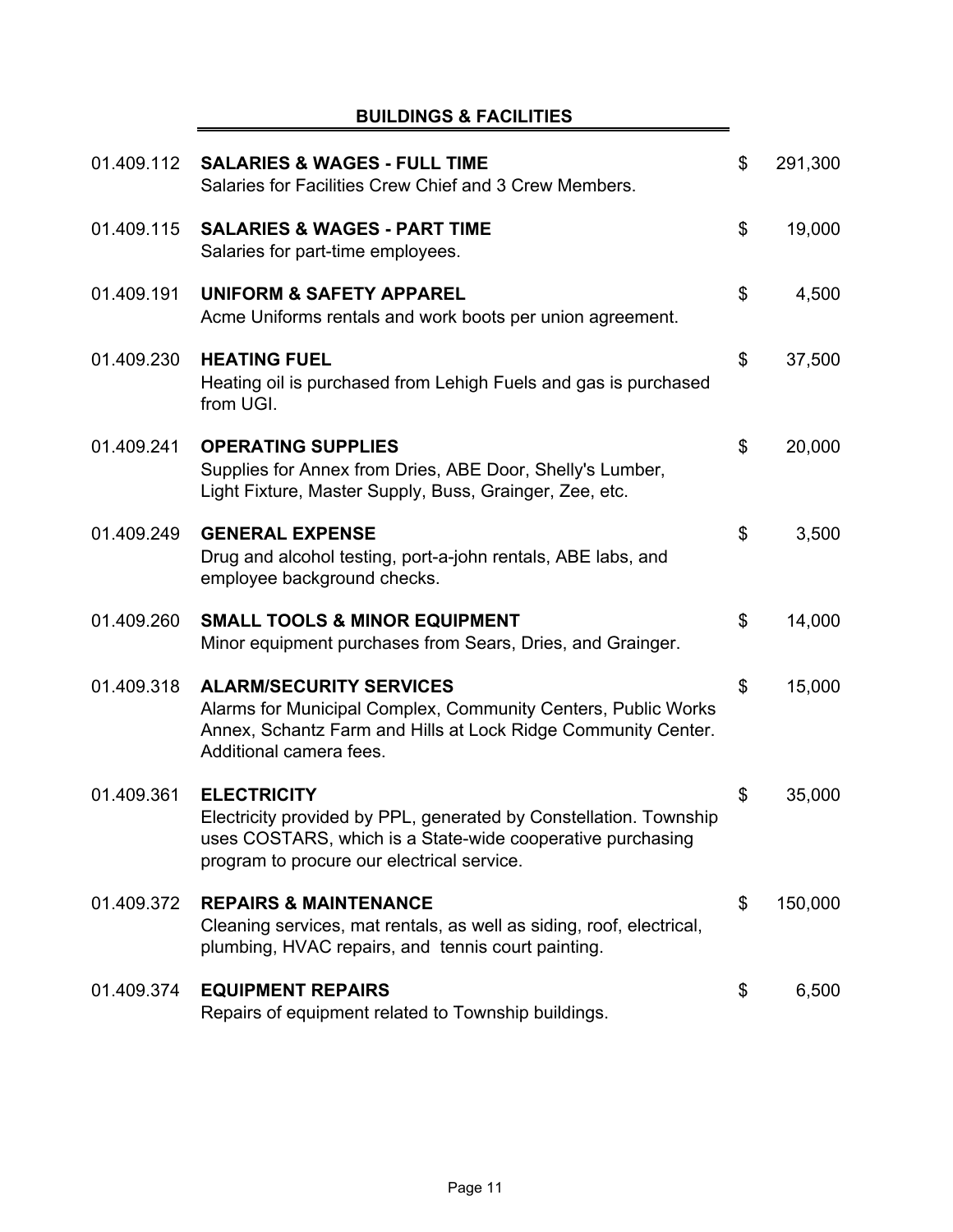## BUILDINGS & FACILITIES

| Account | Description | Amount |
|---|---|---|
| 01.409.112 | **SALARIES & WAGES - FULL TIME**<br>Salaries for Facilities Crew Chief and 3 Crew Members. | $ 291,300 |
| 01.409.115 | **SALARIES & WAGES - PART TIME**<br>Salaries for part-time employees. | $ 19,000 |
| 01.409.191 | **UNIFORM & SAFETY APPAREL**<br>Acme Uniforms rentals and work boots per union agreement. | $ 4,500 |
| 01.409.230 | **HEATING FUEL**<br>Heating oil is purchased from Lehigh Fuels and gas is purchased from UGI. | $ 37,500 |
| 01.409.241 | **OPERATING SUPPLIES**<br>Supplies for Annex from Dries, ABE Door, Shelly's Lumber, Light Fixture, Master Supply, Buss, Grainger, Zee, etc. | $ 20,000 |
| 01.409.249 | **GENERAL EXPENSE**<br>Drug and alcohol testing, port-a-john rentals, ABE labs, and employee background checks. | $ 3,500 |
| 01.409.260 | **SMALL TOOLS & MINOR EQUIPMENT**<br>Minor equipment purchases from Sears, Dries, and Grainger. | $ 14,000 |
| 01.409.318 | **ALARM/SECURITY SERVICES**<br>Alarms for Municipal Complex, Community Centers, Public Works Annex, Schantz Farm and Hills at Lock Ridge Community Center. Additional camera fees. | $ 15,000 |
| 01.409.361 | **ELECTRICITY**<br>Electricity provided by PPL, generated by Constellation. Township uses COSTARS, which is a State-wide cooperative purchasing program to procure our electrical service. | $ 35,000 |
| 01.409.372 | **REPAIRS & MAINTENANCE**<br>Cleaning services, mat rentals, as well as siding, roof, electrical, plumbing, HVAC repairs, and tennis court painting. | $ 150,000 |
| 01.409.374 | **EQUIPMENT REPAIRS**<br>Repairs of equipment related to Township buildings. | $ 6,500 |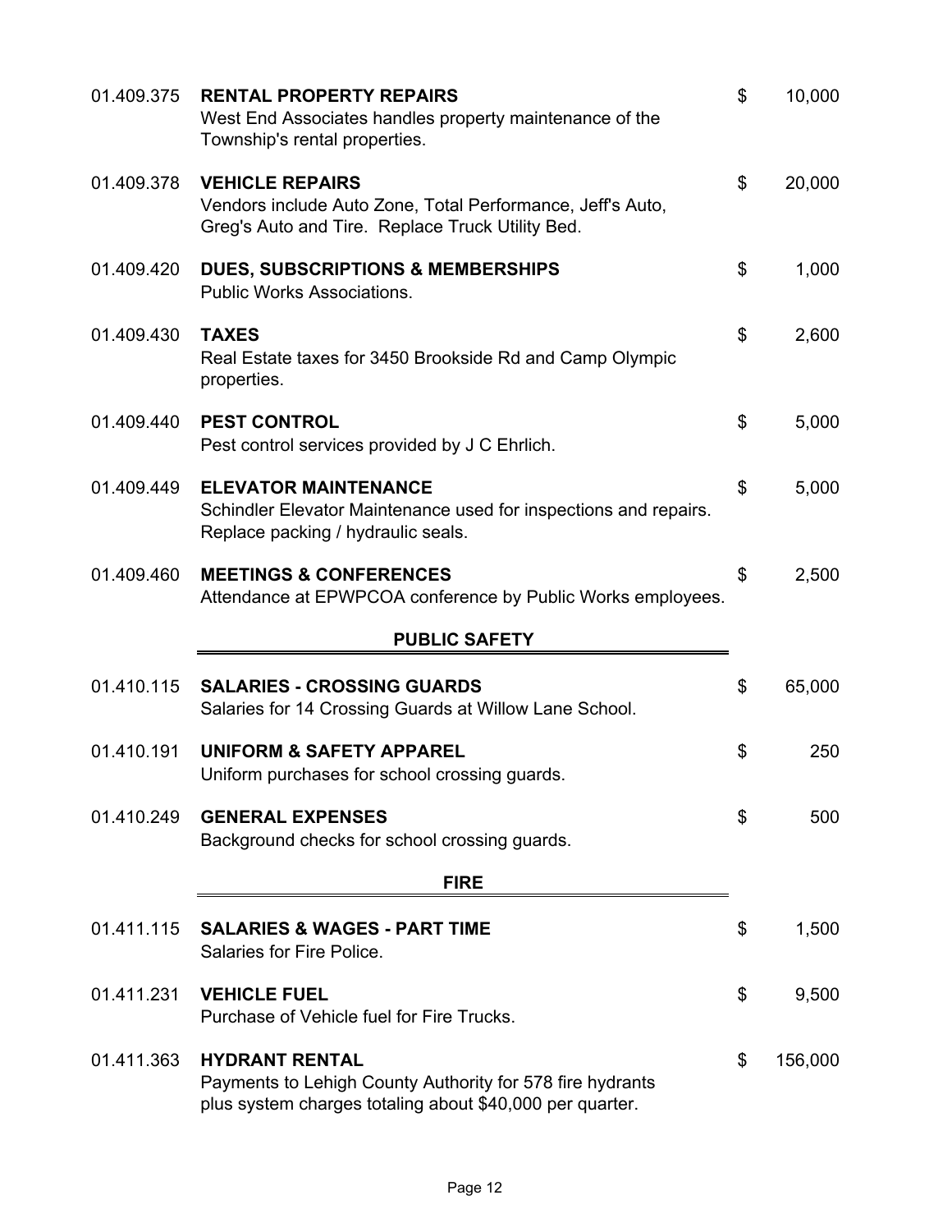| Account | Description | Amount |
|---|---|---|
| 01.409.375 | **RENTAL PROPERTY REPAIRS**<br>West End Associates handles property maintenance of the Township's rental properties. | $ 10,000 |
| 01.409.378 | **VEHICLE REPAIRS**<br>Vendors include Auto Zone, Total Performance, Jeff's Auto, Greg's Auto and Tire. Replace Truck Utility Bed. | $ 20,000 |
| 01.409.420 | **DUES, SUBSCRIPTIONS & MEMBERSHIPS**<br>Public Works Associations. | $ 1,000 |
| 01.409.430 | **TAXES**<br>Real Estate taxes for 3450 Brookside Rd and Camp Olympic properties. | $ 2,600 |
| 01.409.440 | **PEST CONTROL**<br>Pest control services provided by J C Ehrlich. | $ 5,000 |
| 01.409.449 | **ELEVATOR MAINTENANCE**<br>Schindler Elevator Maintenance used for inspections and repairs. Replace packing / hydraulic seals. | $ 5,000 |
| 01.409.460 | **MEETINGS & CONFERENCES**<br>Attendance at EPWPCOA conference by Public Works employees. | $ 2,500 |

## PUBLIC SAFETY

| Account | Description | Amount |
|---|---|---|
| 01.410.115 | **SALARIES - CROSSING GUARDS**<br>Salaries for 14 Crossing Guards at Willow Lane School. | $ 65,000 |
| 01.410.191 | **UNIFORM & SAFETY APPAREL**<br>Uniform purchases for school crossing guards. | $ 250 |
| 01.410.249 | **GENERAL EXPENSES**<br>Background checks for school crossing guards. | $ 500 |

## FIRE

| Account | Description | Amount |
|---|---|---|
| 01.411.115 | **SALARIES & WAGES - PART TIME**<br>Salaries for Fire Police. | $ 1,500 |
| 01.411.231 | **VEHICLE FUEL**<br>Purchase of Vehicle fuel for Fire Trucks. | $ 9,500 |
| 01.411.363 | **HYDRANT RENTAL**<br>Payments to Lehigh County Authority for 578 fire hydrants plus system charges totaling about $40,000 per quarter. | $ 156,000 |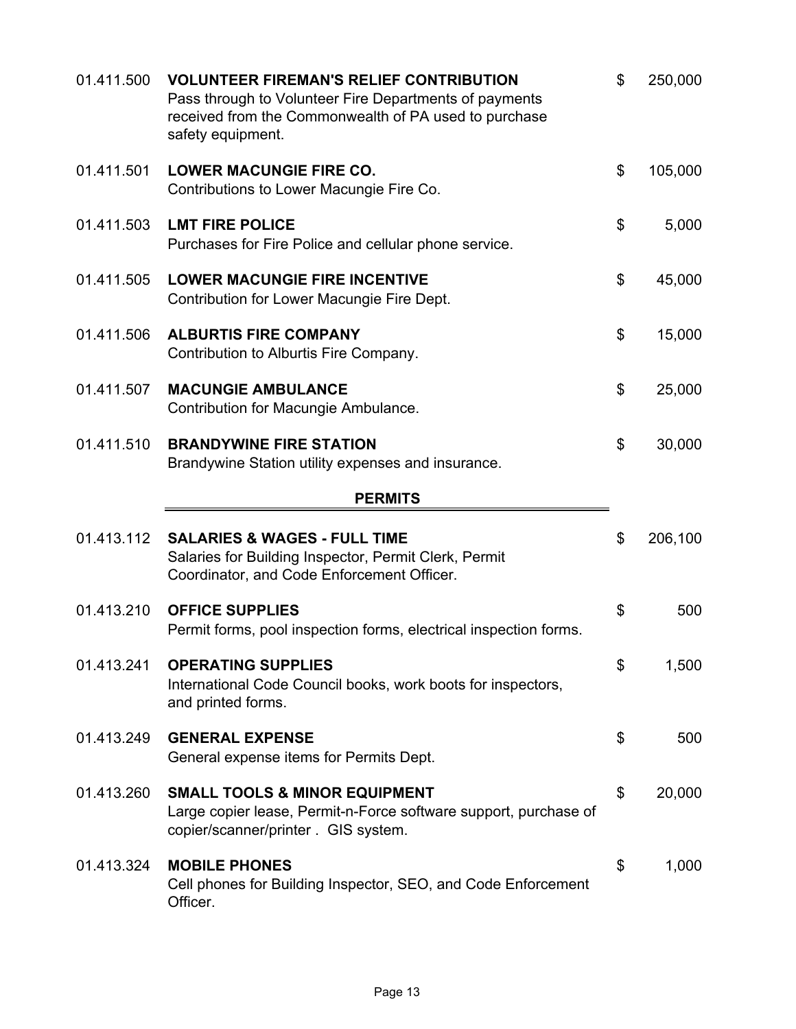| Account | Description | Amount |
|---|---|---|
| 01.411.500 | **VOLUNTEER FIREMAN'S RELIEF CONTRIBUTION**<br>Pass through to Volunteer Fire Departments of payments received from the Commonwealth of PA used to purchase safety equipment. | $ 250,000 |
| 01.411.501 | **LOWER MACUNGIE FIRE CO.**<br>Contributions to Lower Macungie Fire Co. | $ 105,000 |
| 01.411.503 | **LMT FIRE POLICE**<br>Purchases for Fire Police and cellular phone service. | $ 5,000 |
| 01.411.505 | **LOWER MACUNGIE FIRE INCENTIVE**<br>Contribution for Lower Macungie Fire Dept. | $ 45,000 |
| 01.411.506 | **ALBURTIS FIRE COMPANY**<br>Contribution to Alburtis Fire Company. | $ 15,000 |
| 01.411.507 | **MACUNGIE AMBULANCE**<br>Contribution for Macungie Ambulance. | $ 25,000 |
| 01.411.510 | **BRANDYWINE FIRE STATION**<br>Brandywine Station utility expenses and insurance. | $ 30,000 |

## PERMITS

| Account | Description | Amount |
|---|---|---|
| 01.413.112 | **SALARIES & WAGES - FULL TIME**<br>Salaries for Building Inspector, Permit Clerk, Permit Coordinator, and Code Enforcement Officer. | $ 206,100 |
| 01.413.210 | **OFFICE SUPPLIES**<br>Permit forms, pool inspection forms, electrical inspection forms. | $ 500 |
| 01.413.241 | **OPERATING SUPPLIES**<br>International Code Council books, work boots for inspectors, and printed forms. | $ 1,500 |
| 01.413.249 | **GENERAL EXPENSE**<br>General expense items for Permits Dept. | $ 500 |
| 01.413.260 | **SMALL TOOLS & MINOR EQUIPMENT**<br>Large copier lease, Permit-n-Force software support, purchase of copier/scanner/printer . GIS system. | $ 20,000 |
| 01.413.324 | **MOBILE PHONES**<br>Cell phones for Building Inspector, SEO, and Code Enforcement Officer. | $ 1,000 |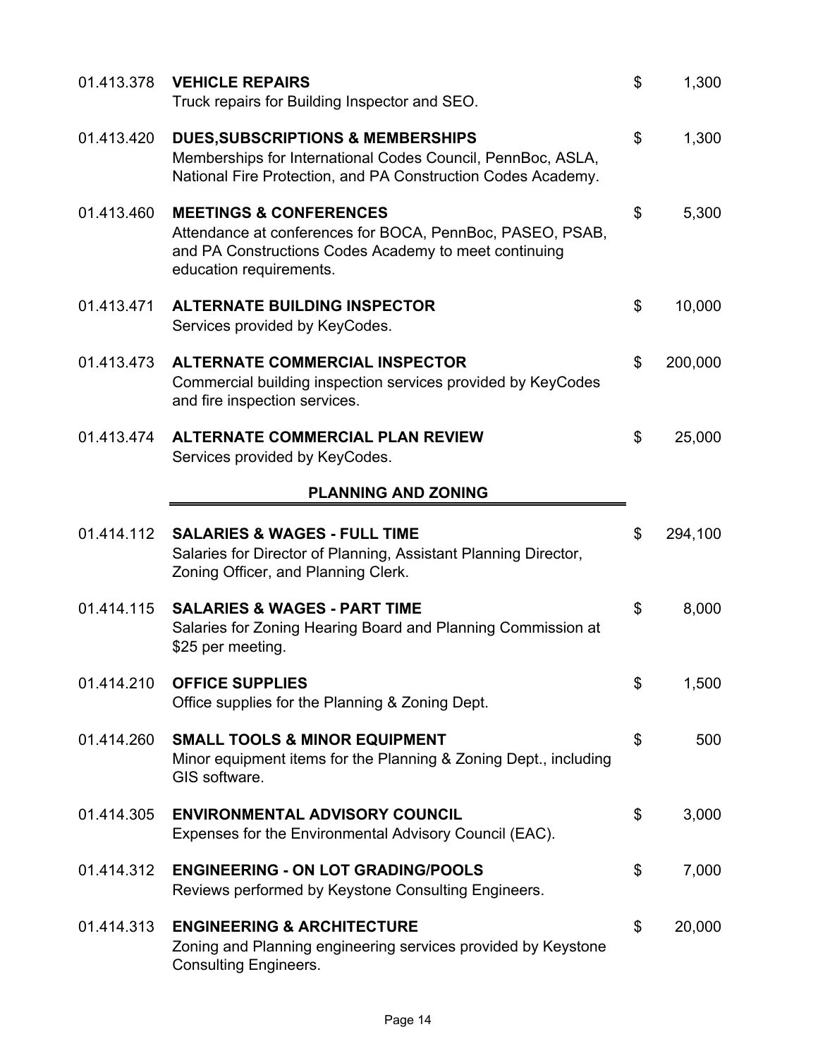| Account | Description | | Amount |
|---|---|---|---|
| 01.413.378 | **VEHICLE REPAIRS**<br>Truck repairs for Building Inspector and SEO. | $ | 1,300 |
| 01.413.420 | **DUES,SUBSCRIPTIONS & MEMBERSHIPS**<br>Memberships for International Codes Council, PennBoc, ASLA, National Fire Protection, and PA Construction Codes Academy. | $ | 1,300 |
| 01.413.460 | **MEETINGS & CONFERENCES**<br>Attendance at conferences for BOCA, PennBoc, PASEO, PSAB, and PA Constructions Codes Academy to meet continuing education requirements. | $ | 5,300 |
| 01.413.471 | **ALTERNATE BUILDING INSPECTOR**<br>Services provided by KeyCodes. | $ | 10,000 |
| 01.413.473 | **ALTERNATE COMMERCIAL INSPECTOR**<br>Commercial building inspection services provided by KeyCodes and fire inspection services. | $ | 200,000 |
| 01.413.474 | **ALTERNATE COMMERCIAL PLAN REVIEW**<br>Services provided by KeyCodes. | $ | 25,000 |

## PLANNING AND ZONING

| Account | Description | | Amount |
|---|---|---|---|
| 01.414.112 | **SALARIES & WAGES - FULL TIME**<br>Salaries for Director of Planning, Assistant Planning Director, Zoning Officer, and Planning Clerk. | $ | 294,100 |
| 01.414.115 | **SALARIES & WAGES - PART TIME**<br>Salaries for Zoning Hearing Board and Planning Commission at $25 per meeting. | $ | 8,000 |
| 01.414.210 | **OFFICE SUPPLIES**<br>Office supplies for the Planning & Zoning Dept. | $ | 1,500 |
| 01.414.260 | **SMALL TOOLS & MINOR EQUIPMENT**<br>Minor equipment items for the Planning & Zoning Dept., including GIS software. | $ | 500 |
| 01.414.305 | **ENVIRONMENTAL ADVISORY COUNCIL**<br>Expenses for the Environmental Advisory Council (EAC). | $ | 3,000 |
| 01.414.312 | **ENGINEERING - ON LOT GRADING/POOLS**<br>Reviews performed by Keystone Consulting Engineers. | $ | 7,000 |
| 01.414.313 | **ENGINEERING & ARCHITECTURE**<br>Zoning and Planning engineering services provided by Keystone Consulting Engineers. | $ | 20,000 |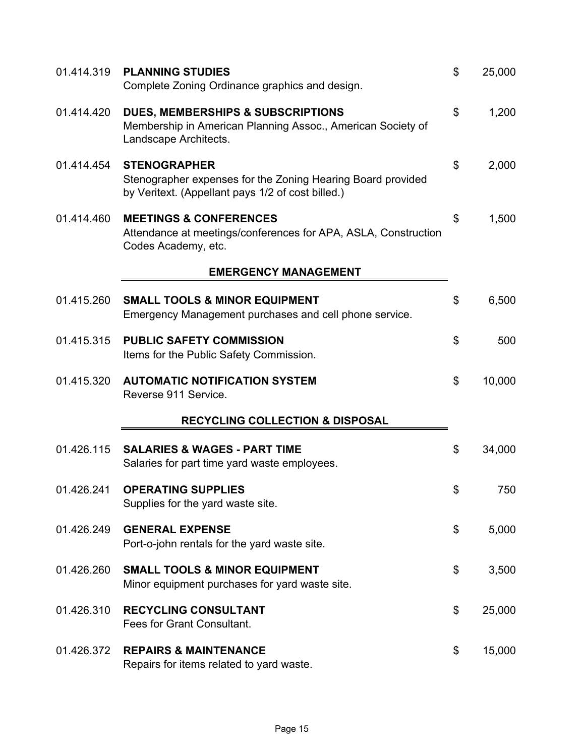| | | | |
|---|---|---|---|
| 01.414.319 | **PLANNING STUDIES**<br>Complete Zoning Ordinance graphics and design. | $ | 25,000 |
| 01.414.420 | **DUES, MEMBERSHIPS & SUBSCRIPTIONS**<br>Membership in American Planning Assoc., American Society of Landscape Architects. | $ | 1,200 |
| 01.414.454 | **STENOGRAPHER**<br>Stenographer expenses for the Zoning Hearing Board provided by Veritext. (Appellant pays 1/2 of cost billed.) | $ | 2,000 |
| 01.414.460 | **MEETINGS & CONFERENCES**<br>Attendance at meetings/conferences for APA, ASLA, Construction Codes Academy, etc. | $ | 1,500 |

## EMERGENCY MANAGEMENT

| | | | |
|---|---|---|---|
| 01.415.260 | **SMALL TOOLS & MINOR EQUIPMENT**<br>Emergency Management purchases and cell phone service. | $ | 6,500 |
| 01.415.315 | **PUBLIC SAFETY COMMISSION**<br>Items for the Public Safety Commission. | $ | 500 |
| 01.415.320 | **AUTOMATIC NOTIFICATION SYSTEM**<br>Reverse 911 Service. | $ | 10,000 |

## RECYCLING COLLECTION & DISPOSAL

| | | | |
|---|---|---|---|
| 01.426.115 | **SALARIES & WAGES - PART TIME**<br>Salaries for part time yard waste employees. | $ | 34,000 |
| 01.426.241 | **OPERATING SUPPLIES**<br>Supplies for the yard waste site. | $ | 750 |
| 01.426.249 | **GENERAL EXPENSE**<br>Port-o-john rentals for the yard waste site. | $ | 5,000 |
| 01.426.260 | **SMALL TOOLS & MINOR EQUIPMENT**<br>Minor equipment purchases for yard waste site. | $ | 3,500 |
| 01.426.310 | **RECYCLING CONSULTANT**<br>Fees for Grant Consultant. | $ | 25,000 |
| 01.426.372 | **REPAIRS & MAINTENANCE**<br>Repairs for items related to yard waste. | $ | 15,000 |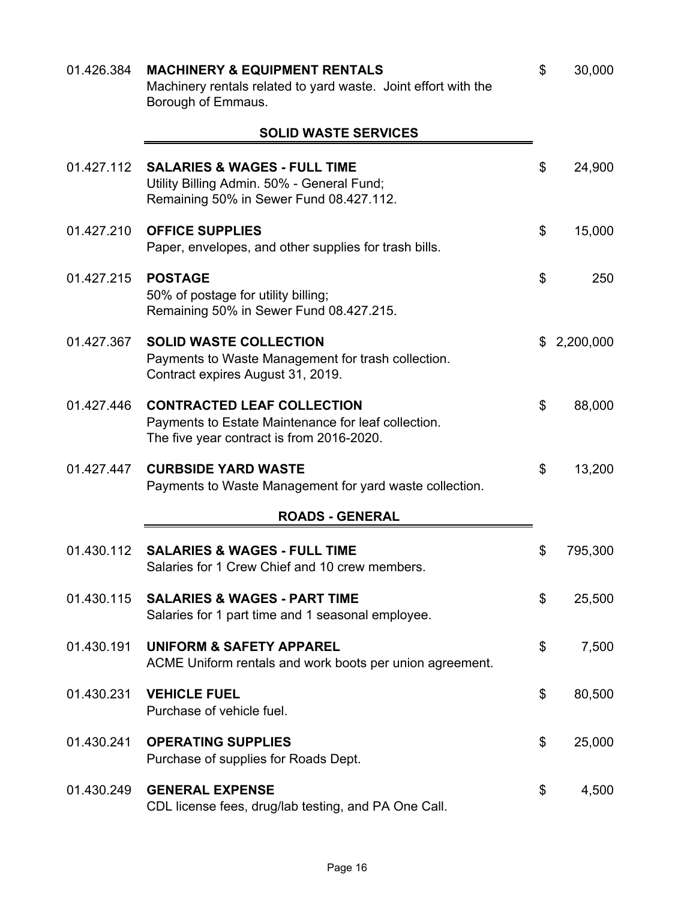01.426.384 **MACHINERY & EQUIPMENT RENTALS** $ 30,000
Machinery rentals related to yard waste. Joint effort with the Borough of Emmaus.

## SOLID WASTE SERVICES

01.427.112 **SALARIES & WAGES - FULL TIME** $ 24,900
Utility Billing Admin. 50% - General Fund;
Remaining 50% in Sewer Fund 08.427.112.

01.427.210 **OFFICE SUPPLIES** $ 15,000
Paper, envelopes, and other supplies for trash bills.

01.427.215 **POSTAGE** $ 250
50% of postage for utility billing;
Remaining 50% in Sewer Fund 08.427.215.

01.427.367 **SOLID WASTE COLLECTION** $ 2,200,000
Payments to Waste Management for trash collection.
Contract expires August 31, 2019.

01.427.446 **CONTRACTED LEAF COLLECTION** $ 88,000
Payments to Estate Maintenance for leaf collection.
The five year contract is from 2016-2020.

01.427.447 **CURBSIDE YARD WASTE** $ 13,200
Payments to Waste Management for yard waste collection.

## ROADS - GENERAL

01.430.112 **SALARIES & WAGES - FULL TIME** $ 795,300
Salaries for 1 Crew Chief and 10 crew members.

01.430.115 **SALARIES & WAGES - PART TIME** $ 25,500
Salaries for 1 part time and 1 seasonal employee.

01.430.191 **UNIFORM & SAFETY APPAREL** $ 7,500
ACME Uniform rentals and work boots per union agreement.

01.430.231 **VEHICLE FUEL** $ 80,500
Purchase of vehicle fuel.

01.430.241 **OPERATING SUPPLIES** $ 25,000
Purchase of supplies for Roads Dept.

01.430.249 **GENERAL EXPENSE** $ 4,500
CDL license fees, drug/lab testing, and PA One Call.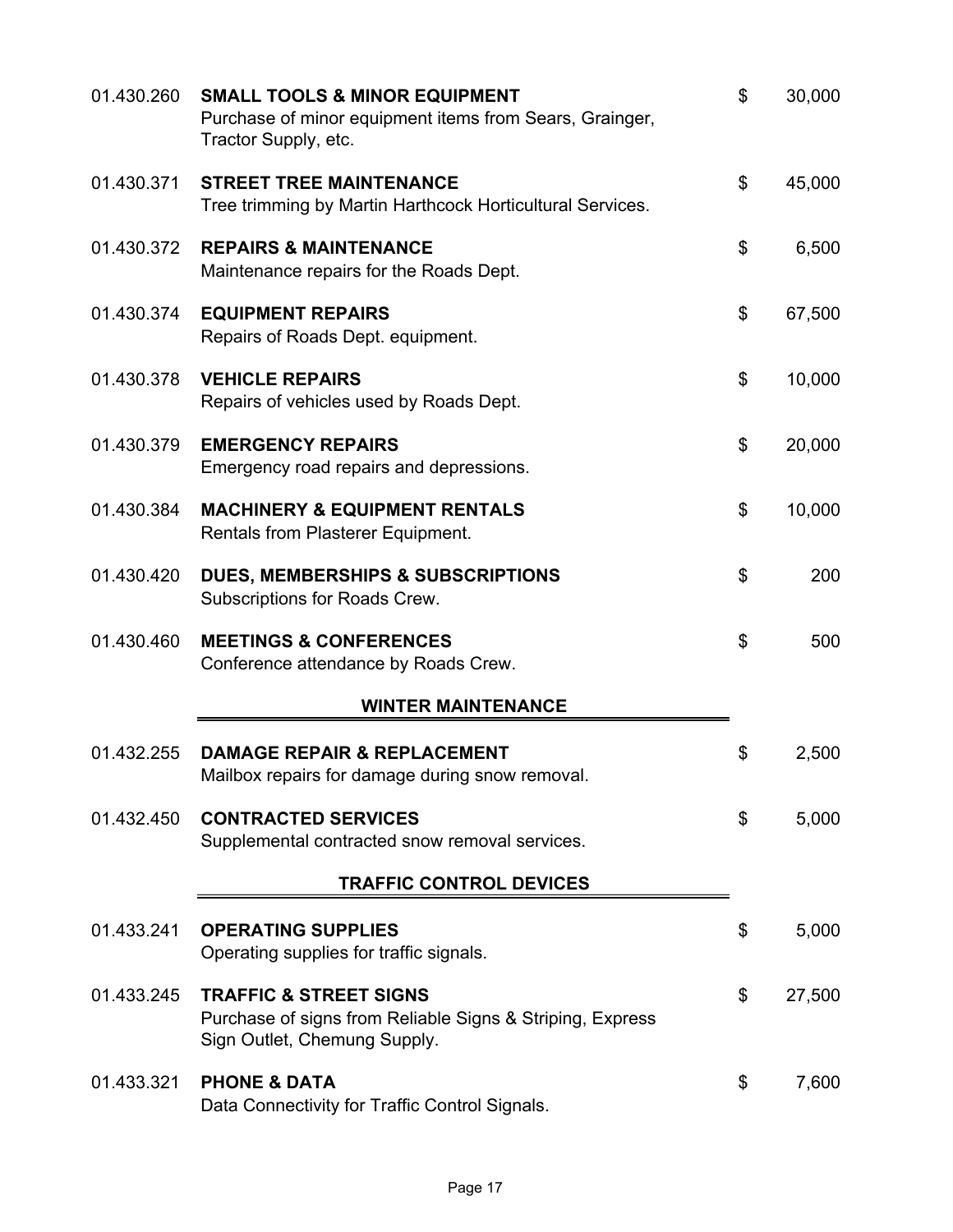01.430.260 **SMALL TOOLS & MINOR EQUIPMENT** $ 30,000
Purchase of minor equipment items from Sears, Grainger, Tractor Supply, etc.

01.430.371 **STREET TREE MAINTENANCE** $ 45,000
Tree trimming by Martin Harthcock Horticultural Services.

01.430.372 **REPAIRS & MAINTENANCE** $ 6,500
Maintenance repairs for the Roads Dept.

01.430.374 **EQUIPMENT REPAIRS** $ 67,500
Repairs of Roads Dept. equipment.

01.430.378 **VEHICLE REPAIRS** $ 10,000
Repairs of vehicles used by Roads Dept.

01.430.379 **EMERGENCY REPAIRS** $ 20,000
Emergency road repairs and depressions.

01.430.384 **MACHINERY & EQUIPMENT RENTALS** $ 10,000
Rentals from Plasterer Equipment.

01.430.420 **DUES, MEMBERSHIPS & SUBSCRIPTIONS** $ 200
Subscriptions for Roads Crew.

01.430.460 **MEETINGS & CONFERENCES** $ 500
Conference attendance by Roads Crew.

## WINTER MAINTENANCE

01.432.255 **DAMAGE REPAIR & REPLACEMENT** $ 2,500
Mailbox repairs for damage during snow removal.

01.432.450 **CONTRACTED SERVICES** $ 5,000
Supplemental contracted snow removal services.

## TRAFFIC CONTROL DEVICES

01.433.241 **OPERATING SUPPLIES** $ 5,000
Operating supplies for traffic signals.

01.433.245 **TRAFFIC & STREET SIGNS** $ 27,500
Purchase of signs from Reliable Signs & Striping, Express Sign Outlet, Chemung Supply.

01.433.321 **PHONE & DATA** $ 7,600
Data Connectivity for Traffic Control Signals.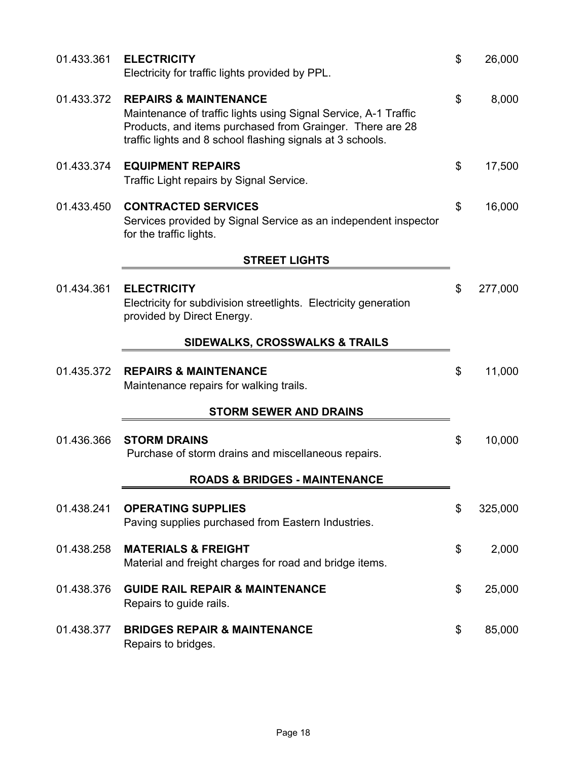01.433.361 **ELECTRICITY** $ 26,000
Electricity for traffic lights provided by PPL.

01.433.372 **REPAIRS & MAINTENANCE** $ 8,000
Maintenance of traffic lights using Signal Service, A-1 Traffic Products, and items purchased from Grainger. There are 28 traffic lights and 8 school flashing signals at 3 schools.

01.433.374 **EQUIPMENT REPAIRS** $ 17,500
Traffic Light repairs by Signal Service.

01.433.450 **CONTRACTED SERVICES** $ 16,000
Services provided by Signal Service as an independent inspector for the traffic lights.

## STREET LIGHTS

01.434.361 **ELECTRICITY** $ 277,000
Electricity for subdivision streetlights. Electricity generation provided by Direct Energy.

## SIDEWALKS, CROSSWALKS & TRAILS

01.435.372 **REPAIRS & MAINTENANCE** $ 11,000
Maintenance repairs for walking trails.

## STORM SEWER AND DRAINS

01.436.366 **STORM DRAINS** $ 10,000
Purchase of storm drains and miscellaneous repairs.

## ROADS & BRIDGES - MAINTENANCE

01.438.241 **OPERATING SUPPLIES** $ 325,000
Paving supplies purchased from Eastern Industries.

01.438.258 **MATERIALS & FREIGHT** $ 2,000
Material and freight charges for road and bridge items.

01.438.376 **GUIDE RAIL REPAIR & MAINTENANCE** $ 25,000
Repairs to guide rails.

01.438.377 **BRIDGES REPAIR & MAINTENANCE** $ 85,000
Repairs to bridges.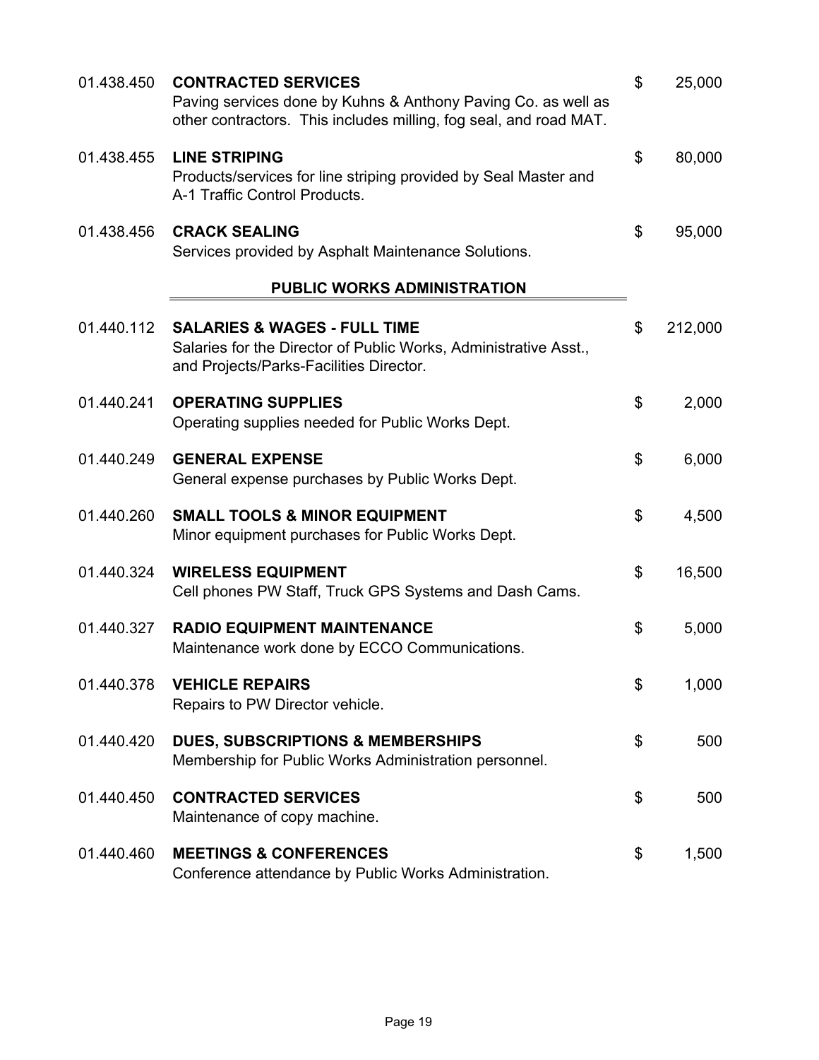| Account | Description | | Amount |
|---|---|---|---|
| 01.438.450 | **CONTRACTED SERVICES**<br>Paving services done by Kuhns & Anthony Paving Co. as well as other contractors. This includes milling, fog seal, and road MAT. | $ | 25,000 |
| 01.438.455 | **LINE STRIPING**<br>Products/services for line striping provided by Seal Master and A-1 Traffic Control Products. | $ | 80,000 |
| 01.438.456 | **CRACK SEALING**<br>Services provided by Asphalt Maintenance Solutions. | $ | 95,000 |

## PUBLIC WORKS ADMINISTRATION

| Account | Description | | Amount |
|---|---|---|---|
| 01.440.112 | **SALARIES & WAGES - FULL TIME**<br>Salaries for the Director of Public Works, Administrative Asst., and Projects/Parks-Facilities Director. | $ | 212,000 |
| 01.440.241 | **OPERATING SUPPLIES**<br>Operating supplies needed for Public Works Dept. | $ | 2,000 |
| 01.440.249 | **GENERAL EXPENSE**<br>General expense purchases by Public Works Dept. | $ | 6,000 |
| 01.440.260 | **SMALL TOOLS & MINOR EQUIPMENT**<br>Minor equipment purchases for Public Works Dept. | $ | 4,500 |
| 01.440.324 | **WIRELESS EQUIPMENT**<br>Cell phones PW Staff, Truck GPS Systems and Dash Cams. | $ | 16,500 |
| 01.440.327 | **RADIO EQUIPMENT MAINTENANCE**<br>Maintenance work done by ECCO Communications. | $ | 5,000 |
| 01.440.378 | **VEHICLE REPAIRS**<br>Repairs to PW Director vehicle. | $ | 1,000 |
| 01.440.420 | **DUES, SUBSCRIPTIONS & MEMBERSHIPS**<br>Membership for Public Works Administration personnel. | $ | 500 |
| 01.440.450 | **CONTRACTED SERVICES**<br>Maintenance of copy machine. | $ | 500 |
| 01.440.460 | **MEETINGS & CONFERENCES**<br>Conference attendance by Public Works Administration. | $ | 1,500 |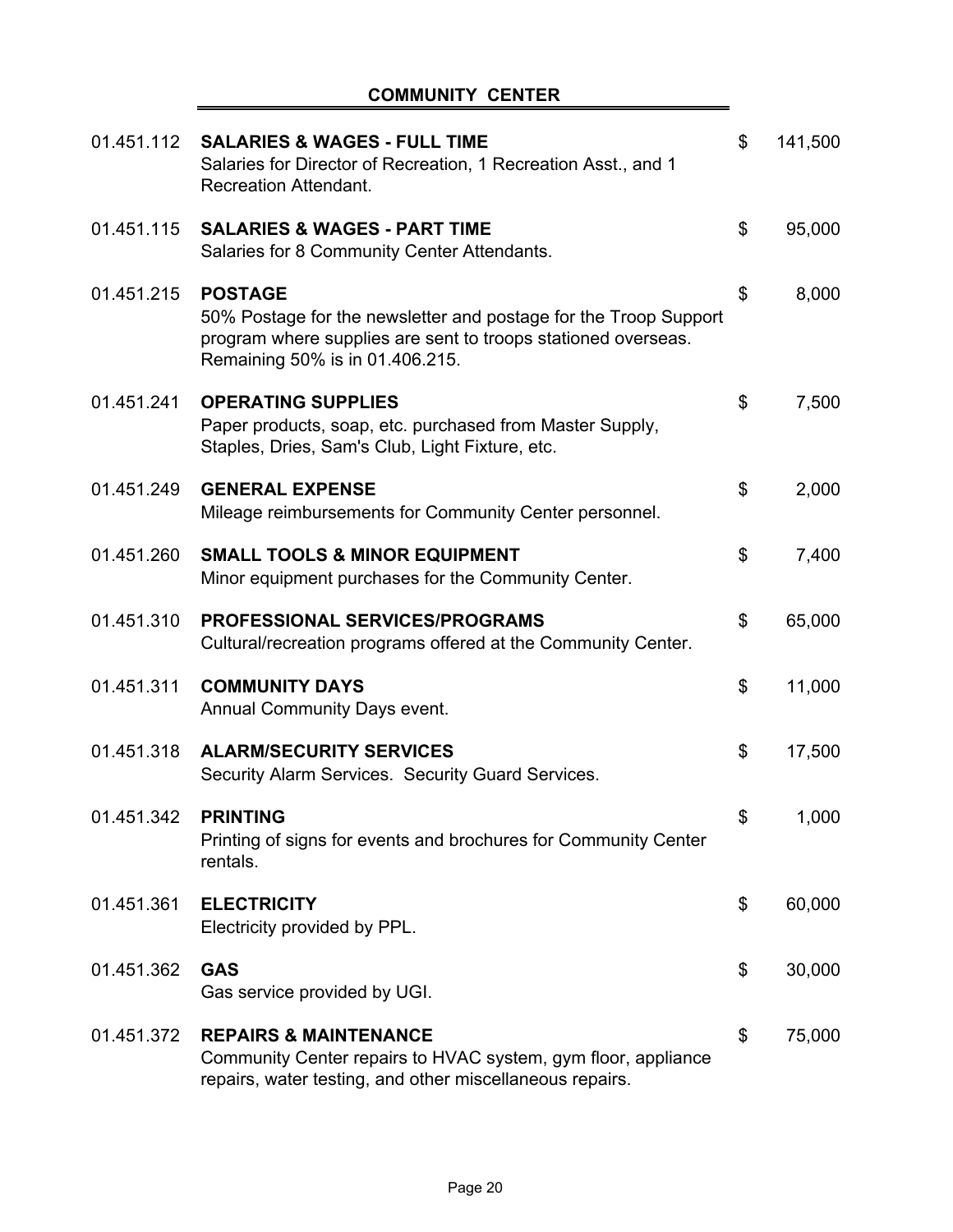## COMMUNITY CENTER

| Account | Description | Amount |
|---|---|---|
| 01.451.112 | **SALARIES & WAGES - FULL TIME**<br>Salaries for Director of Recreation, 1 Recreation Asst., and 1 Recreation Attendant. | $ 141,500 |
| 01.451.115 | **SALARIES & WAGES - PART TIME**<br>Salaries for 8 Community Center Attendants. | $ 95,000 |
| 01.451.215 | **POSTAGE**<br>50% Postage for the newsletter and postage for the Troop Support program where supplies are sent to troops stationed overseas. Remaining 50% is in 01.406.215. | $ 8,000 |
| 01.451.241 | **OPERATING SUPPLIES**<br>Paper products, soap, etc. purchased from Master Supply, Staples, Dries, Sam's Club, Light Fixture, etc. | $ 7,500 |
| 01.451.249 | **GENERAL EXPENSE**<br>Mileage reimbursements for Community Center personnel. | $ 2,000 |
| 01.451.260 | **SMALL TOOLS & MINOR EQUIPMENT**<br>Minor equipment purchases for the Community Center. | $ 7,400 |
| 01.451.310 | **PROFESSIONAL SERVICES/PROGRAMS**<br>Cultural/recreation programs offered at the Community Center. | $ 65,000 |
| 01.451.311 | **COMMUNITY DAYS**<br>Annual Community Days event. | $ 11,000 |
| 01.451.318 | **ALARM/SECURITY SERVICES**<br>Security Alarm Services. Security Guard Services. | $ 17,500 |
| 01.451.342 | **PRINTING**<br>Printing of signs for events and brochures for Community Center rentals. | $ 1,000 |
| 01.451.361 | **ELECTRICITY**<br>Electricity provided by PPL. | $ 60,000 |
| 01.451.362 | **GAS**<br>Gas service provided by UGI. | $ 30,000 |
| 01.451.372 | **REPAIRS & MAINTENANCE**<br>Community Center repairs to HVAC system, gym floor, appliance repairs, water testing, and other miscellaneous repairs. | $ 75,000 |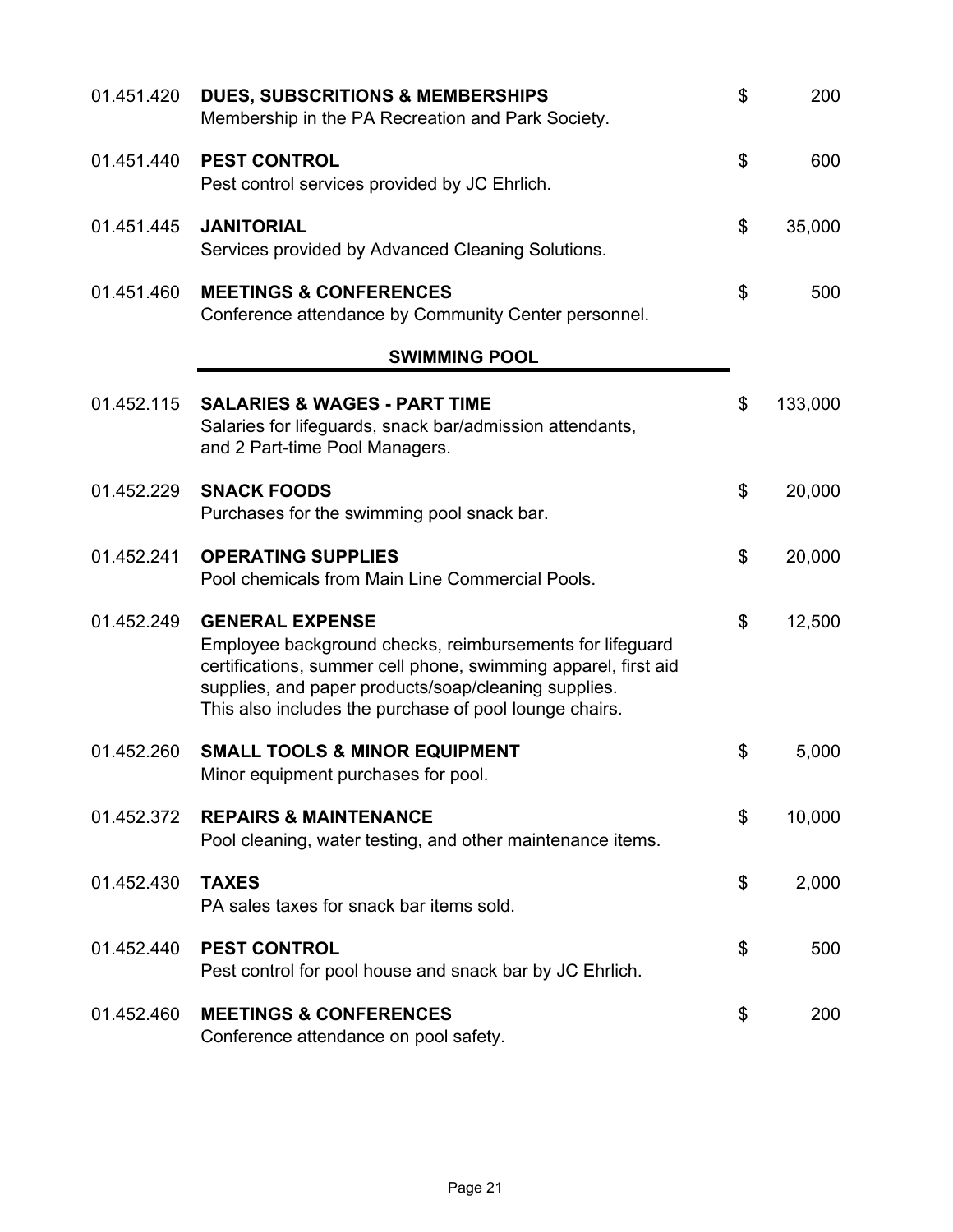| Account | Description | | Amount |
|---|---|---|---|
| 01.451.420 | **DUES, SUBSCRITIONS & MEMBERSHIPS**<br>Membership in the PA Recreation and Park Society. | $ | 200 |
| 01.451.440 | **PEST CONTROL**<br>Pest control services provided by JC Ehrlich. | $ | 600 |
| 01.451.445 | **JANITORIAL**<br>Services provided by Advanced Cleaning Solutions. | $ | 35,000 |
| 01.451.460 | **MEETINGS & CONFERENCES**<br>Conference attendance by Community Center personnel. | $ | 500 |

## SWIMMING POOL

| Account | Description | | Amount |
|---|---|---|---|
| 01.452.115 | **SALARIES & WAGES - PART TIME**<br>Salaries for lifeguards, snack bar/admission attendants, and 2 Part-time Pool Managers. | $ | 133,000 |
| 01.452.229 | **SNACK FOODS**<br>Purchases for the swimming pool snack bar. | $ | 20,000 |
| 01.452.241 | **OPERATING SUPPLIES**<br>Pool chemicals from Main Line Commercial Pools. | $ | 20,000 |
| 01.452.249 | **GENERAL EXPENSE**<br>Employee background checks, reimbursements for lifeguard certifications, summer cell phone, swimming apparel, first aid supplies, and paper products/soap/cleaning supplies. This also includes the purchase of pool lounge chairs. | $ | 12,500 |
| 01.452.260 | **SMALL TOOLS & MINOR EQUIPMENT**<br>Minor equipment purchases for pool. | $ | 5,000 |
| 01.452.372 | **REPAIRS & MAINTENANCE**<br>Pool cleaning, water testing, and other maintenance items. | $ | 10,000 |
| 01.452.430 | **TAXES**<br>PA sales taxes for snack bar items sold. | $ | 2,000 |
| 01.452.440 | **PEST CONTROL**<br>Pest control for pool house and snack bar by JC Ehrlich. | $ | 500 |
| 01.452.460 | **MEETINGS & CONFERENCES**<br>Conference attendance on pool safety. | $ | 200 |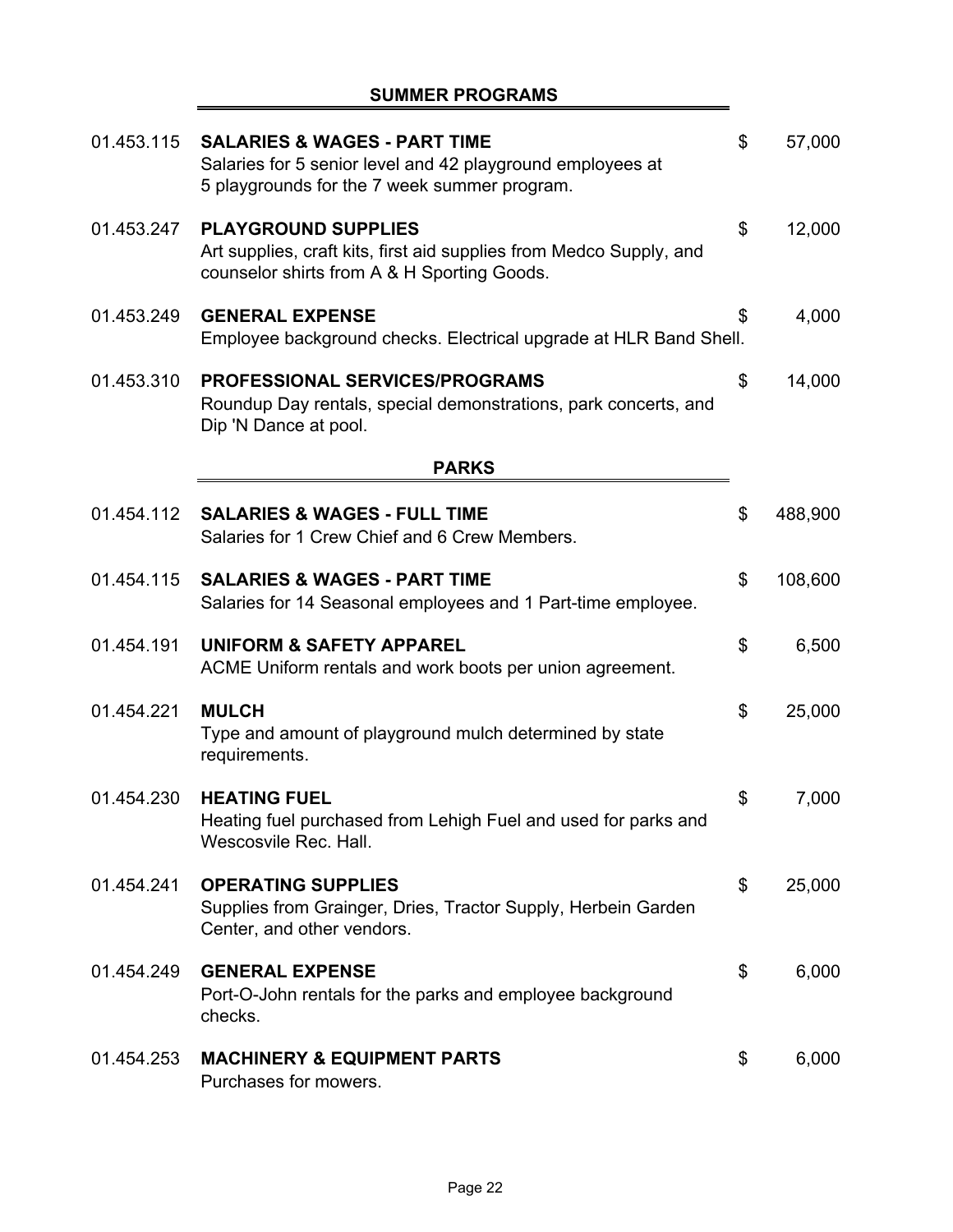## SUMMER PROGRAMS

| | | | |
|---|---|---|---|
| 01.453.115 | **SALARIES & WAGES - PART TIME**<br>Salaries for 5 senior level and 42 playground employees at 5 playgrounds for the 7 week summer program. | $ | 57,000 |
| 01.453.247 | **PLAYGROUND SUPPLIES**<br>Art supplies, craft kits, first aid supplies from Medco Supply, and counselor shirts from A & H Sporting Goods. | $ | 12,000 |
| 01.453.249 | **GENERAL EXPENSE**<br>Employee background checks. Electrical upgrade at HLR Band Shell. | $ | 4,000 |
| 01.453.310 | **PROFESSIONAL SERVICES/PROGRAMS**<br>Roundup Day rentals, special demonstrations, park concerts, and Dip 'N Dance at pool. | $ | 14,000 |

## PARKS

| | | | |
|---|---|---|---|
| 01.454.112 | **SALARIES & WAGES - FULL TIME**<br>Salaries for 1 Crew Chief and 6 Crew Members. | $ | 488,900 |
| 01.454.115 | **SALARIES & WAGES - PART TIME**<br>Salaries for 14 Seasonal employees and 1 Part-time employee. | $ | 108,600 |
| 01.454.191 | **UNIFORM & SAFETY APPAREL**<br>ACME Uniform rentals and work boots per union agreement. | $ | 6,500 |
| 01.454.221 | **MULCH**<br>Type and amount of playground mulch determined by state requirements. | $ | 25,000 |
| 01.454.230 | **HEATING FUEL**<br>Heating fuel purchased from Lehigh Fuel and used for parks and Wescosvile Rec. Hall. | $ | 7,000 |
| 01.454.241 | **OPERATING SUPPLIES**<br>Supplies from Grainger, Dries, Tractor Supply, Herbein Garden Center, and other vendors. | $ | 25,000 |
| 01.454.249 | **GENERAL EXPENSE**<br>Port-O-John rentals for the parks and employee background checks. | $ | 6,000 |
| 01.454.253 | **MACHINERY & EQUIPMENT PARTS**<br>Purchases for mowers. | $ | 6,000 |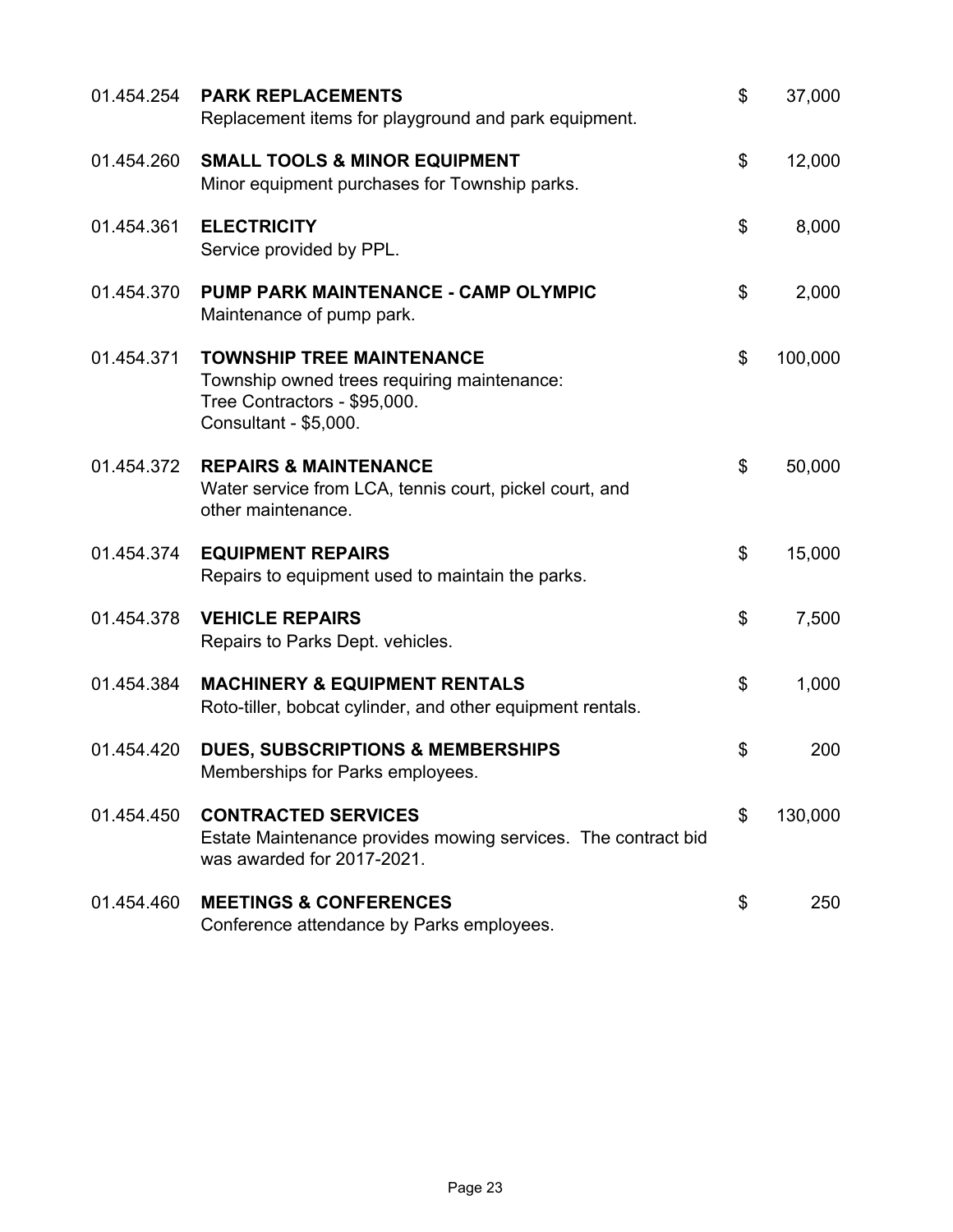| | | | |
|---|---|---|---|
| 01.454.254 | **PARK REPLACEMENTS**<br>Replacement items for playground and park equipment. | $ | 37,000 |
| 01.454.260 | **SMALL TOOLS & MINOR EQUIPMENT**<br>Minor equipment purchases for Township parks. | $ | 12,000 |
| 01.454.361 | **ELECTRICITY**<br>Service provided by PPL. | $ | 8,000 |
| 01.454.370 | **PUMP PARK MAINTENANCE - CAMP OLYMPIC**<br>Maintenance of pump park. | $ | 2,000 |
| 01.454.371 | **TOWNSHIP TREE MAINTENANCE**<br>Township owned trees requiring maintenance:<br>Tree Contractors - $95,000.<br>Consultant - $5,000. | $ | 100,000 |
| 01.454.372 | **REPAIRS & MAINTENANCE**<br>Water service from LCA, tennis court, pickel court, and other maintenance. | $ | 50,000 |
| 01.454.374 | **EQUIPMENT REPAIRS**<br>Repairs to equipment used to maintain the parks. | $ | 15,000 |
| 01.454.378 | **VEHICLE REPAIRS**<br>Repairs to Parks Dept. vehicles. | $ | 7,500 |
| 01.454.384 | **MACHINERY & EQUIPMENT RENTALS**<br>Roto-tiller, bobcat cylinder, and other equipment rentals. | $ | 1,000 |
| 01.454.420 | **DUES, SUBSCRIPTIONS & MEMBERSHIPS**<br>Memberships for Parks employees. | $ | 200 |
| 01.454.450 | **CONTRACTED SERVICES**<br>Estate Maintenance provides mowing services. The contract bid was awarded for 2017-2021. | $ | 130,000 |
| 01.454.460 | **MEETINGS & CONFERENCES**<br>Conference attendance by Parks employees. | $ | 250 |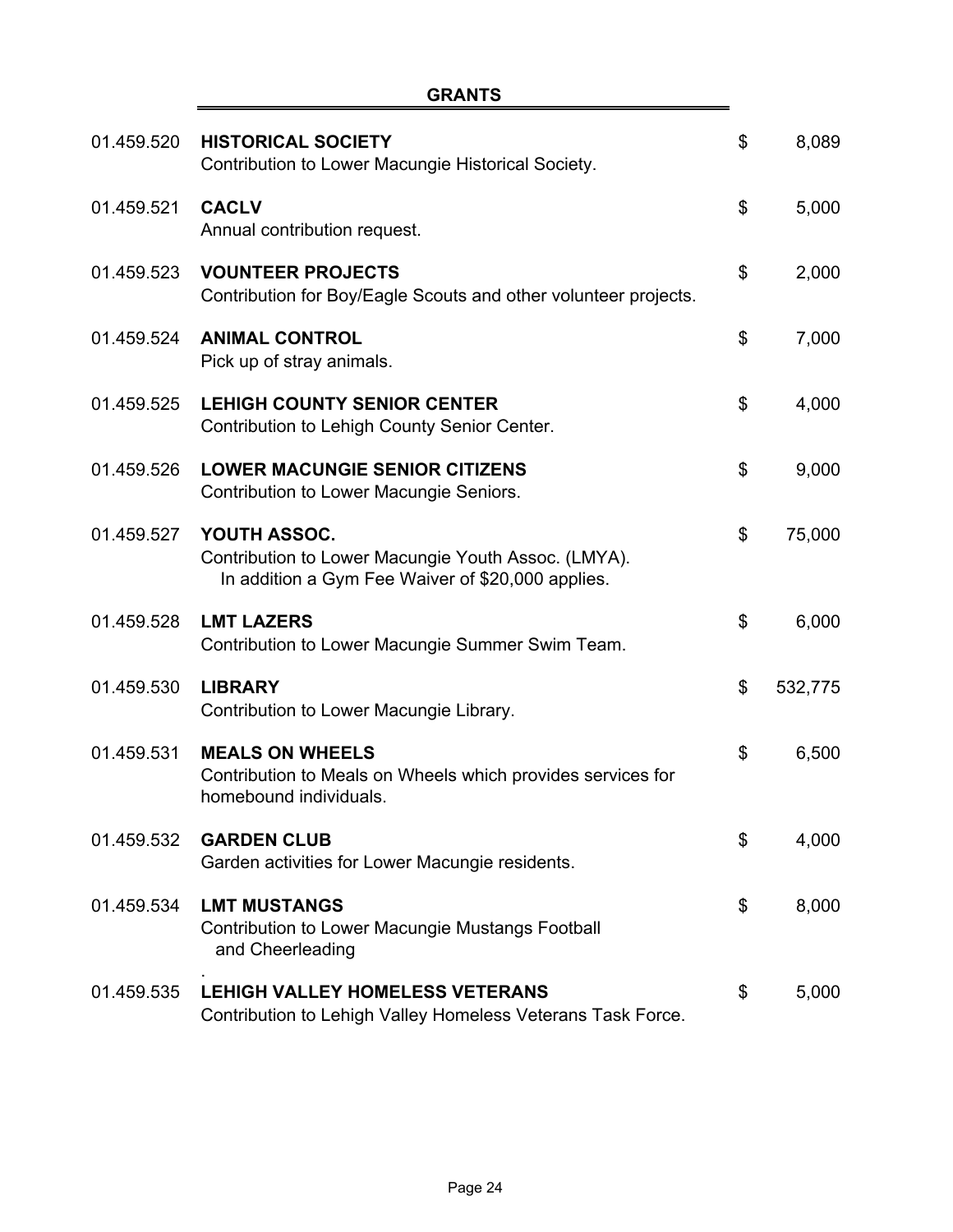## GRANTS

| Account | Description | | Amount |
|---|---|---|---|
| 01.459.520 | **HISTORICAL SOCIETY**<br>Contribution to Lower Macungie Historical Society. | $ | 8,089 |
| 01.459.521 | **CACLV**<br>Annual contribution request. | $ | 5,000 |
| 01.459.523 | **VOUNTEER PROJECTS**<br>Contribution for Boy/Eagle Scouts and other volunteer projects. | $ | 2,000 |
| 01.459.524 | **ANIMAL CONTROL**<br>Pick up of stray animals. | $ | 7,000 |
| 01.459.525 | **LEHIGH COUNTY SENIOR CENTER**<br>Contribution to Lehigh County Senior Center. | $ | 4,000 |
| 01.459.526 | **LOWER MACUNGIE SENIOR CITIZENS**<br>Contribution to Lower Macungie Seniors. | $ | 9,000 |
| 01.459.527 | **YOUTH ASSOC.**<br>Contribution to Lower Macungie Youth Assoc. (LMYA).<br>In addition a Gym Fee Waiver of $20,000 applies. | $ | 75,000 |
| 01.459.528 | **LMT LAZERS**<br>Contribution to Lower Macungie Summer Swim Team. | $ | 6,000 |
| 01.459.530 | **LIBRARY**<br>Contribution to Lower Macungie Library. | $ | 532,775 |
| 01.459.531 | **MEALS ON WHEELS**<br>Contribution to Meals on Wheels which provides services for homebound individuals. | $ | 6,500 |
| 01.459.532 | **GARDEN CLUB**<br>Garden activities for Lower Macungie residents. | $ | 4,000 |
| 01.459.534 | **LMT MUSTANGS**<br>Contribution to Lower Macungie Mustangs Football and Cheerleading | $ | 8,000 |
| 01.459.535 | **LEHIGH VALLEY HOMELESS VETERANS**<br>Contribution to Lehigh Valley Homeless Veterans Task Force. | $ | 5,000 |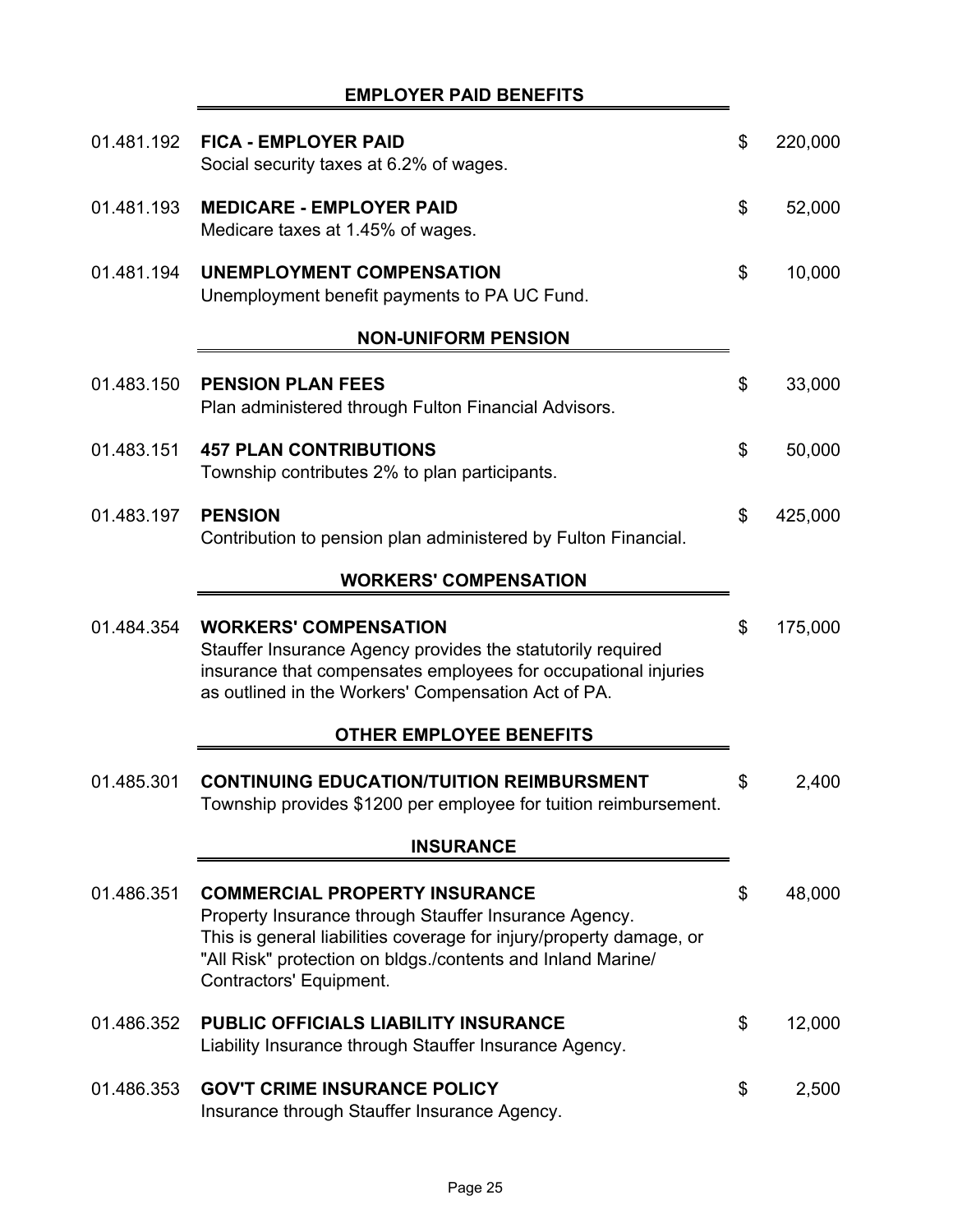## EMPLOYER PAID BENEFITS

| Account | Description | Amount |
|---|---|---|
| 01.481.192 | **FICA - EMPLOYER PAID**<br>Social security taxes at 6.2% of wages. | $ 220,000 |
| 01.481.193 | **MEDICARE - EMPLOYER PAID**<br>Medicare taxes at 1.45% of wages. | $ 52,000 |
| 01.481.194 | **UNEMPLOYMENT COMPENSATION**<br>Unemployment benefit payments to PA UC Fund. | $ 10,000 |

## NON-UNIFORM PENSION

| Account | Description | Amount |
|---|---|---|
| 01.483.150 | **PENSION PLAN FEES**<br>Plan administered through Fulton Financial Advisors. | $ 33,000 |
| 01.483.151 | **457 PLAN CONTRIBUTIONS**<br>Township contributes 2% to plan participants. | $ 50,000 |
| 01.483.197 | **PENSION**<br>Contribution to pension plan administered by Fulton Financial. | $ 425,000 |

## WORKERS' COMPENSATION

| Account | Description | Amount |
|---|---|---|
| 01.484.354 | **WORKERS' COMPENSATION**<br>Stauffer Insurance Agency provides the statutorily required insurance that compensates employees for occupational injuries as outlined in the Workers' Compensation Act of PA. | $ 175,000 |

## OTHER EMPLOYEE BENEFITS

| Account | Description | Amount |
|---|---|---|
| 01.485.301 | **CONTINUING EDUCATION/TUITION REIMBURSMENT**<br>Township provides $1200 per employee for tuition reimbursement. | $ 2,400 |

## INSURANCE

| Account | Description | Amount |
|---|---|---|
| 01.486.351 | **COMMERCIAL PROPERTY INSURANCE**<br>Property Insurance through Stauffer Insurance Agency. This is general liabilities coverage for injury/property damage, or "All Risk" protection on bldgs./contents and Inland Marine/ Contractors' Equipment. | $ 48,000 |
| 01.486.352 | **PUBLIC OFFICIALS LIABILITY INSURANCE**<br>Liability Insurance through Stauffer Insurance Agency. | $ 12,000 |
| 01.486.353 | **GOV'T CRIME INSURANCE POLICY**<br>Insurance through Stauffer Insurance Agency. | $ 2,500 |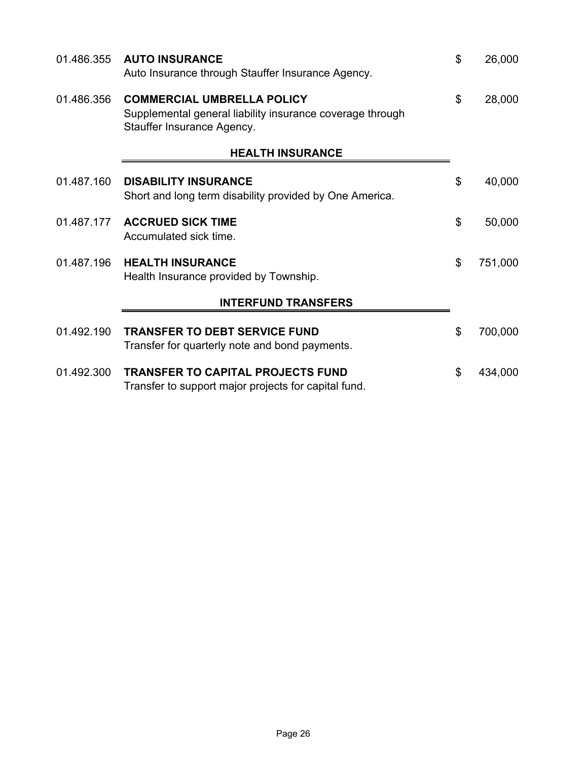| | | | |
|---|---|---|---|
| 01.486.355 | **AUTO INSURANCE**<br>Auto Insurance through Stauffer Insurance Agency. | $ | 26,000 |
| 01.486.356 | **COMMERCIAL UMBRELLA POLICY**<br>Supplemental general liability insurance coverage through Stauffer Insurance Agency. | $ | 28,000 |

## HEALTH INSURANCE

| | | | |
|---|---|---|---|
| 01.487.160 | **DISABILITY INSURANCE**<br>Short and long term disability provided by One America. | $ | 40,000 |
| 01.487.177 | **ACCRUED SICK TIME**<br>Accumulated sick time. | $ | 50,000 |
| 01.487.196 | **HEALTH INSURANCE**<br>Health Insurance provided by Township. | $ | 751,000 |

## INTERFUND TRANSFERS

| | | | |
|---|---|---|---|
| 01.492.190 | **TRANSFER TO DEBT SERVICE FUND**<br>Transfer for quarterly note and bond payments. | $ | 700,000 |
| 01.492.300 | **TRANSFER TO CAPITAL PROJECTS FUND**<br>Transfer to support major projects for capital fund. | $ | 434,000 |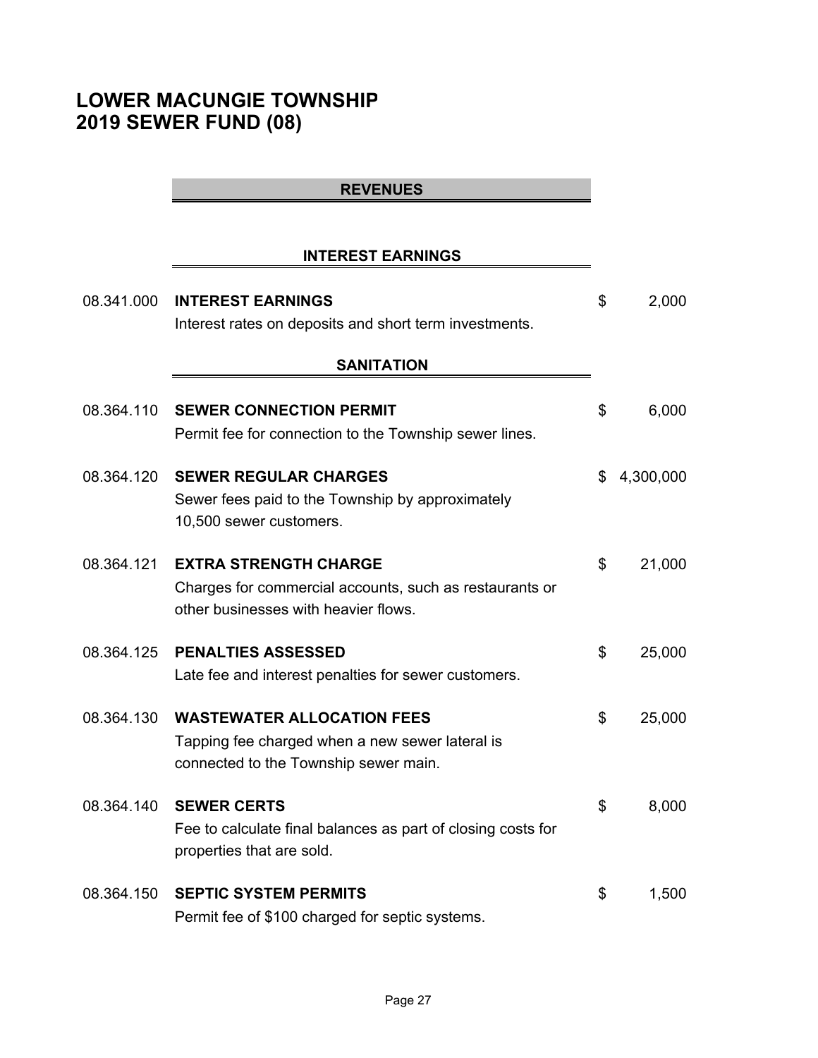# LOWER MACUNGIE TOWNSHIP
# 2019 SEWER FUND (08)

## REVENUES

### INTEREST EARNINGS

| Account | Description | Amount |
|---|---|---|
| 08.341.000 | **INTEREST EARNINGS**<br>Interest rates on deposits and short term investments. | $ 2,000 |

### SANITATION

| Account | Description | Amount |
|---|---|---|
| 08.364.110 | **SEWER CONNECTION PERMIT**<br>Permit fee for connection to the Township sewer lines. | $ 6,000 |
| 08.364.120 | **SEWER REGULAR CHARGES**<br>Sewer fees paid to the Township by approximately 10,500 sewer customers. | $ 4,300,000 |
| 08.364.121 | **EXTRA STRENGTH CHARGE**<br>Charges for commercial accounts, such as restaurants or other businesses with heavier flows. | $ 21,000 |
| 08.364.125 | **PENALTIES ASSESSED**<br>Late fee and interest penalties for sewer customers. | $ 25,000 |
| 08.364.130 | **WASTEWATER ALLOCATION FEES**<br>Tapping fee charged when a new sewer lateral is connected to the Township sewer main. | $ 25,000 |
| 08.364.140 | **SEWER CERTS**<br>Fee to calculate final balances as part of closing costs for properties that are sold. | $ 8,000 |
| 08.364.150 | **SEPTIC SYSTEM PERMITS**<br>Permit fee of $100 charged for septic systems. | $ 1,500 |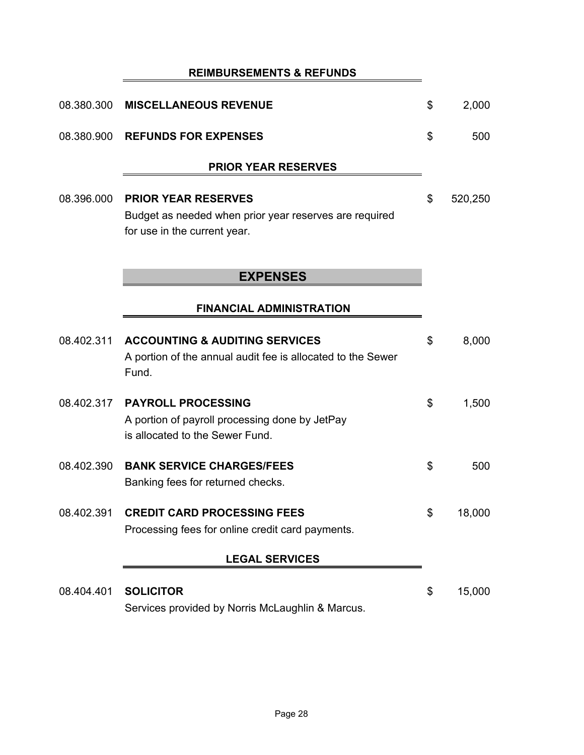### REIMBURSEMENTS & REFUNDS

| | | | |
|---|---|---|---|
| 08.380.300 | **MISCELLANEOUS REVENUE** | $ | 2,000 |
| 08.380.900 | **REFUNDS FOR EXPENSES** | $ | 500 |

### PRIOR YEAR RESERVES

| | | | |
|---|---|---|---|
| 08.396.000 | **PRIOR YEAR RESERVES**<br>Budget as needed when prior year reserves are required for use in the current year. | $ | 520,250 |

## EXPENSES

### FINANCIAL ADMINISTRATION

| | | | |
|---|---|---|---|
| 08.402.311 | **ACCOUNTING & AUDITING SERVICES**<br>A portion of the annual audit fee is allocated to the Sewer Fund. | $ | 8,000 |
| 08.402.317 | **PAYROLL PROCESSING**<br>A portion of payroll processing done by JetPay is allocated to the Sewer Fund. | $ | 1,500 |
| 08.402.390 | **BANK SERVICE CHARGES/FEES**<br>Banking fees for returned checks. | $ | 500 |
| 08.402.391 | **CREDIT CARD PROCESSING FEES**<br>Processing fees for online credit card payments. | $ | 18,000 |

### LEGAL SERVICES

| | | | |
|---|---|---|---|
| 08.404.401 | **SOLICITOR**<br>Services provided by Norris McLaughlin & Marcus. | $ | 15,000 |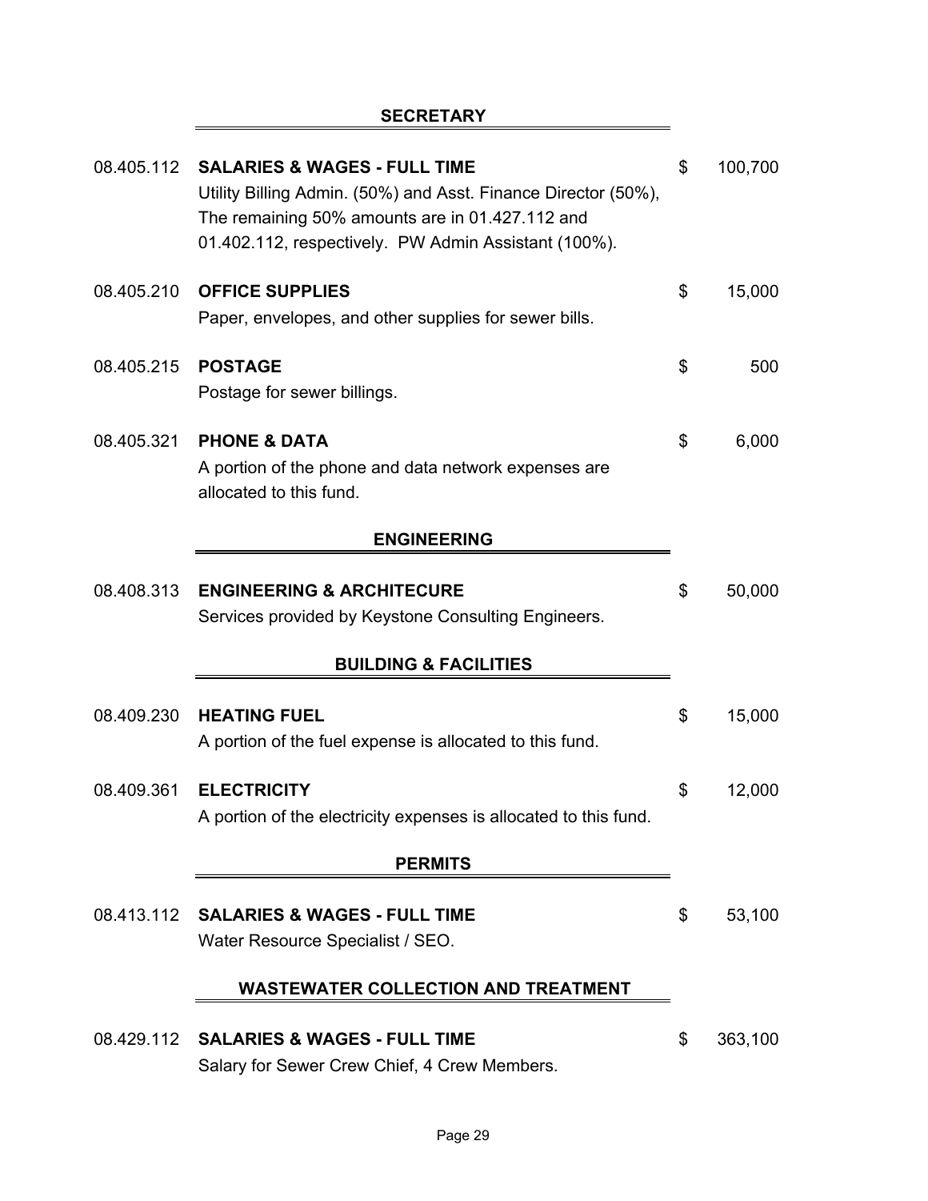## SECRETARY

08.405.112 **SALARIES & WAGES - FULL TIME** $ 100,700

Utility Billing Admin. (50%) and Asst. Finance Director (50%), The remaining 50% amounts are in 01.427.112 and 01.402.112, respectively. PW Admin Assistant (100%).

08.405.210 **OFFICE SUPPLIES** $ 15,000

Paper, envelopes, and other supplies for sewer bills.

08.405.215 **POSTAGE** $ 500

Postage for sewer billings.

08.405.321 **PHONE & DATA** $ 6,000

A portion of the phone and data network expenses are allocated to this fund.

## ENGINEERING

08.408.313 **ENGINEERING & ARCHITECURE** $ 50,000

Services provided by Keystone Consulting Engineers.

## BUILDING & FACILITIES

08.409.230 **HEATING FUEL** $ 15,000

A portion of the fuel expense is allocated to this fund.

08.409.361 **ELECTRICITY** $ 12,000

A portion of the electricity expenses is allocated to this fund.

## PERMITS

08.413.112 **SALARIES & WAGES - FULL TIME** $ 53,100

Water Resource Specialist / SEO.

## WASTEWATER COLLECTION AND TREATMENT

08.429.112 **SALARIES & WAGES - FULL TIME** $ 363,100

Salary for Sewer Crew Chief, 4 Crew Members.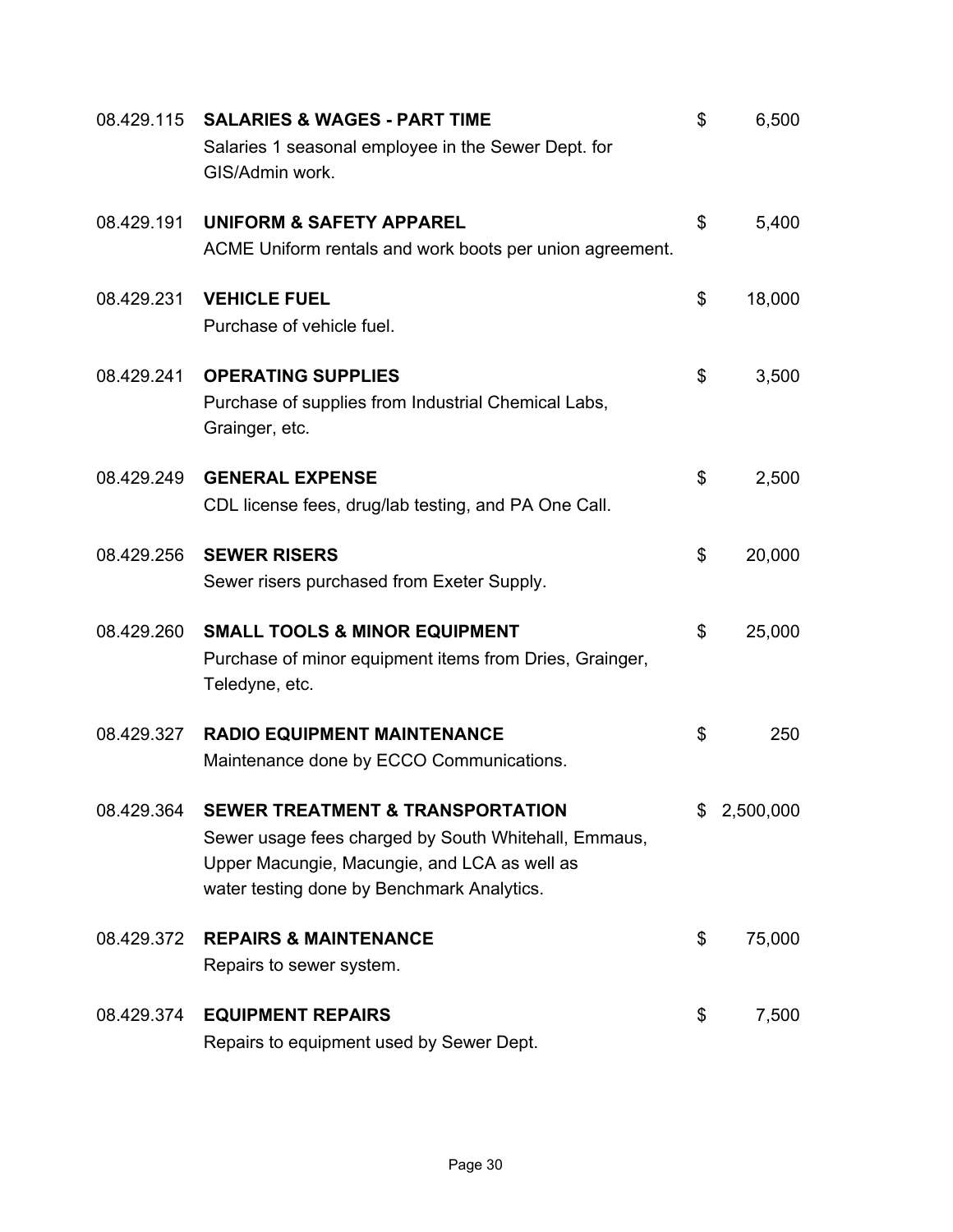| Account | Description | | Amount |
|---|---|---|---|
| 08.429.115 | **SALARIES & WAGES - PART TIME**<br>Salaries 1 seasonal employee in the Sewer Dept. for GIS/Admin work. | $ | 6,500 |
| 08.429.191 | **UNIFORM & SAFETY APPAREL**<br>ACME Uniform rentals and work boots per union agreement. | $ | 5,400 |
| 08.429.231 | **VEHICLE FUEL**<br>Purchase of vehicle fuel. | $ | 18,000 |
| 08.429.241 | **OPERATING SUPPLIES**<br>Purchase of supplies from Industrial Chemical Labs, Grainger, etc. | $ | 3,500 |
| 08.429.249 | **GENERAL EXPENSE**<br>CDL license fees, drug/lab testing, and PA One Call. | $ | 2,500 |
| 08.429.256 | **SEWER RISERS**<br>Sewer risers purchased from Exeter Supply. | $ | 20,000 |
| 08.429.260 | **SMALL TOOLS & MINOR EQUIPMENT**<br>Purchase of minor equipment items from Dries, Grainger, Teledyne, etc. | $ | 25,000 |
| 08.429.327 | **RADIO EQUIPMENT MAINTENANCE**<br>Maintenance done by ECCO Communications. | $ | 250 |
| 08.429.364 | **SEWER TREATMENT & TRANSPORTATION**<br>Sewer usage fees charged by South Whitehall, Emmaus, Upper Macungie, Macungie, and LCA as well as water testing done by Benchmark Analytics. | $ | 2,500,000 |
| 08.429.372 | **REPAIRS & MAINTENANCE**<br>Repairs to sewer system. | $ | 75,000 |
| 08.429.374 | **EQUIPMENT REPAIRS**<br>Repairs to equipment used by Sewer Dept. | $ | 7,500 |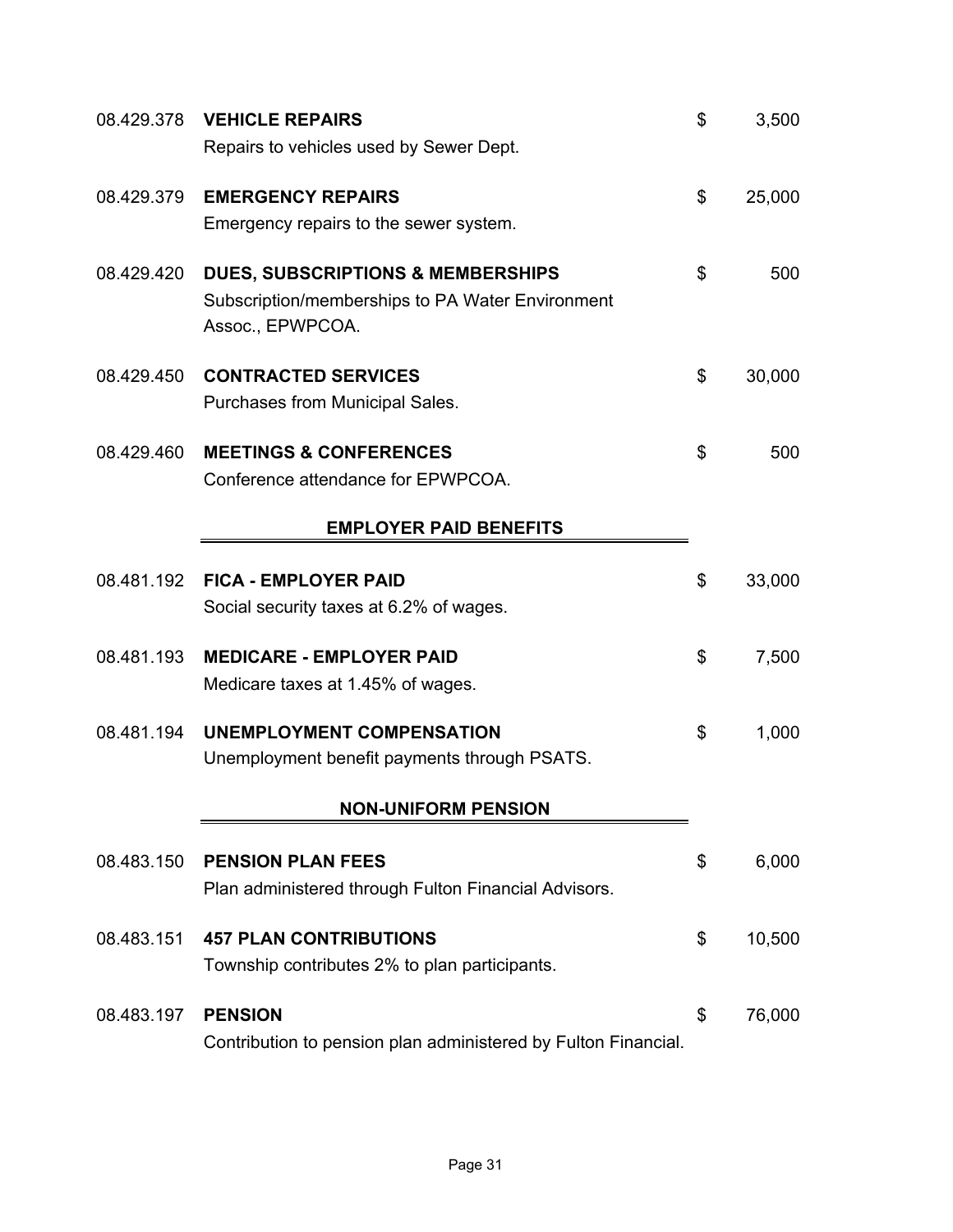08.429.378 **VEHICLE REPAIRS** $ 3,500

Repairs to vehicles used by Sewer Dept.

08.429.379 **EMERGENCY REPAIRS** $ 25,000

Emergency repairs to the sewer system.

08.429.420 **DUES, SUBSCRIPTIONS & MEMBERSHIPS** $ 500

Subscription/memberships to PA Water Environment Assoc., EPWPCOA.

08.429.450 **CONTRACTED SERVICES** $ 30,000

Purchases from Municipal Sales.

08.429.460 **MEETINGS & CONFERENCES** $ 500

Conference attendance for EPWPCOA.

## EMPLOYER PAID BENEFITS

08.481.192 **FICA - EMPLOYER PAID** $ 33,000

Social security taxes at 6.2% of wages.

08.481.193 **MEDICARE - EMPLOYER PAID** $ 7,500

Medicare taxes at 1.45% of wages.

08.481.194 **UNEMPLOYMENT COMPENSATION** $ 1,000

Unemployment benefit payments through PSATS.

## NON-UNIFORM PENSION

08.483.150 **PENSION PLAN FEES** $ 6,000

Plan administered through Fulton Financial Advisors.

08.483.151 **457 PLAN CONTRIBUTIONS** $ 10,500

Township contributes 2% to plan participants.

08.483.197 **PENSION** $ 76,000

Contribution to pension plan administered by Fulton Financial.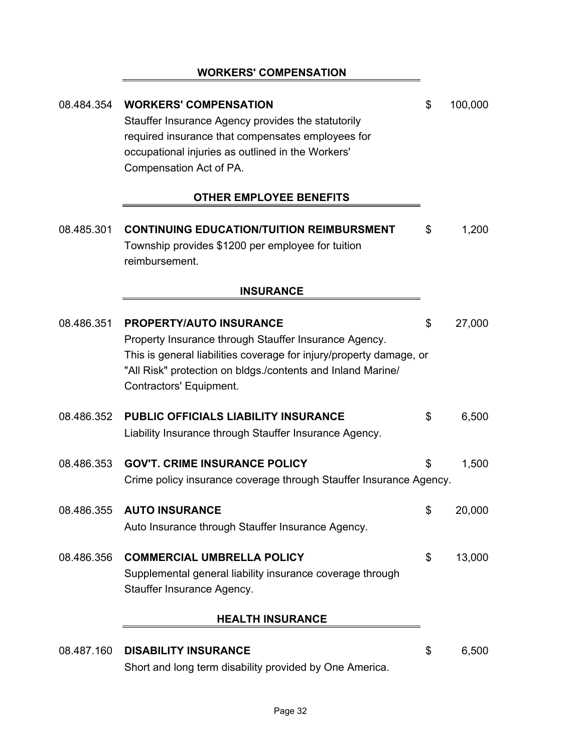## WORKERS' COMPENSATION

| | | | |
|---|---|---|---|
| 08.484.354 | **WORKERS' COMPENSATION**<br>Stauffer Insurance Agency provides the statutorily required insurance that compensates employees for occupational injuries as outlined in the Workers' Compensation Act of PA. | $ | 100,000 |

## OTHER EMPLOYEE BENEFITS

| | | | |
|---|---|---|---|
| 08.485.301 | **CONTINUING EDUCATION/TUITION REIMBURSMENT**<br>Township provides $1200 per employee for tuition reimbursement. | $ | 1,200 |

## INSURANCE

| | | | |
|---|---|---|---|
| 08.486.351 | **PROPERTY/AUTO INSURANCE**<br>Property Insurance through Stauffer Insurance Agency. This is general liabilities coverage for injury/property damage, or "All Risk" protection on bldgs./contents and Inland Marine/ Contractors' Equipment. | $ | 27,000 |
| 08.486.352 | **PUBLIC OFFICIALS LIABILITY INSURANCE**<br>Liability Insurance through Stauffer Insurance Agency. | $ | 6,500 |
| 08.486.353 | **GOV'T. CRIME INSURANCE POLICY**<br>Crime policy insurance coverage through Stauffer Insurance Agency. | $ | 1,500 |
| 08.486.355 | **AUTO INSURANCE**<br>Auto Insurance through Stauffer Insurance Agency. | $ | 20,000 |
| 08.486.356 | **COMMERCIAL UMBRELLA POLICY**<br>Supplemental general liability insurance coverage through Stauffer Insurance Agency. | $ | 13,000 |

## HEALTH INSURANCE

| | | | |
|---|---|---|---|
| 08.487.160 | **DISABILITY INSURANCE**<br>Short and long term disability provided by One America. | $ | 6,500 |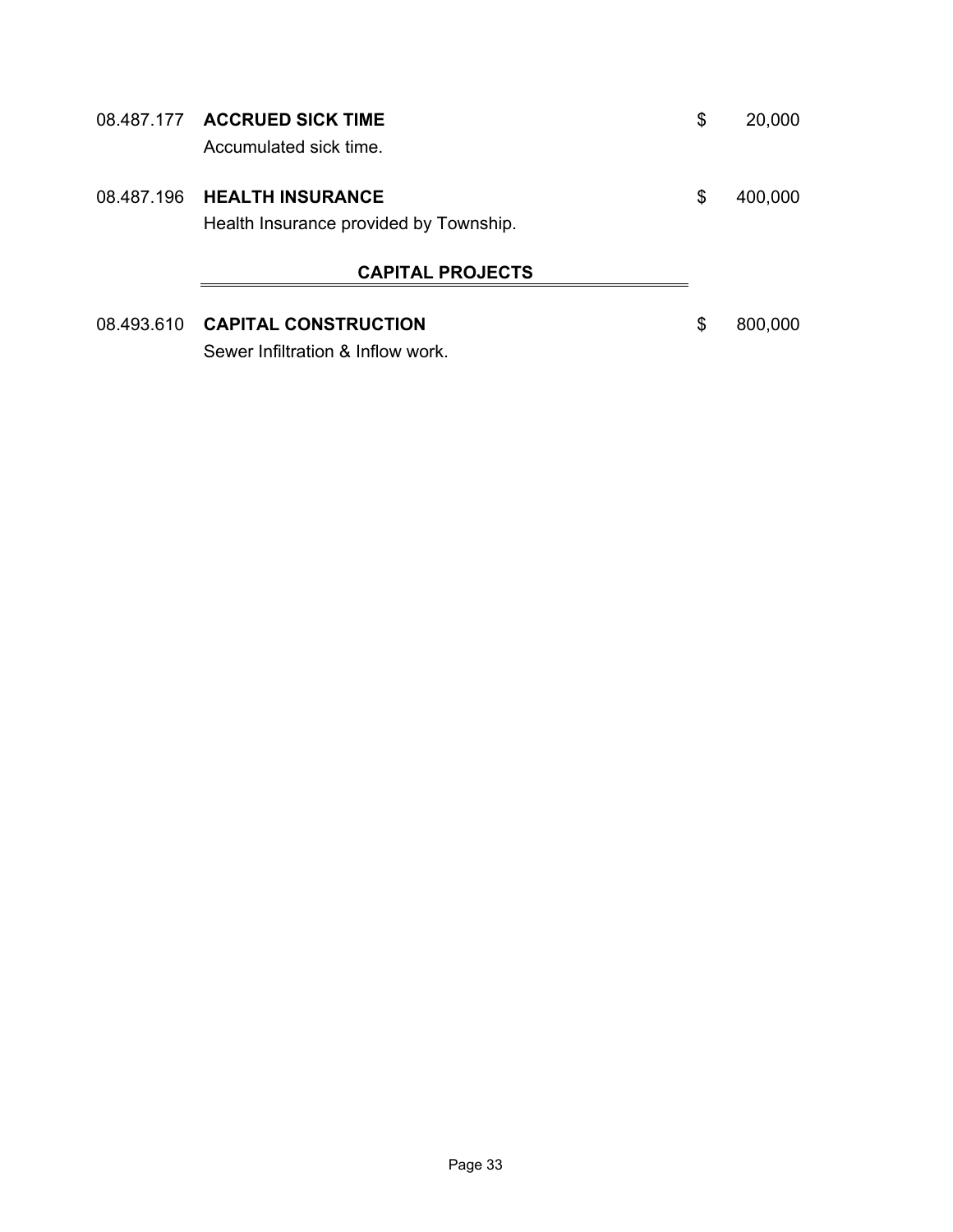08.487.177 **ACCRUED SICK TIME** $ 20,000

Accumulated sick time.

08.487.196 **HEALTH INSURANCE** $ 400,000

Health Insurance provided by Township.

## CAPITAL PROJECTS

08.493.610 **CAPITAL CONSTRUCTION** $ 800,000

Sewer Infiltration & Inflow work.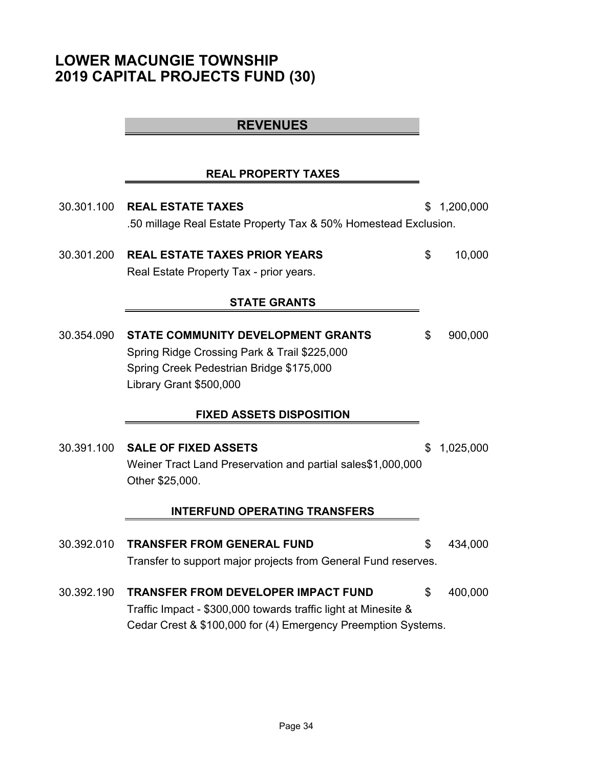# LOWER MACUNGIE TOWNSHIP
# 2019 CAPITAL PROJECTS FUND (30)

## REVENUES

### REAL PROPERTY TAXES

30.301.100 **REAL ESTATE TAXES** $ 1,200,000

.50 millage Real Estate Property Tax & 50% Homestead Exclusion.

30.301.200 **REAL ESTATE TAXES PRIOR YEARS** $ 10,000

Real Estate Property Tax - prior years.

### STATE GRANTS

30.354.090 **STATE COMMUNITY DEVELOPMENT GRANTS** $ 900,000

Spring Ridge Crossing Park & Trail $225,000
Spring Creek Pedestrian Bridge $175,000
Library Grant $500,000

### FIXED ASSETS DISPOSITION

30.391.100 **SALE OF FIXED ASSETS** $ 1,025,000

Weiner Tract Land Preservation and partial sales$1,000,000
Other $25,000.

### INTERFUND OPERATING TRANSFERS

30.392.010 **TRANSFER FROM GENERAL FUND** $ 434,000

Transfer to support major projects from General Fund reserves.

30.392.190 **TRANSFER FROM DEVELOPER IMPACT FUND** $ 400,000

Traffic Impact - $300,000 towards traffic light at Minesite & Cedar Crest & $100,000 for (4) Emergency Preemption Systems.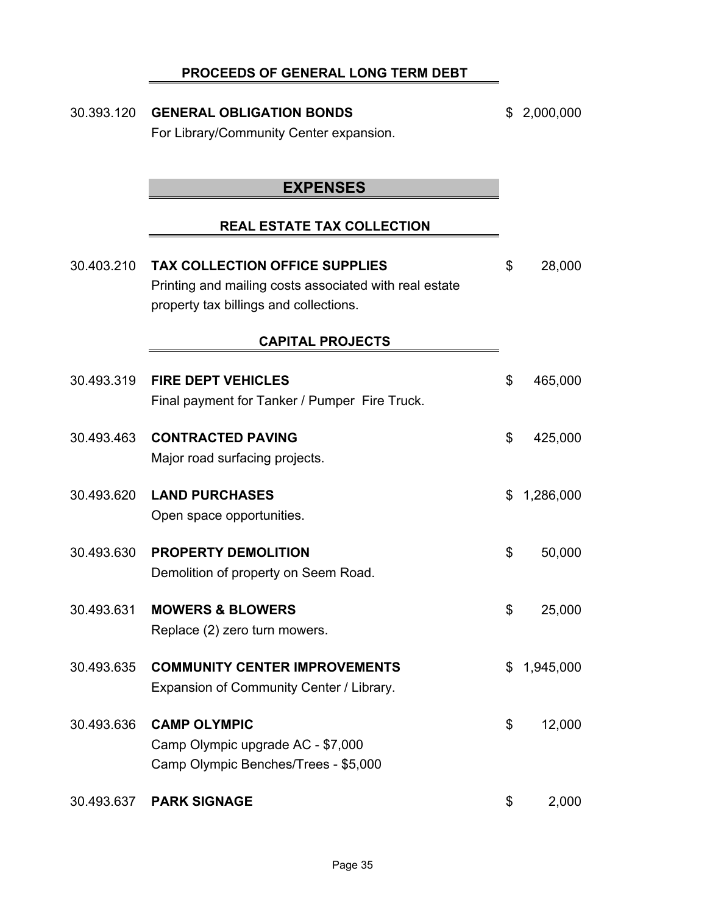### PROCEEDS OF GENERAL LONG TERM DEBT

30.393.120 **GENERAL OBLIGATION BONDS** $ 2,000,000
For Library/Community Center expansion.

## EXPENSES

### REAL ESTATE TAX COLLECTION

30.403.210 **TAX COLLECTION OFFICE SUPPLIES** $ 28,000
Printing and mailing costs associated with real estate property tax billings and collections.

### CAPITAL PROJECTS

30.493.319 **FIRE DEPT VEHICLES** $ 465,000
Final payment for Tanker / Pumper Fire Truck.

30.493.463 **CONTRACTED PAVING** $ 425,000
Major road surfacing projects.

30.493.620 **LAND PURCHASES** $ 1,286,000
Open space opportunities.

30.493.630 **PROPERTY DEMOLITION** $ 50,000
Demolition of property on Seem Road.

30.493.631 **MOWERS & BLOWERS** $ 25,000
Replace (2) zero turn mowers.

30.493.635 **COMMUNITY CENTER IMPROVEMENTS** $ 1,945,000
Expansion of Community Center / Library.

30.493.636 **CAMP OLYMPIC** $ 12,000
Camp Olympic upgrade AC - $7,000
Camp Olympic Benches/Trees - $5,000

30.493.637 **PARK SIGNAGE** $ 2,000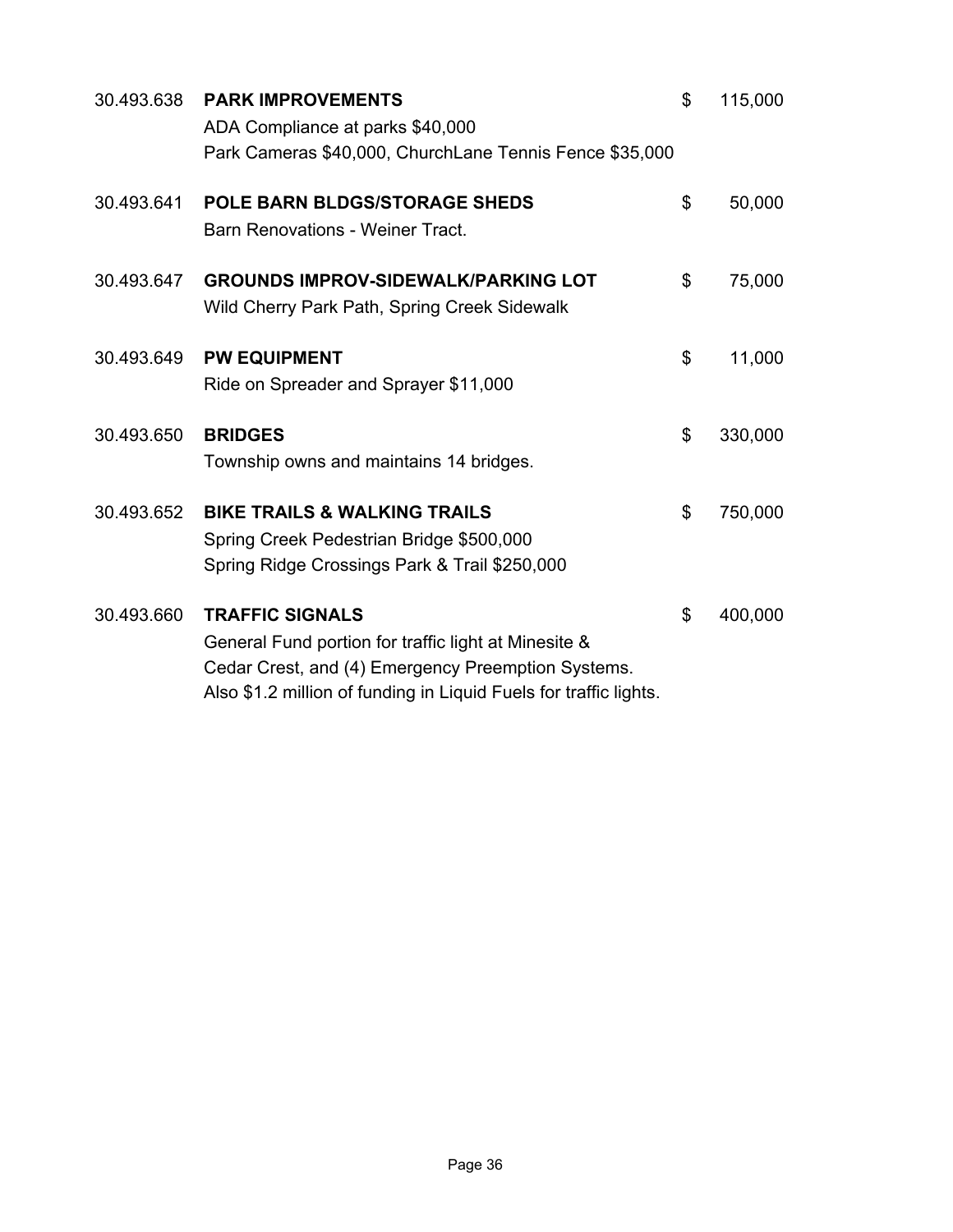| Account | Description | | Amount |
|---|---|---|---|
| 30.493.638 | **PARK IMPROVEMENTS** | $ | 115,000 |
| | ADA Compliance at parks $40,000 | | |
| | Park Cameras $40,000, ChurchLane Tennis Fence $35,000 | | |
| 30.493.641 | **POLE BARN BLDGS/STORAGE SHEDS** | $ | 50,000 |
| | Barn Renovations - Weiner Tract. | | |
| 30.493.647 | **GROUNDS IMPROV-SIDEWALK/PARKING LOT** | $ | 75,000 |
| | Wild Cherry Park Path, Spring Creek Sidewalk | | |
| 30.493.649 | **PW EQUIPMENT** | $ | 11,000 |
| | Ride on Spreader and Sprayer $11,000 | | |
| 30.493.650 | **BRIDGES** | $ | 330,000 |
| | Township owns and maintains 14 bridges. | | |
| 30.493.652 | **BIKE TRAILS & WALKING TRAILS** | $ | 750,000 |
| | Spring Creek Pedestrian Bridge $500,000 | | |
| | Spring Ridge Crossings Park & Trail $250,000 | | |
| 30.493.660 | **TRAFFIC SIGNALS** | $ | 400,000 |
| | General Fund portion for traffic light at Minesite & | | |
| | Cedar Crest, and (4) Emergency Preemption Systems. | | |
| | Also $1.2 million of funding in Liquid Fuels for traffic lights. | | |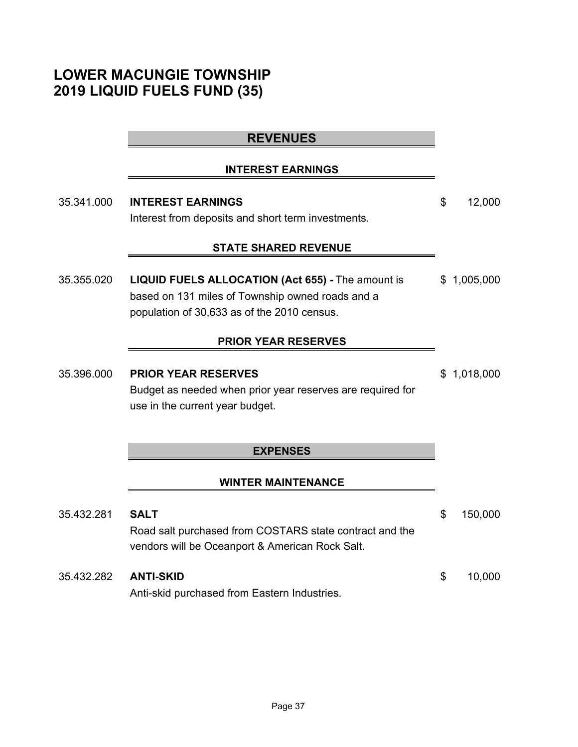# LOWER MACUNGIE TOWNSHIP
# 2019 LIQUID FUELS FUND (35)

## REVENUES

### INTEREST EARNINGS

35.341.000 **INTEREST EARNINGS** $ 12,000

Interest from deposits and short term investments.

### STATE SHARED REVENUE

35.355.020 **LIQUID FUELS ALLOCATION (Act 655) -** The amount is based on 131 miles of Township owned roads and a population of 30,633 as of the 2010 census. $ 1,005,000

### PRIOR YEAR RESERVES

35.396.000 **PRIOR YEAR RESERVES** $ 1,018,000

Budget as needed when prior year reserves are required for use in the current year budget.

## EXPENSES

### WINTER MAINTENANCE

35.432.281 **SALT** $ 150,000

Road salt purchased from COSTARS state contract and the vendors will be Oceanport & American Rock Salt.

35.432.282 **ANTI-SKID** $ 10,000

Anti-skid purchased from Eastern Industries.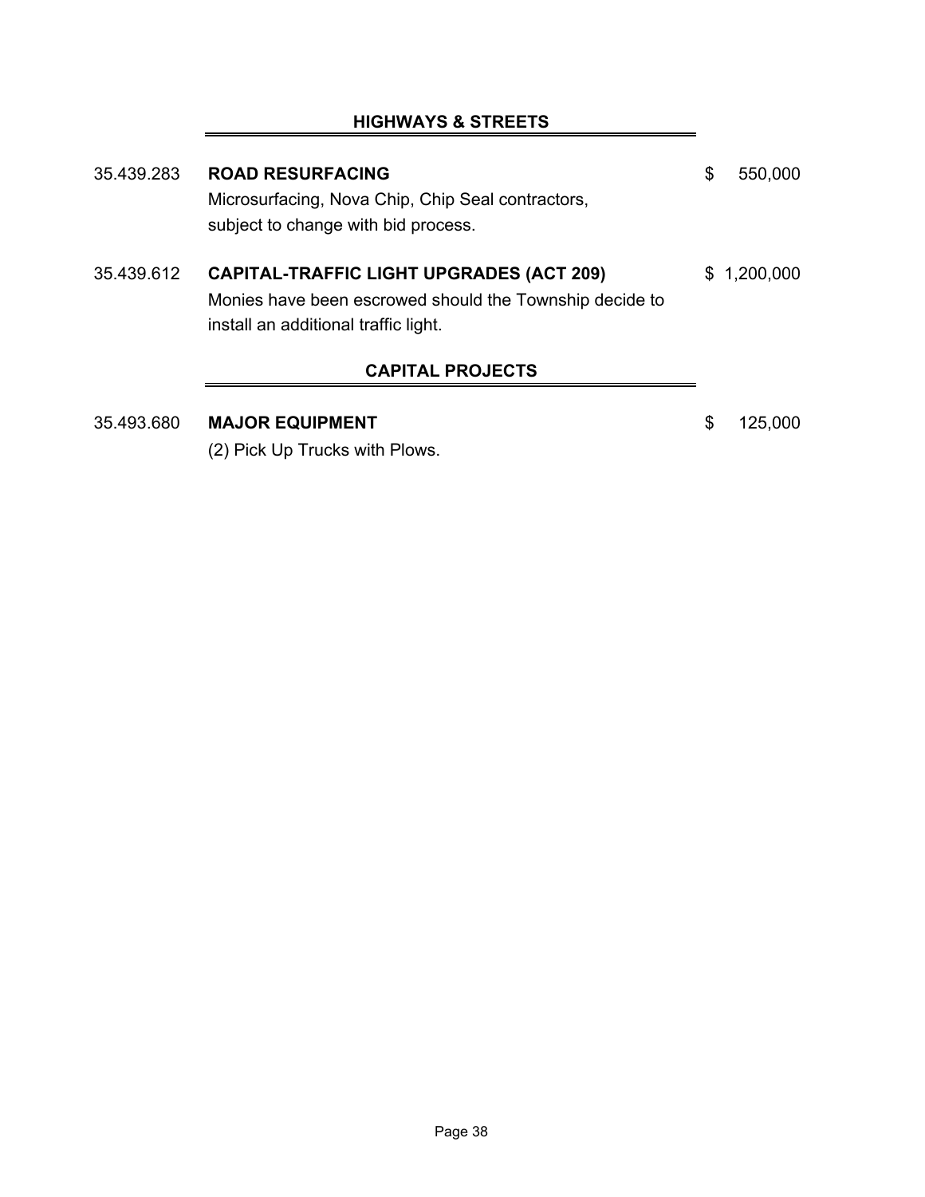## HIGHWAYS & STREETS

35.439.283 **ROAD RESURFACING** $ 550,000

Microsurfacing, Nova Chip, Chip Seal contractors,
subject to change with bid process.

35.439.612 **CAPITAL-TRAFFIC LIGHT UPGRADES (ACT 209)** $ 1,200,000

Monies have been escrowed should the Township decide to
install an additional traffic light.

## CAPITAL PROJECTS

35.493.680 **MAJOR EQUIPMENT** $ 125,000

(2) Pick Up Trucks with Plows.